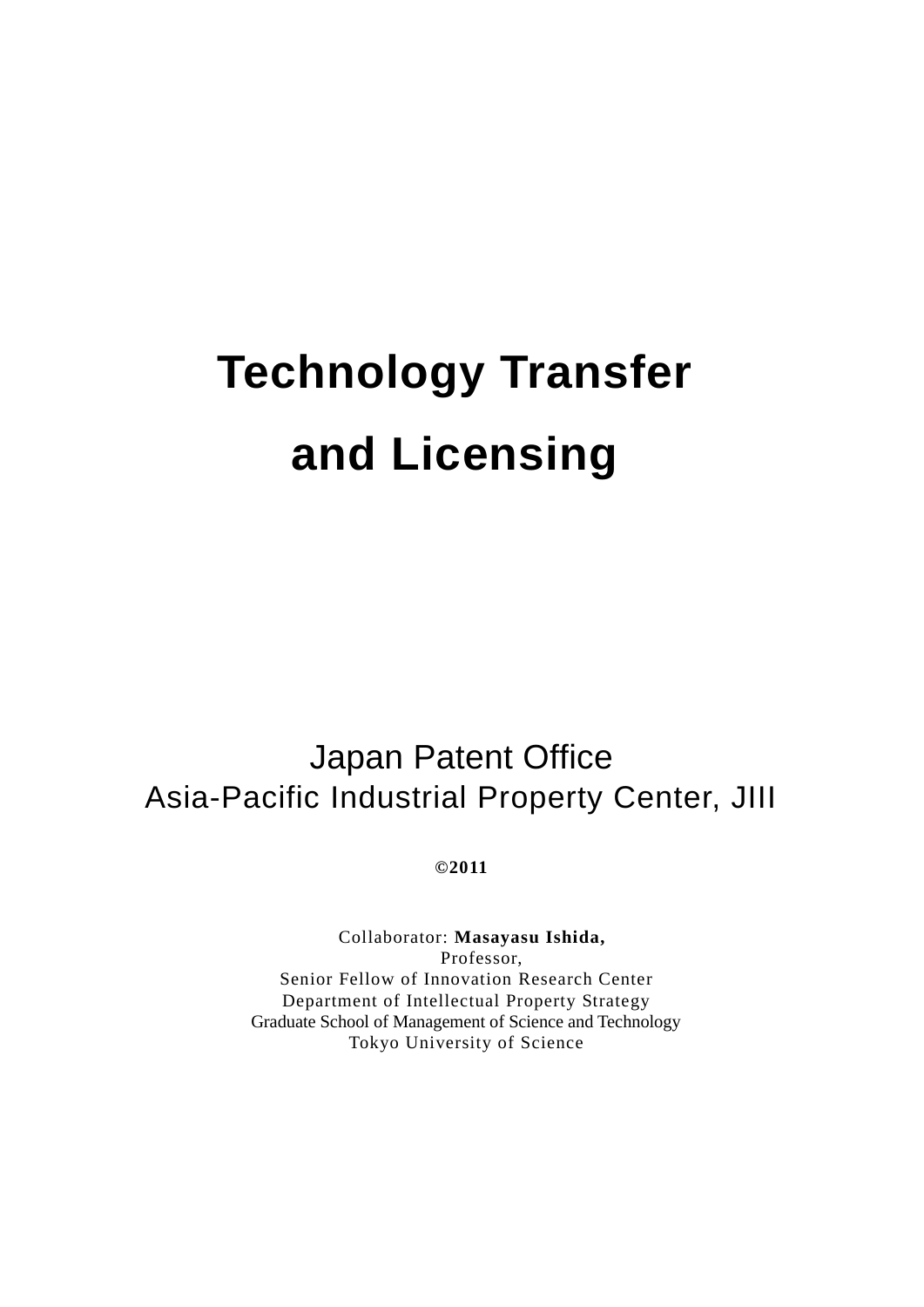# Technology Transfer and Licensing

Japan Patent Office
Asia-Pacific Industrial Property Center, JIII

**©2011**

Collaborator: **Masayasu Ishida,**
Professor,
Senior Fellow of Innovation Research Center
Department of Intellectual Property Strategy
Graduate School of Management of Science and Technology
Tokyo University of Science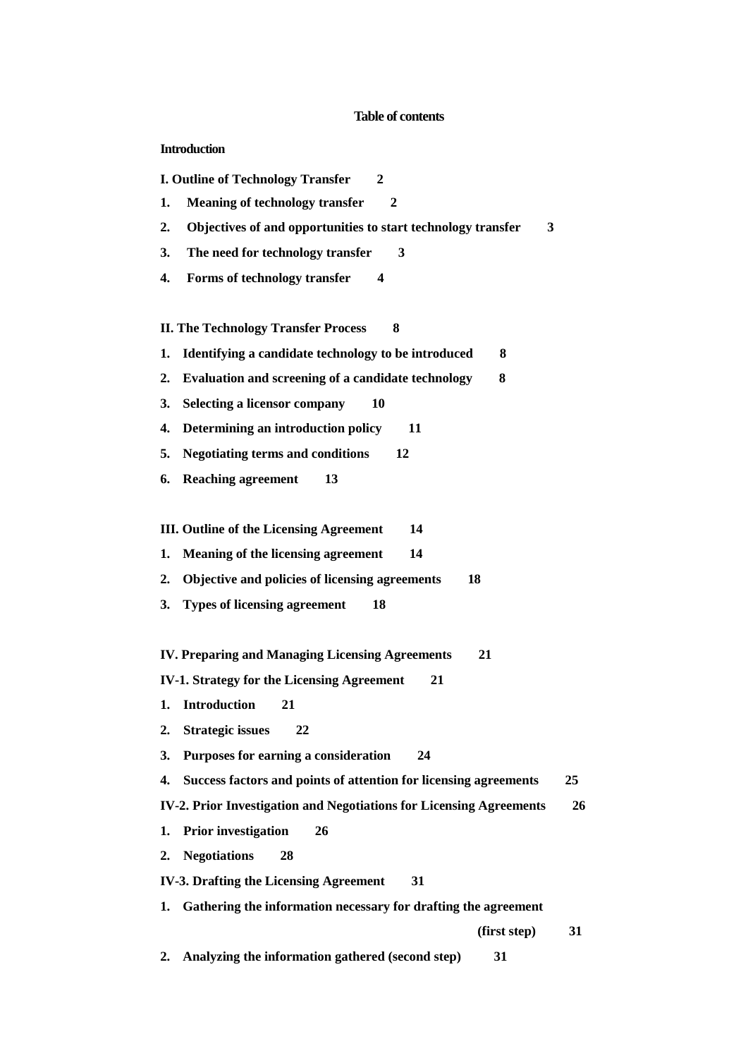# Table of contents

**Introduction**

**I. Outline of Technology Transfer 2**

1. **Meaning of technology transfer 2**
2. **Objectives of and opportunities to start technology transfer 3**
3. **The need for technology transfer 3**
4. **Forms of technology transfer 4**

**II. The Technology Transfer Process 8**

1. **Identifying a candidate technology to be introduced 8**
2. **Evaluation and screening of a candidate technology 8**
3. **Selecting a licensor company 10**
4. **Determining an introduction policy 11**
5. **Negotiating terms and conditions 12**
6. **Reaching agreement 13**

**III. Outline of the Licensing Agreement 14**

1. **Meaning of the licensing agreement 14**
2. **Objective and policies of licensing agreements 18**
3. **Types of licensing agreement 18**

**IV. Preparing and Managing Licensing Agreements 21**

**IV-1. Strategy for the Licensing Agreement 21**

1. **Introduction 21**
2. **Strategic issues 22**
3. **Purposes for earning a consideration 24**
4. **Success factors and points of attention for licensing agreements 25**

**IV-2. Prior Investigation and Negotiations for Licensing Agreements 26**

1. **Prior investigation 26**
2. **Negotiations 28**

**IV-3. Drafting the Licensing Agreement 31**

1. **Gathering the information necessary for drafting the agreement (first step) 31**
2. **Analyzing the information gathered (second step) 31**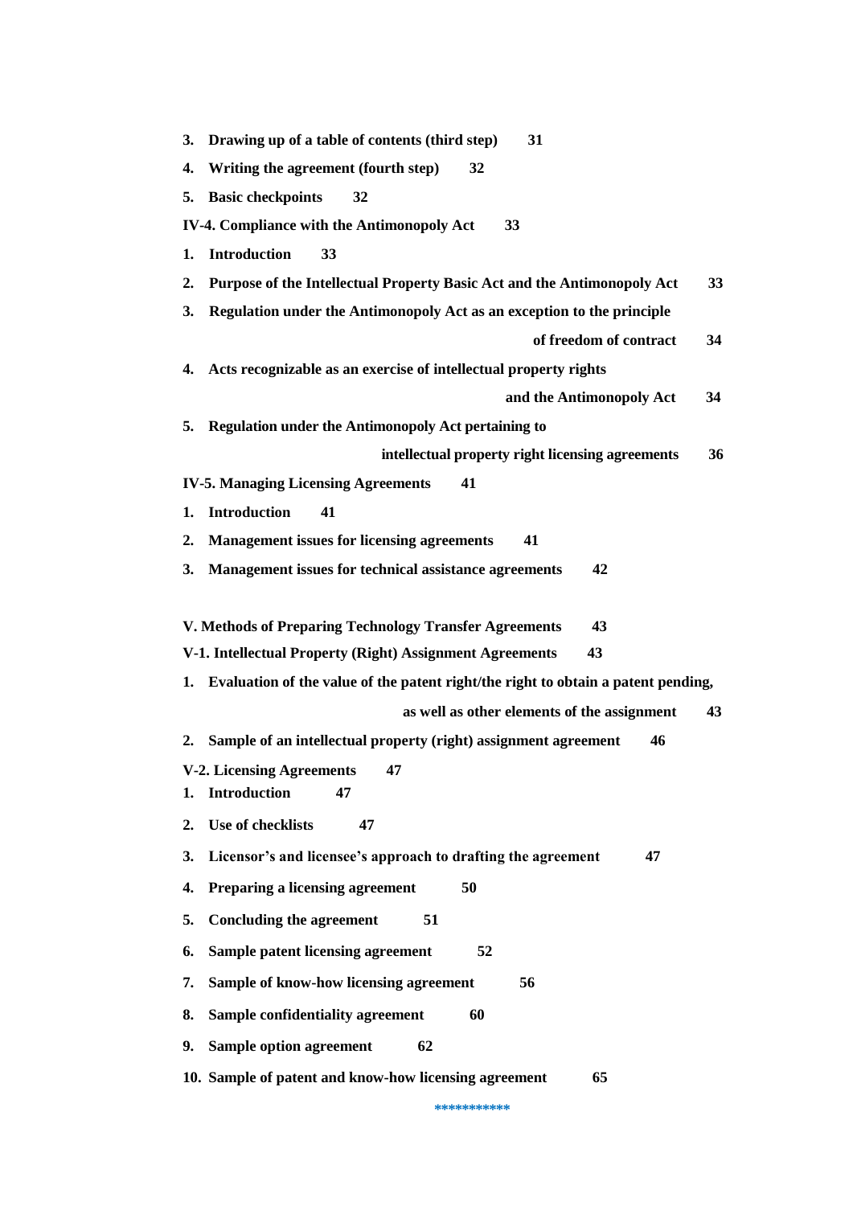**3. Drawing up of a table of contents (third step) 31**

**4. Writing the agreement (fourth step) 32**

**5. Basic checkpoints 32**

**IV-4. Compliance with the Antimonopoly Act 33**

**1. Introduction 33**

**2. Purpose of the Intellectual Property Basic Act and the Antimonopoly Act 33**

**3. Regulation under the Antimonopoly Act as an exception to the principle of freedom of contract 34**

**4. Acts recognizable as an exercise of intellectual property rights and the Antimonopoly Act 34**

**5. Regulation under the Antimonopoly Act pertaining to intellectual property right licensing agreements 36**

**IV-5. Managing Licensing Agreements 41**

**1. Introduction 41**

**2. Management issues for licensing agreements 41**

**3. Management issues for technical assistance agreements 42**

**V. Methods of Preparing Technology Transfer Agreements 43**

**V-1. Intellectual Property (Right) Assignment Agreements 43**

**1. Evaluation of the value of the patent right/the right to obtain a patent pending, as well as other elements of the assignment 43**

**2. Sample of an intellectual property (right) assignment agreement 46**

**V-2. Licensing Agreements 47**

**1. Introduction 47**

**2. Use of checklists 47**

**3. Licensor's and licensee's approach to drafting the agreement 47**

**4. Preparing a licensing agreement 50**

**5. Concluding the agreement 51**

**6. Sample patent licensing agreement 52**

**7. Sample of know-how licensing agreement 56**

**8. Sample confidentiality agreement 60**

**9. Sample option agreement 62**

**10. Sample of patent and know-how licensing agreement 65**

***********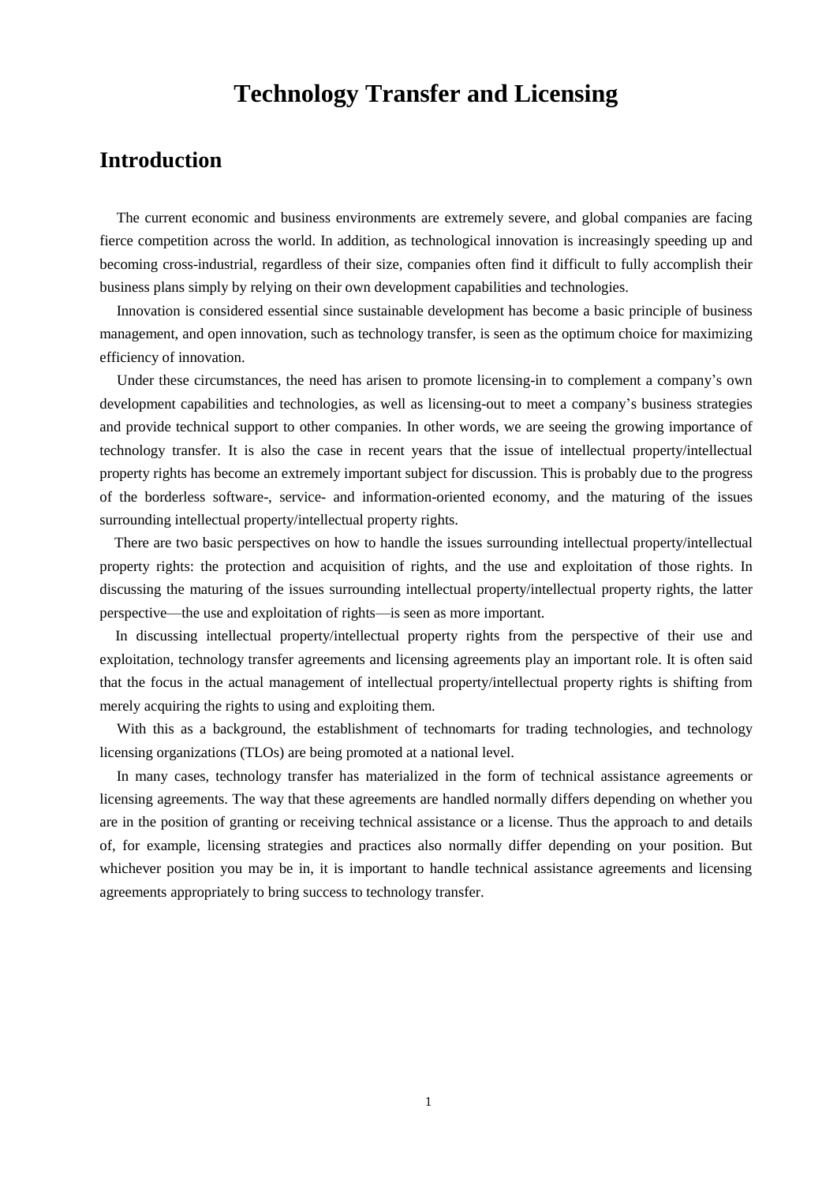# Technology Transfer and Licensing

## Introduction

The current economic and business environments are extremely severe, and global companies are facing fierce competition across the world. In addition, as technological innovation is increasingly speeding up and becoming cross-industrial, regardless of their size, companies often find it difficult to fully accomplish their business plans simply by relying on their own development capabilities and technologies.

Innovation is considered essential since sustainable development has become a basic principle of business management, and open innovation, such as technology transfer, is seen as the optimum choice for maximizing efficiency of innovation.

Under these circumstances, the need has arisen to promote licensing-in to complement a company's own development capabilities and technologies, as well as licensing-out to meet a company's business strategies and provide technical support to other companies. In other words, we are seeing the growing importance of technology transfer. It is also the case in recent years that the issue of intellectual property/intellectual property rights has become an extremely important subject for discussion. This is probably due to the progress of the borderless software-, service- and information-oriented economy, and the maturing of the issues surrounding intellectual property/intellectual property rights.

There are two basic perspectives on how to handle the issues surrounding intellectual property/intellectual property rights: the protection and acquisition of rights, and the use and exploitation of those rights. In discussing the maturing of the issues surrounding intellectual property/intellectual property rights, the latter perspective—the use and exploitation of rights—is seen as more important.

In discussing intellectual property/intellectual property rights from the perspective of their use and exploitation, technology transfer agreements and licensing agreements play an important role. It is often said that the focus in the actual management of intellectual property/intellectual property rights is shifting from merely acquiring the rights to using and exploiting them.

With this as a background, the establishment of technomarts for trading technologies, and technology licensing organizations (TLOs) are being promoted at a national level.

In many cases, technology transfer has materialized in the form of technical assistance agreements or licensing agreements. The way that these agreements are handled normally differs depending on whether you are in the position of granting or receiving technical assistance or a license. Thus the approach to and details of, for example, licensing strategies and practices also normally differ depending on your position. But whichever position you may be in, it is important to handle technical assistance agreements and licensing agreements appropriately to bring success to technology transfer.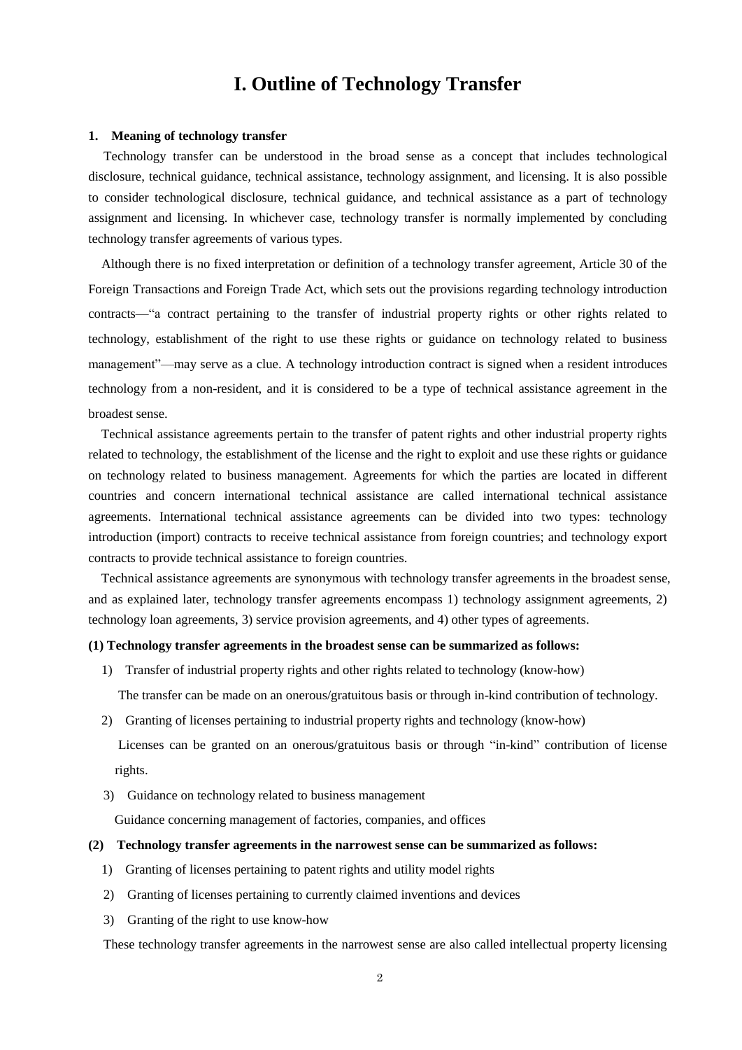# I. Outline of Technology Transfer

## 1. Meaning of technology transfer

Technology transfer can be understood in the broad sense as a concept that includes technological disclosure, technical guidance, technical assistance, technology assignment, and licensing. It is also possible to consider technological disclosure, technical guidance, and technical assistance as a part of technology assignment and licensing. In whichever case, technology transfer is normally implemented by concluding technology transfer agreements of various types.

Although there is no fixed interpretation or definition of a technology transfer agreement, Article 30 of the Foreign Transactions and Foreign Trade Act, which sets out the provisions regarding technology introduction contracts—"a contract pertaining to the transfer of industrial property rights or other rights related to technology, establishment of the right to use these rights or guidance on technology related to business management"—may serve as a clue. A technology introduction contract is signed when a resident introduces technology from a non-resident, and it is considered to be a type of technical assistance agreement in the broadest sense.

Technical assistance agreements pertain to the transfer of patent rights and other industrial property rights related to technology, the establishment of the license and the right to exploit and use these rights or guidance on technology related to business management. Agreements for which the parties are located in different countries and concern international technical assistance are called international technical assistance agreements. International technical assistance agreements can be divided into two types: technology introduction (import) contracts to receive technical assistance from foreign countries; and technology export contracts to provide technical assistance to foreign countries.

Technical assistance agreements are synonymous with technology transfer agreements in the broadest sense, and as explained later, technology transfer agreements encompass 1) technology assignment agreements, 2) technology loan agreements, 3) service provision agreements, and 4) other types of agreements.

**(1) Technology transfer agreements in the broadest sense can be summarized as follows:**

1) Transfer of industrial property rights and other rights related to technology (know-how)

   The transfer can be made on an onerous/gratuitous basis or through in-kind contribution of technology.

2) Granting of licenses pertaining to industrial property rights and technology (know-how)

   Licenses can be granted on an onerous/gratuitous basis or through "in-kind" contribution of license rights.

3) Guidance on technology related to business management

   Guidance concerning management of factories, companies, and offices

**(2) Technology transfer agreements in the narrowest sense can be summarized as follows:**

1) Granting of licenses pertaining to patent rights and utility model rights
2) Granting of licenses pertaining to currently claimed inventions and devices
3) Granting of the right to use know-how

These technology transfer agreements in the narrowest sense are also called intellectual property licensing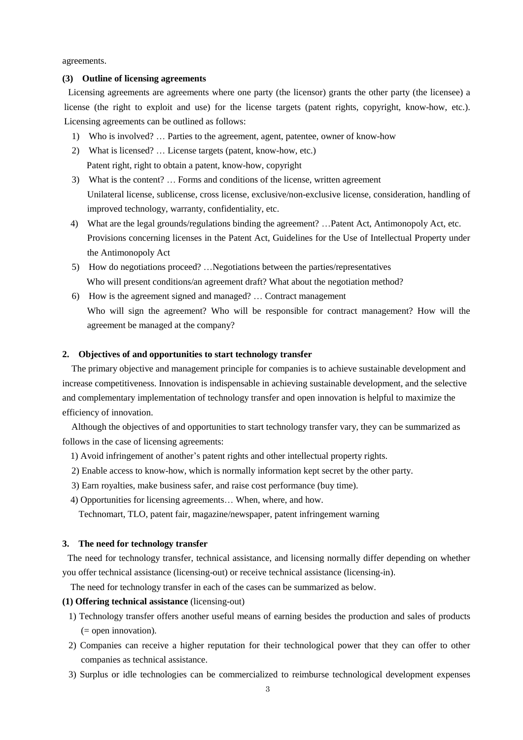agreements.

### (3) Outline of licensing agreements

Licensing agreements are agreements where one party (the licensor) grants the other party (the licensee) a license (the right to exploit and use) for the license targets (patent rights, copyright, know-how, etc.). Licensing agreements can be outlined as follows:

1) Who is involved? … Parties to the agreement, agent, patentee, owner of know-how
2) What is licensed? … License targets (patent, know-how, etc.)
   Patent right, right to obtain a patent, know-how, copyright
3) What is the content? … Forms and conditions of the license, written agreement
   Unilateral license, sublicense, cross license, exclusive/non-exclusive license, consideration, handling of improved technology, warranty, confidentiality, etc.
4) What are the legal grounds/regulations binding the agreement? …Patent Act, Antimonopoly Act, etc.
   Provisions concerning licenses in the Patent Act, Guidelines for the Use of Intellectual Property under the Antimonopoly Act
5) How do negotiations proceed? …Negotiations between the parties/representatives
   Who will present conditions/an agreement draft? What about the negotiation method?
6) How is the agreement signed and managed? … Contract management
   Who will sign the agreement? Who will be responsible for contract management? How will the agreement be managed at the company?

## 2. Objectives of and opportunities to start technology transfer

The primary objective and management principle for companies is to achieve sustainable development and increase competitiveness. Innovation is indispensable in achieving sustainable development, and the selective and complementary implementation of technology transfer and open innovation is helpful to maximize the efficiency of innovation.

Although the objectives of and opportunities to start technology transfer vary, they can be summarized as follows in the case of licensing agreements:

1) Avoid infringement of another's patent rights and other intellectual property rights.
2) Enable access to know-how, which is normally information kept secret by the other party.
3) Earn royalties, make business safer, and raise cost performance (buy time).
4) Opportunities for licensing agreements… When, where, and how.
   Technomart, TLO, patent fair, magazine/newspaper, patent infringement warning

## 3. The need for technology transfer

The need for technology transfer, technical assistance, and licensing normally differ depending on whether you offer technical assistance (licensing-out) or receive technical assistance (licensing-in).

The need for technology transfer in each of the cases can be summarized as below.

**(1) Offering technical assistance** (licensing-out)

1) Technology transfer offers another useful means of earning besides the production and sales of products (= open innovation).
2) Companies can receive a higher reputation for their technological power that they can offer to other companies as technical assistance.
3) Surplus or idle technologies can be commercialized to reimburse technological development expenses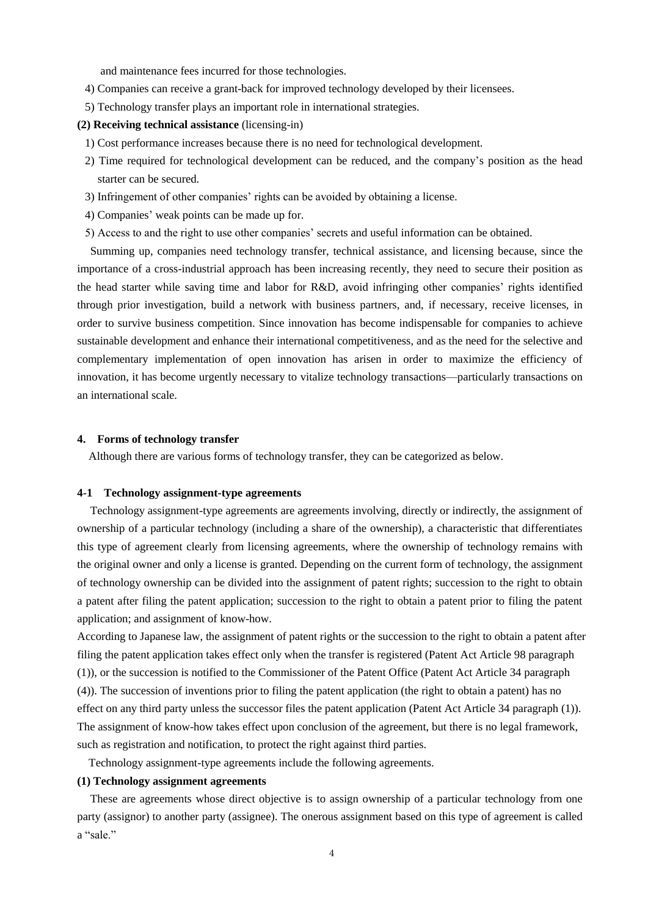and maintenance fees incurred for those technologies.

4) Companies can receive a grant-back for improved technology developed by their licensees.

5) Technology transfer plays an important role in international strategies.

**(2) Receiving technical assistance** (licensing-in)

1) Cost performance increases because there is no need for technological development.

2) Time required for technological development can be reduced, and the company's position as the head starter can be secured.

3) Infringement of other companies' rights can be avoided by obtaining a license.

4) Companies' weak points can be made up for.

5) Access to and the right to use other companies' secrets and useful information can be obtained.

Summing up, companies need technology transfer, technical assistance, and licensing because, since the importance of a cross-industrial approach has been increasing recently, they need to secure their position as the head starter while saving time and labor for R&D, avoid infringing other companies' rights identified through prior investigation, build a network with business partners, and, if necessary, receive licenses, in order to survive business competition. Since innovation has become indispensable for companies to achieve sustainable development and enhance their international competitiveness, and as the need for the selective and complementary implementation of open innovation has arisen in order to maximize the efficiency of innovation, it has become urgently necessary to vitalize technology transactions—particularly transactions on an international scale.

## 4. Forms of technology transfer

Although there are various forms of technology transfer, they can be categorized as below.

### 4-1 Technology assignment-type agreements

Technology assignment-type agreements are agreements involving, directly or indirectly, the assignment of ownership of a particular technology (including a share of the ownership), a characteristic that differentiates this type of agreement clearly from licensing agreements, where the ownership of technology remains with the original owner and only a license is granted. Depending on the current form of technology, the assignment of technology ownership can be divided into the assignment of patent rights; succession to the right to obtain a patent after filing the patent application; succession to the right to obtain a patent prior to filing the patent application; and assignment of know-how.

According to Japanese law, the assignment of patent rights or the succession to the right to obtain a patent after filing the patent application takes effect only when the transfer is registered (Patent Act Article 98 paragraph (1)), or the succession is notified to the Commissioner of the Patent Office (Patent Act Article 34 paragraph (4)). The succession of inventions prior to filing the patent application (the right to obtain a patent) has no effect on any third party unless the successor files the patent application (Patent Act Article 34 paragraph (1)). The assignment of know-how takes effect upon conclusion of the agreement, but there is no legal framework, such as registration and notification, to protect the right against third parties.

Technology assignment-type agreements include the following agreements.

**(1) Technology assignment agreements**

These are agreements whose direct objective is to assign ownership of a particular technology from one party (assignor) to another party (assignee). The onerous assignment based on this type of agreement is called a "sale."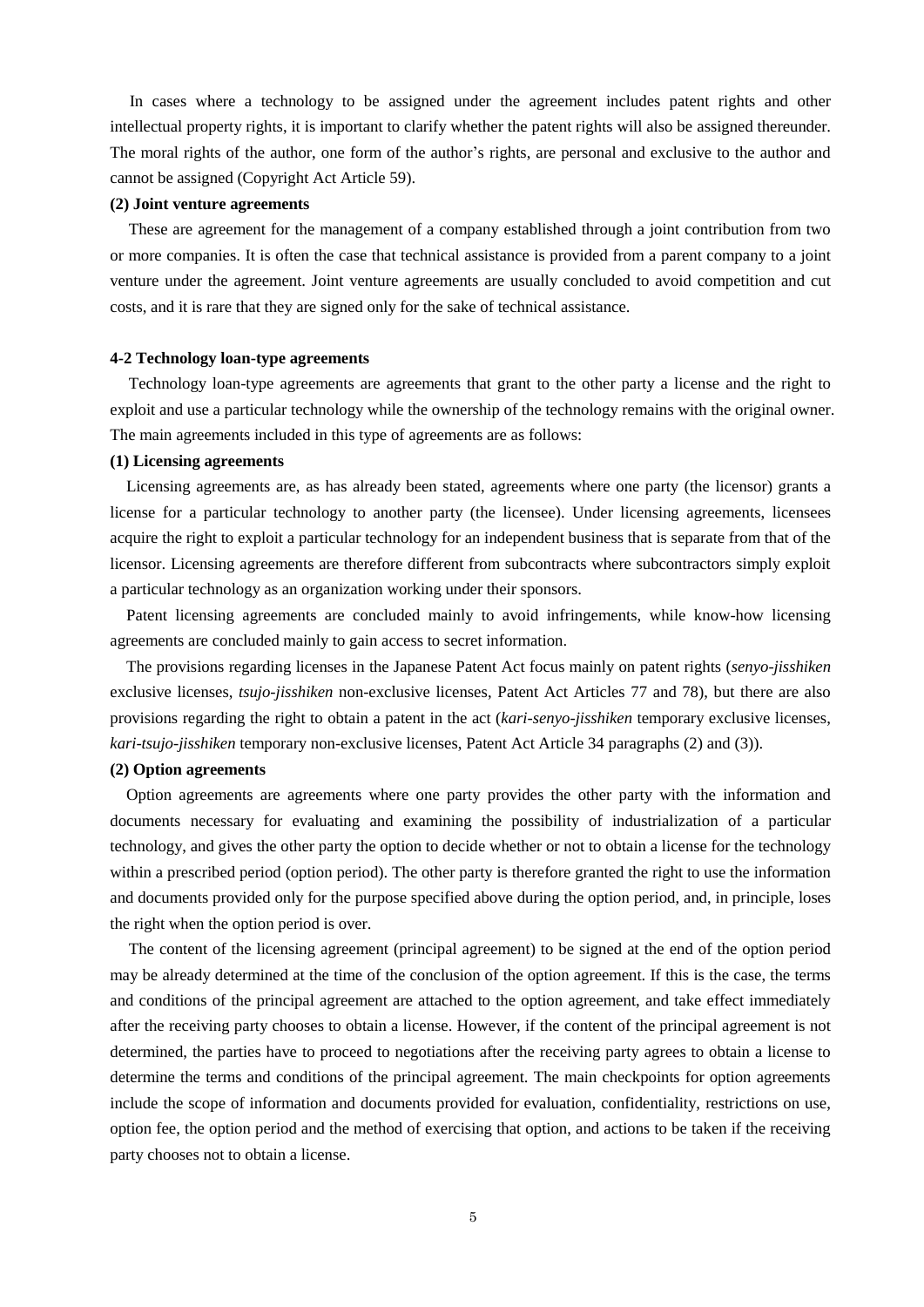In cases where a technology to be assigned under the agreement includes patent rights and other intellectual property rights, it is important to clarify whether the patent rights will also be assigned thereunder. The moral rights of the author, one form of the author's rights, are personal and exclusive to the author and cannot be assigned (Copyright Act Article 59).

**(2) Joint venture agreements**

These are agreement for the management of a company established through a joint contribution from two or more companies. It is often the case that technical assistance is provided from a parent company to a joint venture under the agreement. Joint venture agreements are usually concluded to avoid competition and cut costs, and it is rare that they are signed only for the sake of technical assistance.

### 4-2 Technology loan-type agreements

Technology loan-type agreements are agreements that grant to the other party a license and the right to exploit and use a particular technology while the ownership of the technology remains with the original owner. The main agreements included in this type of agreements are as follows:

**(1) Licensing agreements**

Licensing agreements are, as has already been stated, agreements where one party (the licensor) grants a license for a particular technology to another party (the licensee). Under licensing agreements, licensees acquire the right to exploit a particular technology for an independent business that is separate from that of the licensor. Licensing agreements are therefore different from subcontracts where subcontractors simply exploit a particular technology as an organization working under their sponsors.

Patent licensing agreements are concluded mainly to avoid infringements, while know-how licensing agreements are concluded mainly to gain access to secret information.

The provisions regarding licenses in the Japanese Patent Act focus mainly on patent rights (*senyo-jisshiken* exclusive licenses, *tsujo-jisshiken* non-exclusive licenses, Patent Act Articles 77 and 78), but there are also provisions regarding the right to obtain a patent in the act (*kari-senyo-jisshiken* temporary exclusive licenses, *kari-tsujo-jisshiken* temporary non-exclusive licenses, Patent Act Article 34 paragraphs (2) and (3)).

**(2) Option agreements**

Option agreements are agreements where one party provides the other party with the information and documents necessary for evaluating and examining the possibility of industrialization of a particular technology, and gives the other party the option to decide whether or not to obtain a license for the technology within a prescribed period (option period). The other party is therefore granted the right to use the information and documents provided only for the purpose specified above during the option period, and, in principle, loses the right when the option period is over.

The content of the licensing agreement (principal agreement) to be signed at the end of the option period may be already determined at the time of the conclusion of the option agreement. If this is the case, the terms and conditions of the principal agreement are attached to the option agreement, and take effect immediately after the receiving party chooses to obtain a license. However, if the content of the principal agreement is not determined, the parties have to proceed to negotiations after the receiving party agrees to obtain a license to determine the terms and conditions of the principal agreement. The main checkpoints for option agreements include the scope of information and documents provided for evaluation, confidentiality, restrictions on use, option fee, the option period and the method of exercising that option, and actions to be taken if the receiving party chooses not to obtain a license.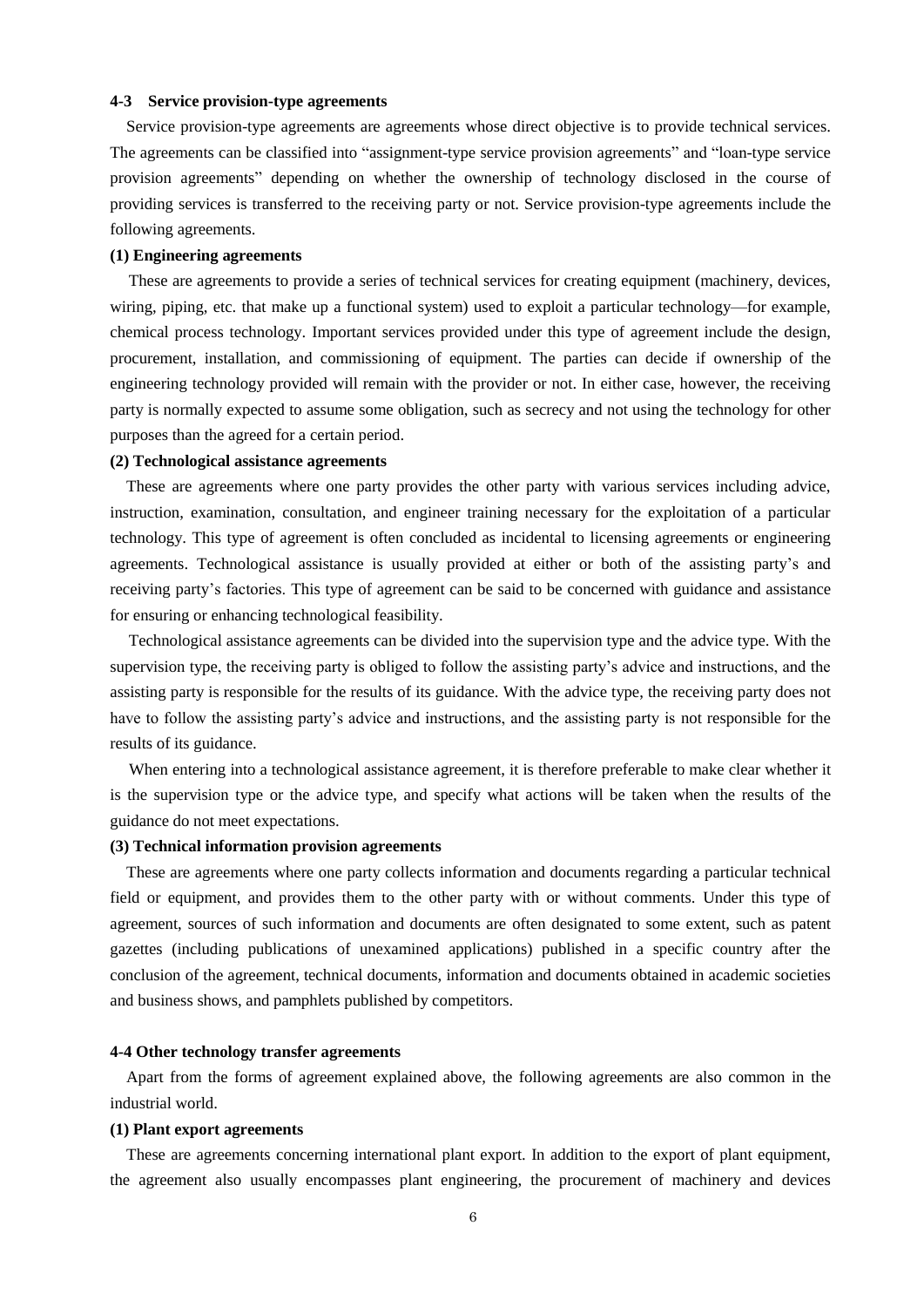### 4-3 Service provision-type agreements

Service provision-type agreements are agreements whose direct objective is to provide technical services. The agreements can be classified into "assignment-type service provision agreements" and "loan-type service provision agreements" depending on whether the ownership of technology disclosed in the course of providing services is transferred to the receiving party or not. Service provision-type agreements include the following agreements.

#### (1) Engineering agreements

These are agreements to provide a series of technical services for creating equipment (machinery, devices, wiring, piping, etc. that make up a functional system) used to exploit a particular technology—for example, chemical process technology. Important services provided under this type of agreement include the design, procurement, installation, and commissioning of equipment. The parties can decide if ownership of the engineering technology provided will remain with the provider or not. In either case, however, the receiving party is normally expected to assume some obligation, such as secrecy and not using the technology for other purposes than the agreed for a certain period.

#### (2) Technological assistance agreements

These are agreements where one party provides the other party with various services including advice, instruction, examination, consultation, and engineer training necessary for the exploitation of a particular technology. This type of agreement is often concluded as incidental to licensing agreements or engineering agreements. Technological assistance is usually provided at either or both of the assisting party's and receiving party's factories. This type of agreement can be said to be concerned with guidance and assistance for ensuring or enhancing technological feasibility.

Technological assistance agreements can be divided into the supervision type and the advice type. With the supervision type, the receiving party is obliged to follow the assisting party's advice and instructions, and the assisting party is responsible for the results of its guidance. With the advice type, the receiving party does not have to follow the assisting party's advice and instructions, and the assisting party is not responsible for the results of its guidance.

When entering into a technological assistance agreement, it is therefore preferable to make clear whether it is the supervision type or the advice type, and specify what actions will be taken when the results of the guidance do not meet expectations.

#### (3) Technical information provision agreements

These are agreements where one party collects information and documents regarding a particular technical field or equipment, and provides them to the other party with or without comments. Under this type of agreement, sources of such information and documents are often designated to some extent, such as patent gazettes (including publications of unexamined applications) published in a specific country after the conclusion of the agreement, technical documents, information and documents obtained in academic societies and business shows, and pamphlets published by competitors.

### 4-4 Other technology transfer agreements

Apart from the forms of agreement explained above, the following agreements are also common in the industrial world.

#### (1) Plant export agreements

These are agreements concerning international plant export. In addition to the export of plant equipment, the agreement also usually encompasses plant engineering, the procurement of machinery and devices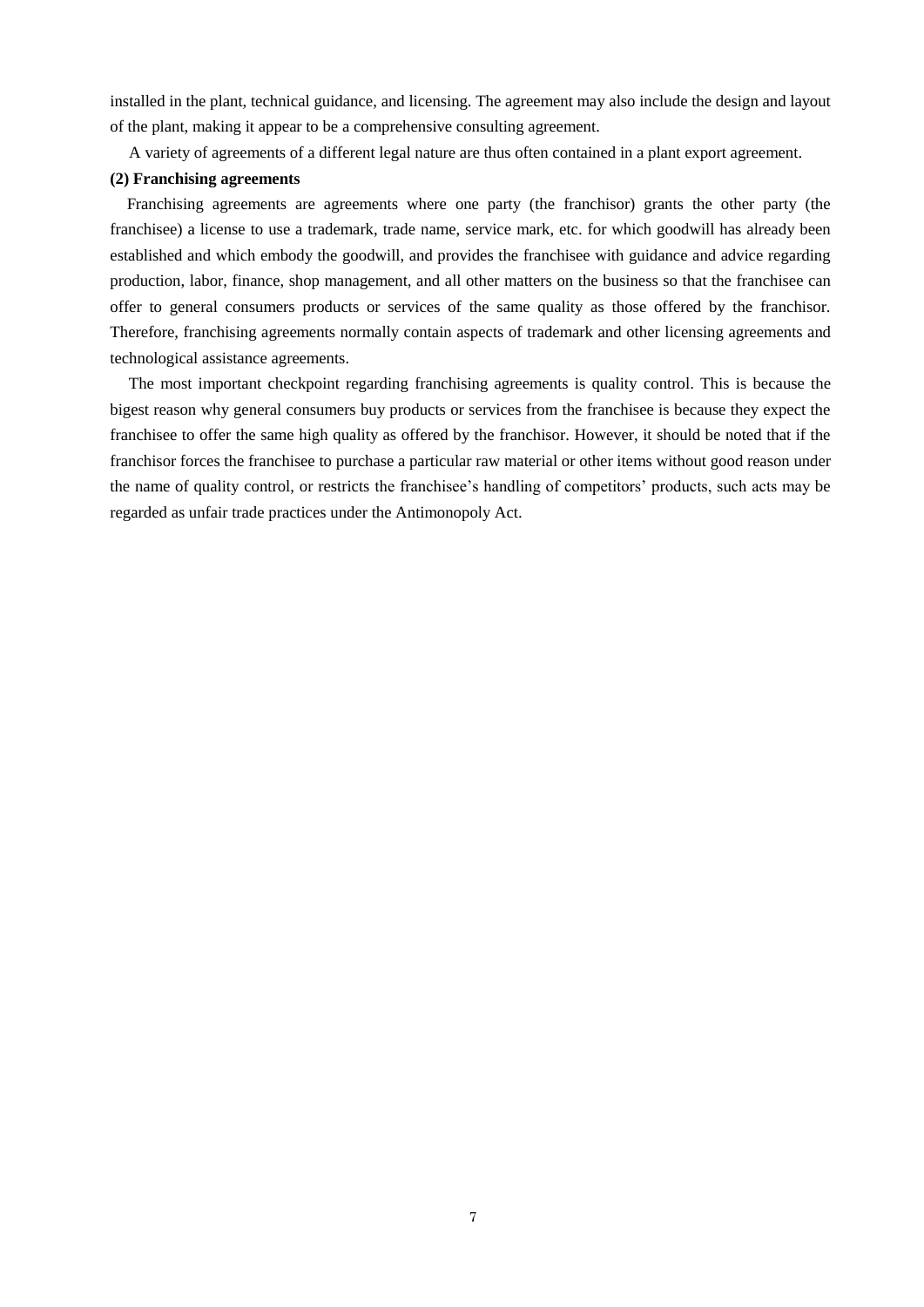installed in the plant, technical guidance, and licensing. The agreement may also include the design and layout of the plant, making it appear to be a comprehensive consulting agreement.

A variety of agreements of a different legal nature are thus often contained in a plant export agreement.

**(2) Franchising agreements**

Franchising agreements are agreements where one party (the franchisor) grants the other party (the franchisee) a license to use a trademark, trade name, service mark, etc. for which goodwill has already been established and which embody the goodwill, and provides the franchisee with guidance and advice regarding production, labor, finance, shop management, and all other matters on the business so that the franchisee can offer to general consumers products or services of the same quality as those offered by the franchisor. Therefore, franchising agreements normally contain aspects of trademark and other licensing agreements and technological assistance agreements.

The most important checkpoint regarding franchising agreements is quality control. This is because the bigest reason why general consumers buy products or services from the franchisee is because they expect the franchisee to offer the same high quality as offered by the franchisor. However, it should be noted that if the franchisor forces the franchisee to purchase a particular raw material or other items without good reason under the name of quality control, or restricts the franchisee's handling of competitors' products, such acts may be regarded as unfair trade practices under the Antimonopoly Act.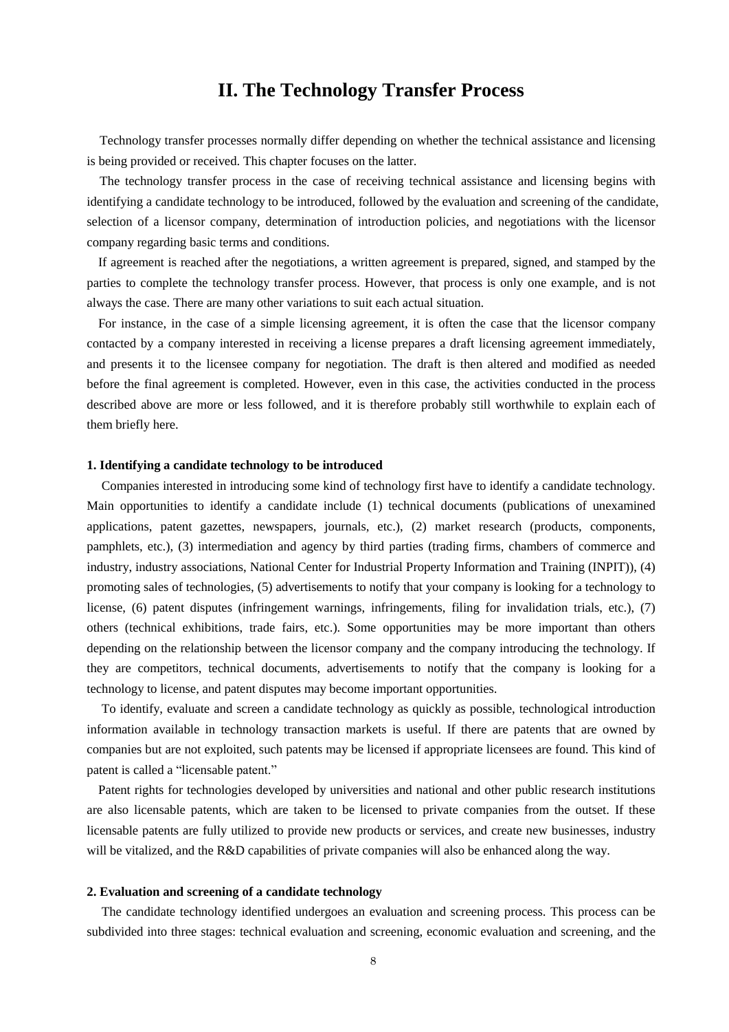## II. The Technology Transfer Process

Technology transfer processes normally differ depending on whether the technical assistance and licensing is being provided or received. This chapter focuses on the latter.

The technology transfer process in the case of receiving technical assistance and licensing begins with identifying a candidate technology to be introduced, followed by the evaluation and screening of the candidate, selection of a licensor company, determination of introduction policies, and negotiations with the licensor company regarding basic terms and conditions.

If agreement is reached after the negotiations, a written agreement is prepared, signed, and stamped by the parties to complete the technology transfer process. However, that process is only one example, and is not always the case. There are many other variations to suit each actual situation.

For instance, in the case of a simple licensing agreement, it is often the case that the licensor company contacted by a company interested in receiving a license prepares a draft licensing agreement immediately, and presents it to the licensee company for negotiation. The draft is then altered and modified as needed before the final agreement is completed. However, even in this case, the activities conducted in the process described above are more or less followed, and it is therefore probably still worthwhile to explain each of them briefly here.

### 1. Identifying a candidate technology to be introduced

Companies interested in introducing some kind of technology first have to identify a candidate technology. Main opportunities to identify a candidate include (1) technical documents (publications of unexamined applications, patent gazettes, newspapers, journals, etc.), (2) market research (products, components, pamphlets, etc.), (3) intermediation and agency by third parties (trading firms, chambers of commerce and industry, industry associations, National Center for Industrial Property Information and Training (INPIT)), (4) promoting sales of technologies, (5) advertisements to notify that your company is looking for a technology to license, (6) patent disputes (infringement warnings, infringements, filing for invalidation trials, etc.), (7) others (technical exhibitions, trade fairs, etc.). Some opportunities may be more important than others depending on the relationship between the licensor company and the company introducing the technology. If they are competitors, technical documents, advertisements to notify that the company is looking for a technology to license, and patent disputes may become important opportunities.

To identify, evaluate and screen a candidate technology as quickly as possible, technological introduction information available in technology transaction markets is useful. If there are patents that are owned by companies but are not exploited, such patents may be licensed if appropriate licensees are found. This kind of patent is called a "licensable patent."

Patent rights for technologies developed by universities and national and other public research institutions are also licensable patents, which are taken to be licensed to private companies from the outset. If these licensable patents are fully utilized to provide new products or services, and create new businesses, industry will be vitalized, and the R&D capabilities of private companies will also be enhanced along the way.

### 2. Evaluation and screening of a candidate technology

The candidate technology identified undergoes an evaluation and screening process. This process can be subdivided into three stages: technical evaluation and screening, economic evaluation and screening, and the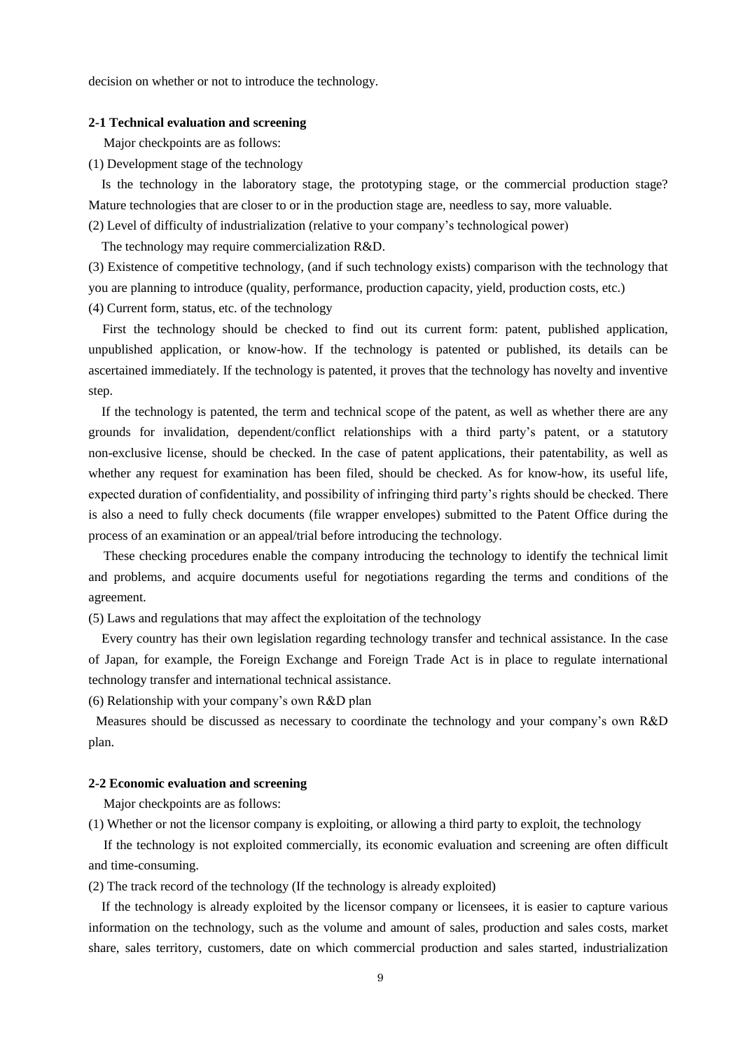decision on whether or not to introduce the technology.

### 2-1 Technical evaluation and screening

Major checkpoints are as follows:

(1) Development stage of the technology

Is the technology in the laboratory stage, the prototyping stage, or the commercial production stage? Mature technologies that are closer to or in the production stage are, needless to say, more valuable.

(2) Level of difficulty of industrialization (relative to your company's technological power)

The technology may require commercialization R&D.

(3) Existence of competitive technology, (and if such technology exists) comparison with the technology that you are planning to introduce (quality, performance, production capacity, yield, production costs, etc.)

(4) Current form, status, etc. of the technology

First the technology should be checked to find out its current form: patent, published application, unpublished application, or know-how. If the technology is patented or published, its details can be ascertained immediately. If the technology is patented, it proves that the technology has novelty and inventive step.

If the technology is patented, the term and technical scope of the patent, as well as whether there are any grounds for invalidation, dependent/conflict relationships with a third party's patent, or a statutory non-exclusive license, should be checked. In the case of patent applications, their patentability, as well as whether any request for examination has been filed, should be checked. As for know-how, its useful life, expected duration of confidentiality, and possibility of infringing third party's rights should be checked. There is also a need to fully check documents (file wrapper envelopes) submitted to the Patent Office during the process of an examination or an appeal/trial before introducing the technology.

These checking procedures enable the company introducing the technology to identify the technical limit and problems, and acquire documents useful for negotiations regarding the terms and conditions of the agreement.

(5) Laws and regulations that may affect the exploitation of the technology

Every country has their own legislation regarding technology transfer and technical assistance. In the case of Japan, for example, the Foreign Exchange and Foreign Trade Act is in place to regulate international technology transfer and international technical assistance.

(6) Relationship with your company's own R&D plan

Measures should be discussed as necessary to coordinate the technology and your company's own R&D plan.

### 2-2 Economic evaluation and screening

Major checkpoints are as follows:

(1) Whether or not the licensor company is exploiting, or allowing a third party to exploit, the technology

If the technology is not exploited commercially, its economic evaluation and screening are often difficult and time-consuming.

(2) The track record of the technology (If the technology is already exploited)

If the technology is already exploited by the licensor company or licensees, it is easier to capture various information on the technology, such as the volume and amount of sales, production and sales costs, market share, sales territory, customers, date on which commercial production and sales started, industrialization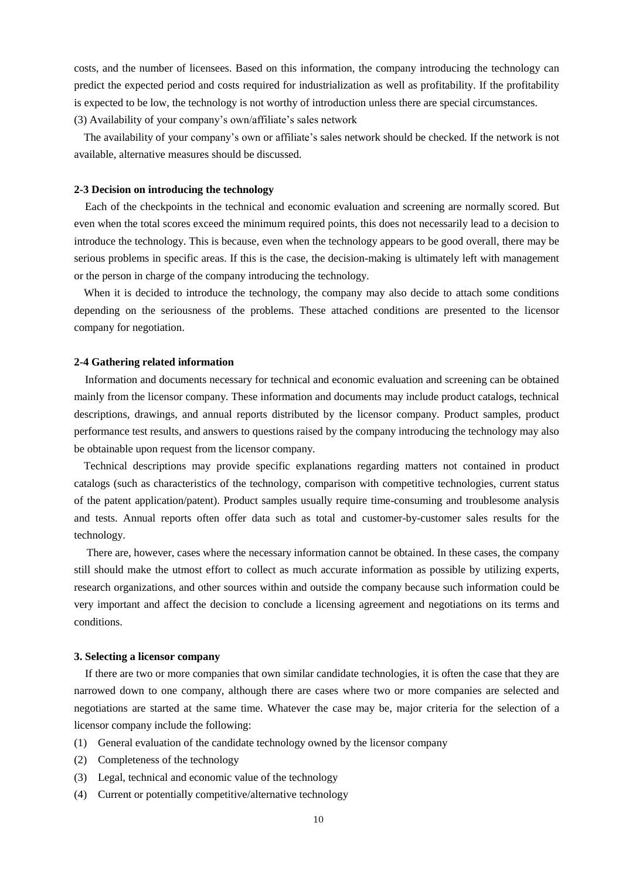costs, and the number of licensees. Based on this information, the company introducing the technology can predict the expected period and costs required for industrialization as well as profitability. If the profitability is expected to be low, the technology is not worthy of introduction unless there are special circumstances.

(3) Availability of your company's own/affiliate's sales network

The availability of your company's own or affiliate's sales network should be checked. If the network is not available, alternative measures should be discussed.

#### 2-3 Decision on introducing the technology

Each of the checkpoints in the technical and economic evaluation and screening are normally scored. But even when the total scores exceed the minimum required points, this does not necessarily lead to a decision to introduce the technology. This is because, even when the technology appears to be good overall, there may be serious problems in specific areas. If this is the case, the decision-making is ultimately left with management or the person in charge of the company introducing the technology.

When it is decided to introduce the technology, the company may also decide to attach some conditions depending on the seriousness of the problems. These attached conditions are presented to the licensor company for negotiation.

#### 2-4 Gathering related information

Information and documents necessary for technical and economic evaluation and screening can be obtained mainly from the licensor company. These information and documents may include product catalogs, technical descriptions, drawings, and annual reports distributed by the licensor company. Product samples, product performance test results, and answers to questions raised by the company introducing the technology may also be obtainable upon request from the licensor company.

Technical descriptions may provide specific explanations regarding matters not contained in product catalogs (such as characteristics of the technology, comparison with competitive technologies, current status of the patent application/patent). Product samples usually require time-consuming and troublesome analysis and tests. Annual reports often offer data such as total and customer-by-customer sales results for the technology.

There are, however, cases where the necessary information cannot be obtained. In these cases, the company still should make the utmost effort to collect as much accurate information as possible by utilizing experts, research organizations, and other sources within and outside the company because such information could be very important and affect the decision to conclude a licensing agreement and negotiations on its terms and conditions.

### 3. Selecting a licensor company

If there are two or more companies that own similar candidate technologies, it is often the case that they are narrowed down to one company, although there are cases where two or more companies are selected and negotiations are started at the same time. Whatever the case may be, major criteria for the selection of a licensor company include the following:

(1) General evaluation of the candidate technology owned by the licensor company
(2) Completeness of the technology
(3) Legal, technical and economic value of the technology
(4) Current or potentially competitive/alternative technology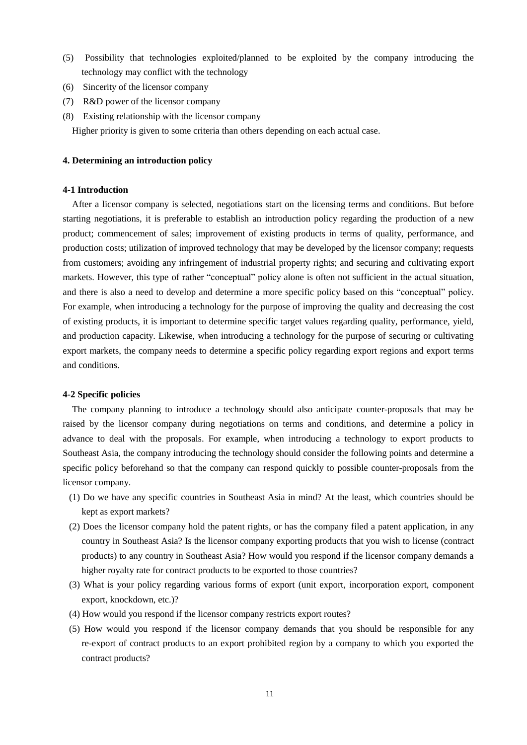(5) Possibility that technologies exploited/planned to be exploited by the company introducing the technology may conflict with the technology

(6) Sincerity of the licensor company

(7) R&D power of the licensor company

(8) Existing relationship with the licensor company

Higher priority is given to some criteria than others depending on each actual case.

### 4. Determining an introduction policy

#### 4-1 Introduction

After a licensor company is selected, negotiations start on the licensing terms and conditions. But before starting negotiations, it is preferable to establish an introduction policy regarding the production of a new product; commencement of sales; improvement of existing products in terms of quality, performance, and production costs; utilization of improved technology that may be developed by the licensor company; requests from customers; avoiding any infringement of industrial property rights; and securing and cultivating export markets. However, this type of rather "conceptual" policy alone is often not sufficient in the actual situation, and there is also a need to develop and determine a more specific policy based on this "conceptual" policy. For example, when introducing a technology for the purpose of improving the quality and decreasing the cost of existing products, it is important to determine specific target values regarding quality, performance, yield, and production capacity. Likewise, when introducing a technology for the purpose of securing or cultivating export markets, the company needs to determine a specific policy regarding export regions and export terms and conditions.

#### 4-2 Specific policies

The company planning to introduce a technology should also anticipate counter-proposals that may be raised by the licensor company during negotiations on terms and conditions, and determine a policy in advance to deal with the proposals. For example, when introducing a technology to export products to Southeast Asia, the company introducing the technology should consider the following points and determine a specific policy beforehand so that the company can respond quickly to possible counter-proposals from the licensor company.

(1) Do we have any specific countries in Southeast Asia in mind? At the least, which countries should be kept as export markets?

(2) Does the licensor company hold the patent rights, or has the company filed a patent application, in any country in Southeast Asia? Is the licensor company exporting products that you wish to license (contract products) to any country in Southeast Asia? How would you respond if the licensor company demands a higher royalty rate for contract products to be exported to those countries?

(3) What is your policy regarding various forms of export (unit export, incorporation export, component export, knockdown, etc.)?

(4) How would you respond if the licensor company restricts export routes?

(5) How would you respond if the licensor company demands that you should be responsible for any re-export of contract products to an export prohibited region by a company to which you exported the contract products?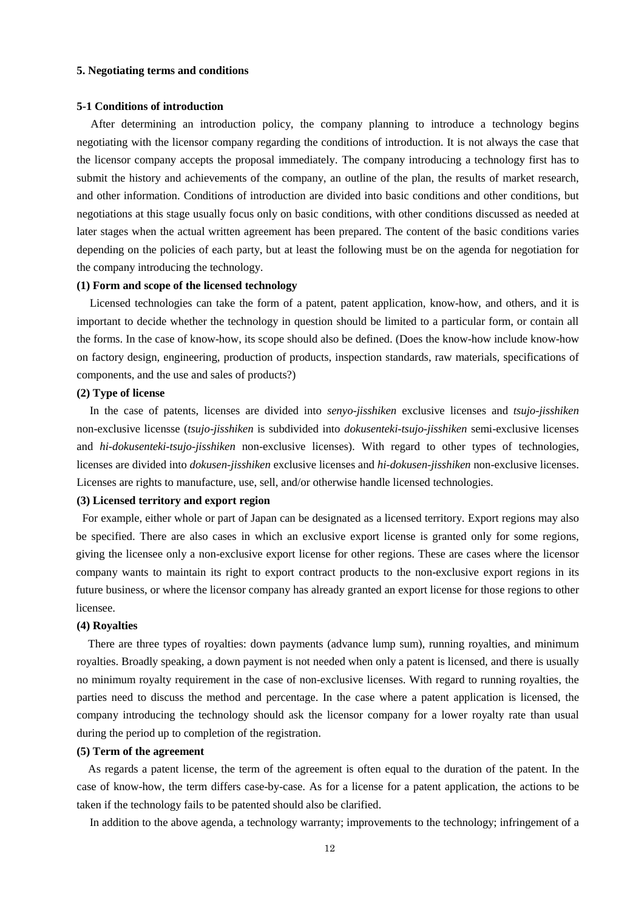## 5. Negotiating terms and conditions

### 5-1 Conditions of introduction

After determining an introduction policy, the company planning to introduce a technology begins negotiating with the licensor company regarding the conditions of introduction. It is not always the case that the licensor company accepts the proposal immediately. The company introducing a technology first has to submit the history and achievements of the company, an outline of the plan, the results of market research, and other information. Conditions of introduction are divided into basic conditions and other conditions, but negotiations at this stage usually focus only on basic conditions, with other conditions discussed as needed at later stages when the actual written agreement has been prepared. The content of the basic conditions varies depending on the policies of each party, but at least the following must be on the agenda for negotiation for the company introducing the technology.

**(1) Form and scope of the licensed technology**

Licensed technologies can take the form of a patent, patent application, know-how, and others, and it is important to decide whether the technology in question should be limited to a particular form, or contain all the forms. In the case of know-how, its scope should also be defined. (Does the know-how include know-how on factory design, engineering, production of products, inspection standards, raw materials, specifications of components, and the use and sales of products?)

**(2) Type of license**

In the case of patents, licenses are divided into *senyo-jisshiken* exclusive licenses and *tsujo-jisshiken* non-exclusive licensse (*tsujo-jisshiken* is subdivided into *dokusenteki-tsujo-jisshiken* semi-exclusive licenses and *hi-dokusenteki-tsujo-jisshiken* non-exclusive licenses). With regard to other types of technologies, licenses are divided into *dokusen-jisshiken* exclusive licenses and *hi-dokusen-jisshiken* non-exclusive licenses. Licenses are rights to manufacture, use, sell, and/or otherwise handle licensed technologies.

**(3) Licensed territory and export region**

For example, either whole or part of Japan can be designated as a licensed territory. Export regions may also be specified. There are also cases in which an exclusive export license is granted only for some regions, giving the licensee only a non-exclusive export license for other regions. These are cases where the licensor company wants to maintain its right to export contract products to the non-exclusive export regions in its future business, or where the licensor company has already granted an export license for those regions to other licensee.

**(4) Royalties**

There are three types of royalties: down payments (advance lump sum), running royalties, and minimum royalties. Broadly speaking, a down payment is not needed when only a patent is licensed, and there is usually no minimum royalty requirement in the case of non-exclusive licenses. With regard to running royalties, the parties need to discuss the method and percentage. In the case where a patent application is licensed, the company introducing the technology should ask the licensor company for a lower royalty rate than usual during the period up to completion of the registration.

**(5) Term of the agreement**

As regards a patent license, the term of the agreement is often equal to the duration of the patent. In the case of know-how, the term differs case-by-case. As for a license for a patent application, the actions to be taken if the technology fails to be patented should also be clarified.

In addition to the above agenda, a technology warranty; improvements to the technology; infringement of a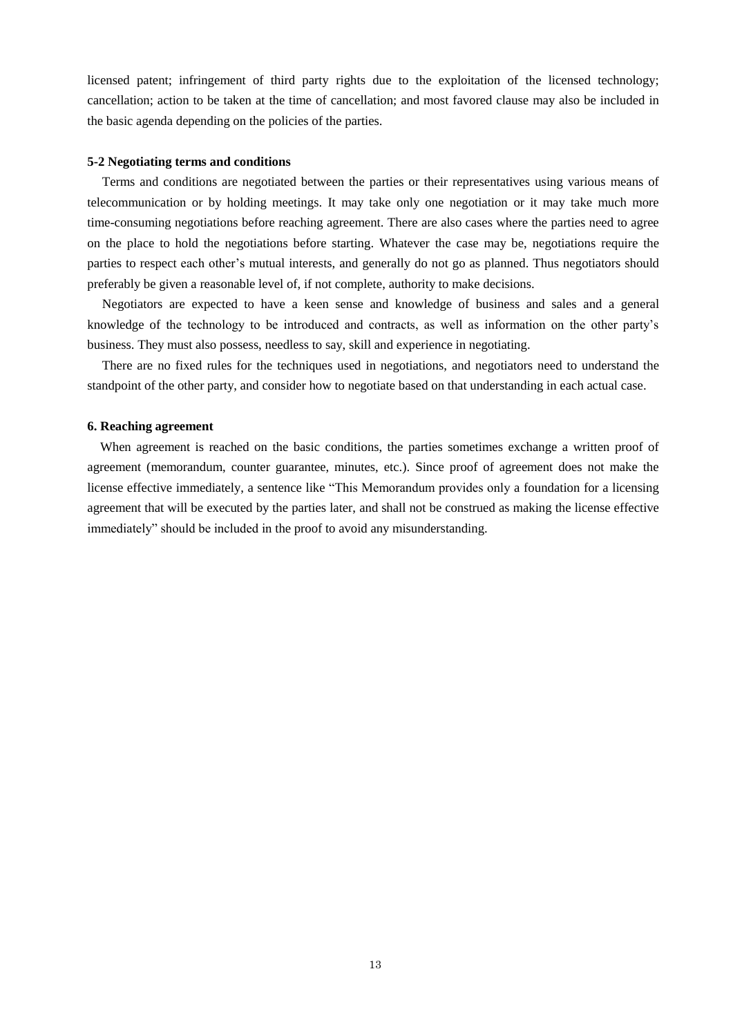licensed patent; infringement of third party rights due to the exploitation of the licensed technology; cancellation; action to be taken at the time of cancellation; and most favored clause may also be included in the basic agenda depending on the policies of the parties.

### 5-2 Negotiating terms and conditions

Terms and conditions are negotiated between the parties or their representatives using various means of telecommunication or by holding meetings. It may take only one negotiation or it may take much more time-consuming negotiations before reaching agreement. There are also cases where the parties need to agree on the place to hold the negotiations before starting. Whatever the case may be, negotiations require the parties to respect each other's mutual interests, and generally do not go as planned. Thus negotiators should preferably be given a reasonable level of, if not complete, authority to make decisions.

Negotiators are expected to have a keen sense and knowledge of business and sales and a general knowledge of the technology to be introduced and contracts, as well as information on the other party's business. They must also possess, needless to say, skill and experience in negotiating.

There are no fixed rules for the techniques used in negotiations, and negotiators need to understand the standpoint of the other party, and consider how to negotiate based on that understanding in each actual case.

## 6. Reaching agreement

When agreement is reached on the basic conditions, the parties sometimes exchange a written proof of agreement (memorandum, counter guarantee, minutes, etc.). Since proof of agreement does not make the license effective immediately, a sentence like "This Memorandum provides only a foundation for a licensing agreement that will be executed by the parties later, and shall not be construed as making the license effective immediately" should be included in the proof to avoid any misunderstanding.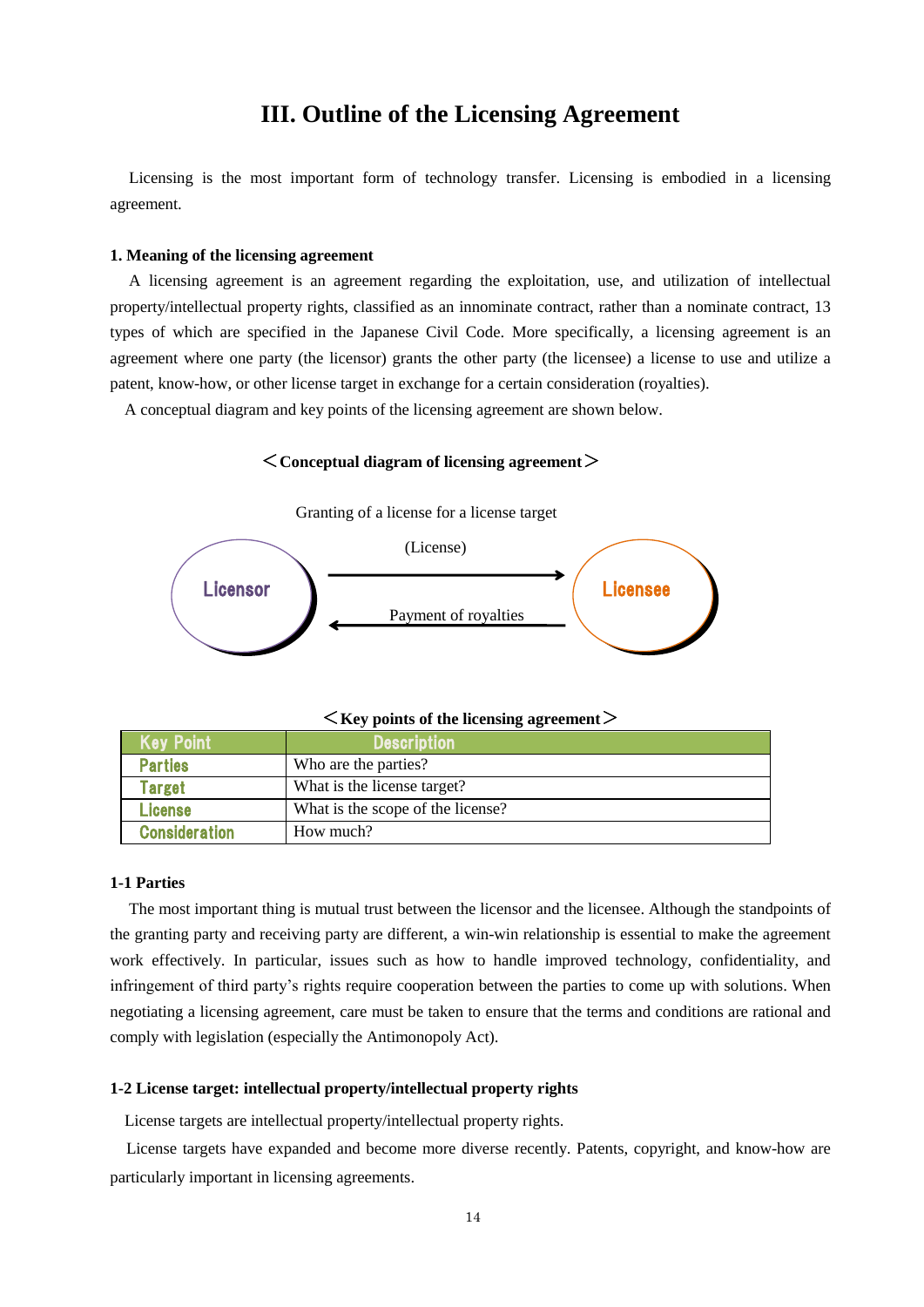# III. Outline of the Licensing Agreement

Licensing is the most important form of technology transfer. Licensing is embodied in a licensing agreement.

### 1. Meaning of the licensing agreement

A licensing agreement is an agreement regarding the exploitation, use, and utilization of intellectual property/intellectual property rights, classified as an innominate contract, rather than a nominate contract, 13 types of which are specified in the Japanese Civil Code. More specifically, a licensing agreement is an agreement where one party (the licensor) grants the other party (the licensee) a license to use and utilize a patent, know-how, or other license target in exchange for a certain consideration (royalties).

A conceptual diagram and key points of the licensing agreement are shown below.

**＜Conceptual diagram of licensing agreement＞**

Granting of a license for a license target

(License)

Licensor → Licensee

Payment of royalties

Licensee → Licensor

**＜Key points of the licensing agreement＞**

| Key Point | Description |
|---|---|
| Parties | Who are the parties? |
| Target | What is the license target? |
| License | What is the scope of the license? |
| Consideration | How much? |

#### 1-1 Parties

The most important thing is mutual trust between the licensor and the licensee. Although the standpoints of the granting party and receiving party are different, a win-win relationship is essential to make the agreement work effectively. In particular, issues such as how to handle improved technology, confidentiality, and infringement of third party's rights require cooperation between the parties to come up with solutions. When negotiating a licensing agreement, care must be taken to ensure that the terms and conditions are rational and comply with legislation (especially the Antimonopoly Act).

#### 1-2 License target: intellectual property/intellectual property rights

License targets are intellectual property/intellectual property rights.

License targets have expanded and become more diverse recently. Patents, copyright, and know-how are particularly important in licensing agreements.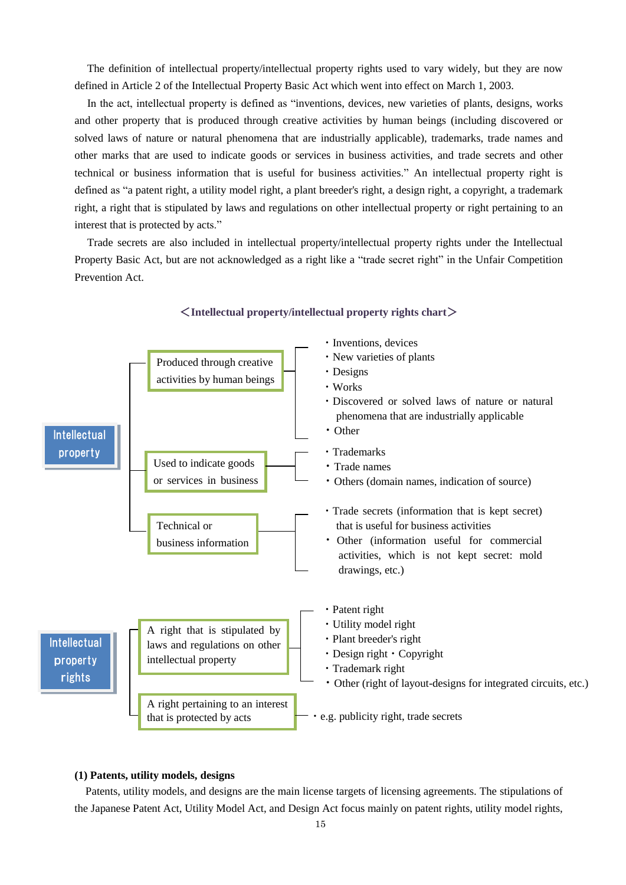The definition of intellectual property/intellectual property rights used to vary widely, but they are now defined in Article 2 of the Intellectual Property Basic Act which went into effect on March 1, 2003.

In the act, intellectual property is defined as "inventions, devices, new varieties of plants, designs, works and other property that is produced through creative activities by human beings (including discovered or solved laws of nature or natural phenomena that are industrially applicable), trademarks, trade names and other marks that are used to indicate goods or services in business activities, and trade secrets and other technical or business information that is useful for business activities." An intellectual property right is defined as "a patent right, a utility model right, a plant breeder's right, a design right, a copyright, a trademark right, a right that is stipulated by laws and regulations on other intellectual property or right pertaining to an interest that is protected by acts."

Trade secrets are also included in intellectual property/intellectual property rights under the Intellectual Property Basic Act, but are not acknowledged as a right like a "trade secret right" in the Unfair Competition Prevention Act.

**＜Intellectual property/intellectual property rights chart＞**

- **Intellectual property**
  - Produced through creative activities by human beings
    - Inventions, devices
    - New varieties of plants
    - Designs
    - Works
    - Discovered or solved laws of nature or natural phenomena that are industrially applicable
    - Other
  - Used to indicate goods or services in business
    - Trademarks
    - Trade names
    - Others (domain names, indication of source)
  - Technical or business information
    - Trade secrets (information that is kept secret) that is useful for business activities
    - Other (information useful for commercial activities, which is not kept secret: mold drawings, etc.)
- **Intellectual property rights**
  - A right that is stipulated by laws and regulations on other intellectual property
    - Patent right
    - Utility model right
    - Plant breeder's right
    - Design right・Copyright
    - Trademark right
    - Other (right of layout-designs for integrated circuits, etc.)
  - A right pertaining to an interest that is protected by acts
    - e.g. publicity right, trade secrets

**(1) Patents, utility models, designs**

Patents, utility models, and designs are the main license targets of licensing agreements. The stipulations of the Japanese Patent Act, Utility Model Act, and Design Act focus mainly on patent rights, utility model rights,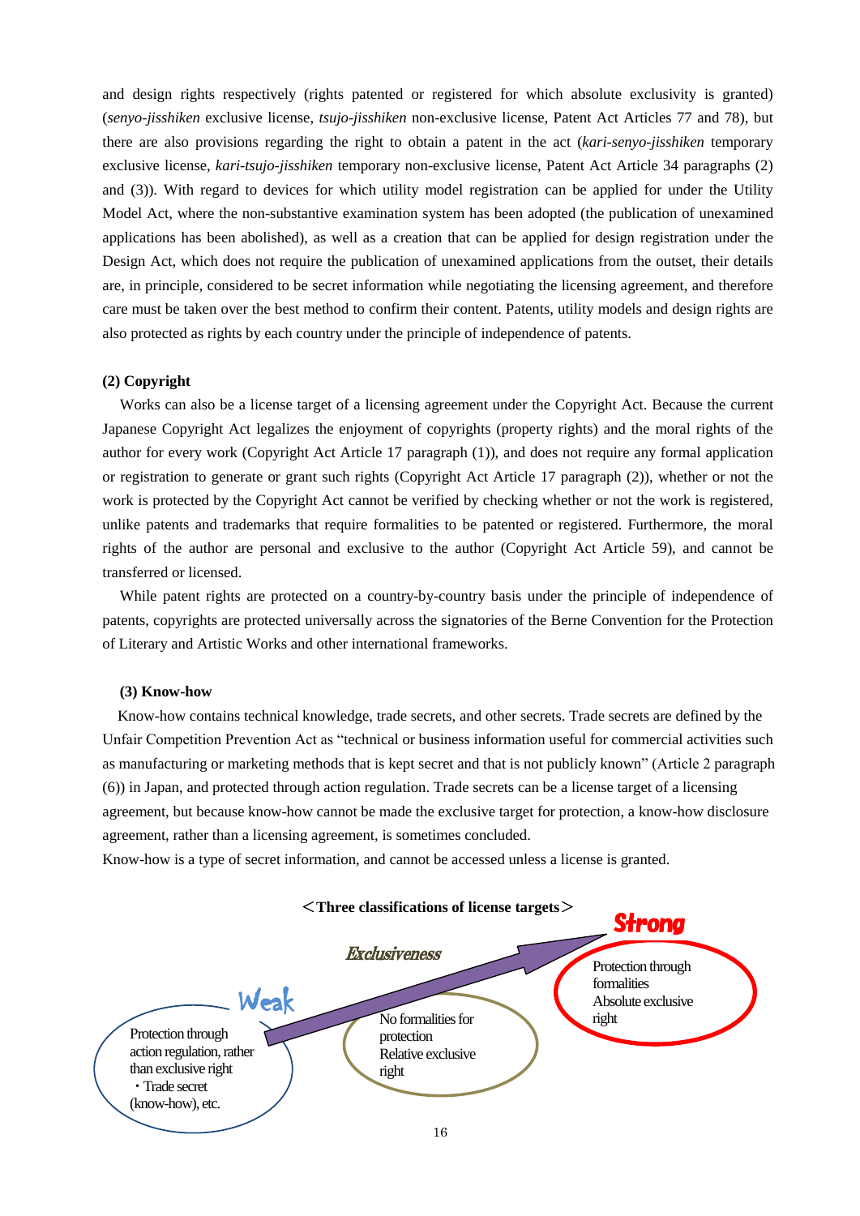and design rights respectively (rights patented or registered for which absolute exclusivity is granted) (*senyo-jisshiken* exclusive license, *tsujo-jisshiken* non-exclusive license, Patent Act Articles 77 and 78), but there are also provisions regarding the right to obtain a patent in the act (*kari-senyo-jisshiken* temporary exclusive license, *kari-tsujo-jisshiken* temporary non-exclusive license, Patent Act Article 34 paragraphs (2) and (3)). With regard to devices for which utility model registration can be applied for under the Utility Model Act, where the non-substantive examination system has been adopted (the publication of unexamined applications has been abolished), as well as a creation that can be applied for design registration under the Design Act, which does not require the publication of unexamined applications from the outset, their details are, in principle, considered to be secret information while negotiating the licensing agreement, and therefore care must be taken over the best method to confirm their content. Patents, utility models and design rights are also protected as rights by each country under the principle of independence of patents.

**(2) Copyright**

Works can also be a license target of a licensing agreement under the Copyright Act. Because the current Japanese Copyright Act legalizes the enjoyment of copyrights (property rights) and the moral rights of the author for every work (Copyright Act Article 17 paragraph (1)), and does not require any formal application or registration to generate or grant such rights (Copyright Act Article 17 paragraph (2)), whether or not the work is protected by the Copyright Act cannot be verified by checking whether or not the work is registered, unlike patents and trademarks that require formalities to be patented or registered. Furthermore, the moral rights of the author are personal and exclusive to the author (Copyright Act Article 59), and cannot be transferred or licensed.

While patent rights are protected on a country-by-country basis under the principle of independence of patents, copyrights are protected universally across the signatories of the Berne Convention for the Protection of Literary and Artistic Works and other international frameworks.

**(3) Know-how**

Know-how contains technical knowledge, trade secrets, and other secrets. Trade secrets are defined by the Unfair Competition Prevention Act as "technical or business information useful for commercial activities such as manufacturing or marketing methods that is kept secret and that is not publicly known" (Article 2 paragraph (6)) in Japan, and protected through action regulation. Trade secrets can be a license target of a licensing agreement, but because know-how cannot be made the exclusive target for protection, a know-how disclosure agreement, rather than a licensing agreement, is sometimes concluded.

Know-how is a type of secret information, and cannot be accessed unless a license is granted.

**＜Three classifications of license targets＞**

Exclusiveness: Weak → Strong

- Protection through action regulation, rather than exclusive right
  ・Trade secret (know-how), etc.
- No formalities for protection
  Relative exclusive right
- Protection through formalities
  Absolute exclusive right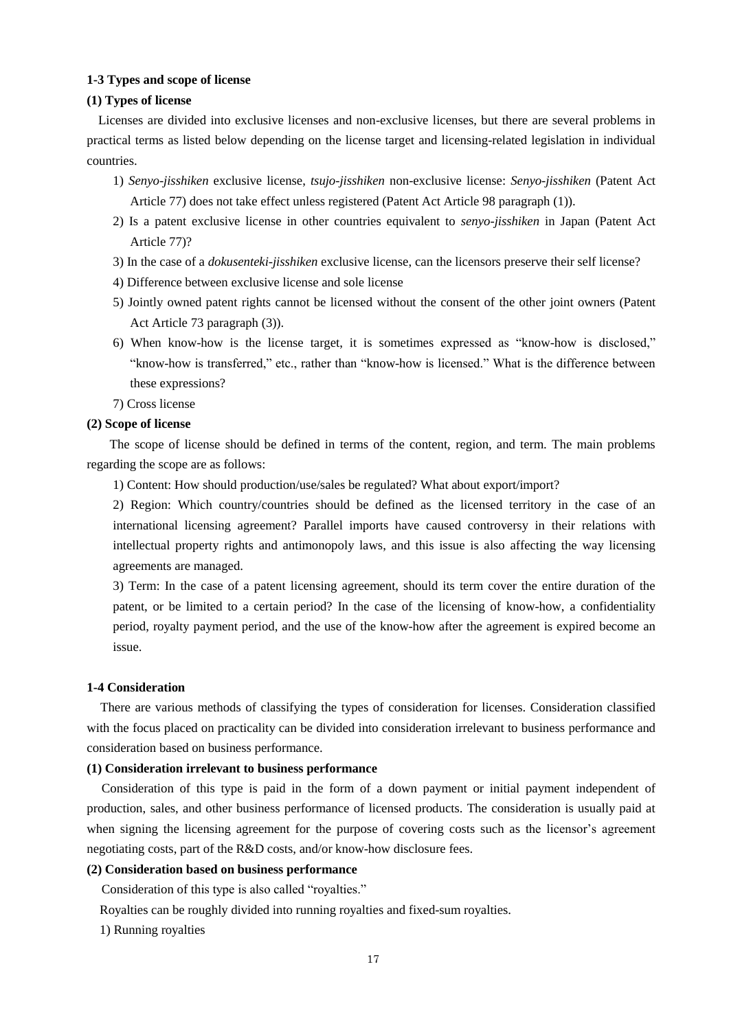### 1-3 Types and scope of license

#### (1) Types of license

Licenses are divided into exclusive licenses and non-exclusive licenses, but there are several problems in practical terms as listed below depending on the license target and licensing-related legislation in individual countries.

1) *Senyo-jisshiken* exclusive license, *tsujo-jisshiken* non-exclusive license: *Senyo-jisshiken* (Patent Act Article 77) does not take effect unless registered (Patent Act Article 98 paragraph (1)).
2) Is a patent exclusive license in other countries equivalent to *senyo-jisshiken* in Japan (Patent Act Article 77)?
3) In the case of a *dokusenteki-jisshiken* exclusive license, can the licensors preserve their self license?
4) Difference between exclusive license and sole license
5) Jointly owned patent rights cannot be licensed without the consent of the other joint owners (Patent Act Article 73 paragraph (3)).
6) When know-how is the license target, it is sometimes expressed as "know-how is disclosed," "know-how is transferred," etc., rather than "know-how is licensed." What is the difference between these expressions?
7) Cross license

#### (2) Scope of license

The scope of license should be defined in terms of the content, region, and term. The main problems regarding the scope are as follows:

1) Content: How should production/use/sales be regulated? What about export/import?

2) Region: Which country/countries should be defined as the licensed territory in the case of an international licensing agreement? Parallel imports have caused controversy in their relations with intellectual property rights and antimonopoly laws, and this issue is also affecting the way licensing agreements are managed.

3) Term: In the case of a patent licensing agreement, should its term cover the entire duration of the patent, or be limited to a certain period? In the case of the licensing of know-how, a confidentiality period, royalty payment period, and the use of the know-how after the agreement is expired become an issue.

### 1-4 Consideration

There are various methods of classifying the types of consideration for licenses. Consideration classified with the focus placed on practicality can be divided into consideration irrelevant to business performance and consideration based on business performance.

#### (1) Consideration irrelevant to business performance

Consideration of this type is paid in the form of a down payment or initial payment independent of production, sales, and other business performance of licensed products. The consideration is usually paid at when signing the licensing agreement for the purpose of covering costs such as the licensor's agreement negotiating costs, part of the R&D costs, and/or know-how disclosure fees.

#### (2) Consideration based on business performance

Consideration of this type is also called "royalties."

Royalties can be roughly divided into running royalties and fixed-sum royalties.

1) Running royalties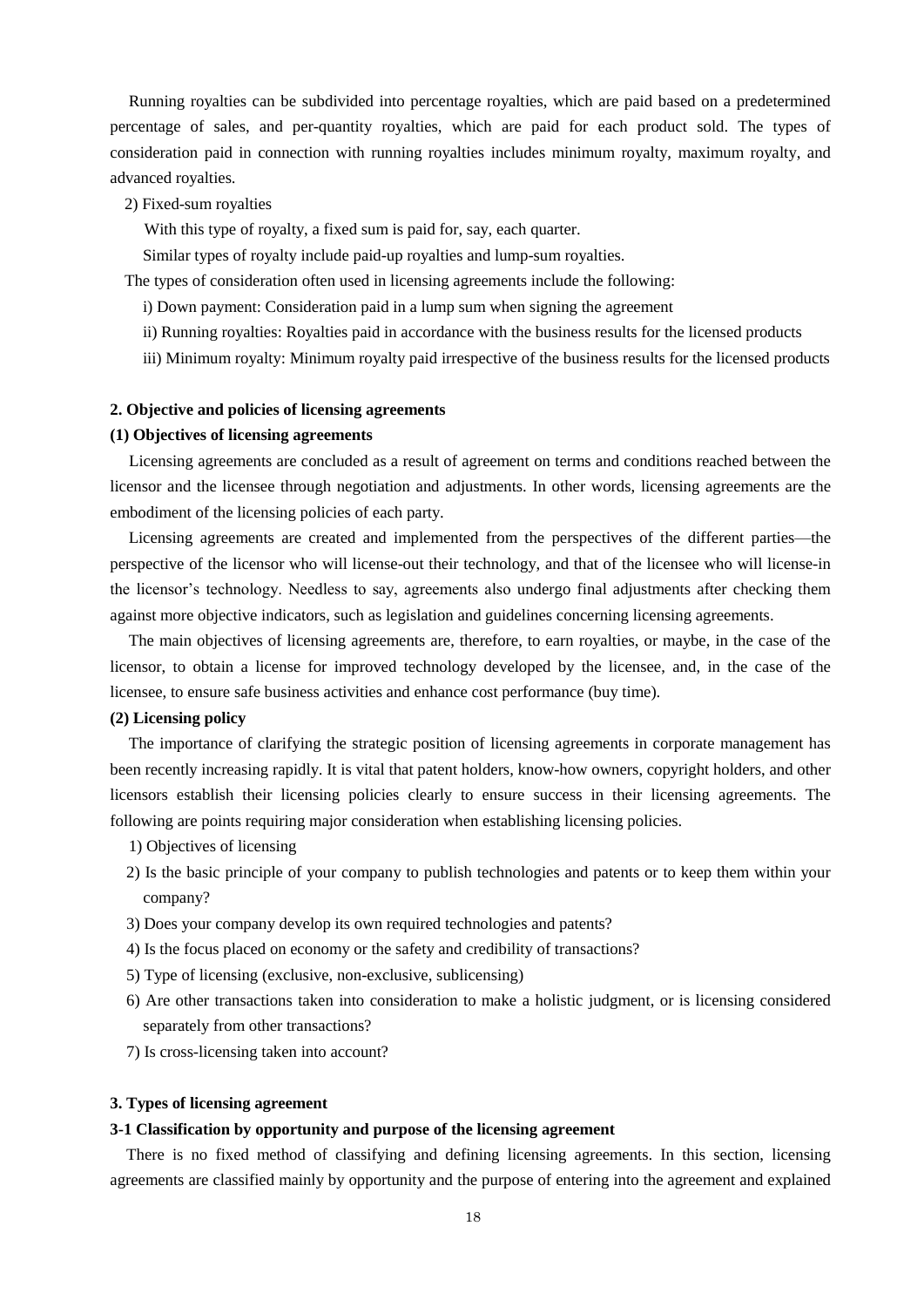Running royalties can be subdivided into percentage royalties, which are paid based on a predetermined percentage of sales, and per-quantity royalties, which are paid for each product sold. The types of consideration paid in connection with running royalties includes minimum royalty, maximum royalty, and advanced royalties.

2) Fixed-sum royalties

With this type of royalty, a fixed sum is paid for, say, each quarter.

Similar types of royalty include paid-up royalties and lump-sum royalties.

The types of consideration often used in licensing agreements include the following:

i) Down payment: Consideration paid in a lump sum when signing the agreement

ii) Running royalties: Royalties paid in accordance with the business results for the licensed products

iii) Minimum royalty: Minimum royalty paid irrespective of the business results for the licensed products

### 2. Objective and policies of licensing agreements

#### (1) Objectives of licensing agreements

Licensing agreements are concluded as a result of agreement on terms and conditions reached between the licensor and the licensee through negotiation and adjustments. In other words, licensing agreements are the embodiment of the licensing policies of each party.

Licensing agreements are created and implemented from the perspectives of the different parties—the perspective of the licensor who will license-out their technology, and that of the licensee who will license-in the licensor's technology. Needless to say, agreements also undergo final adjustments after checking them against more objective indicators, such as legislation and guidelines concerning licensing agreements.

The main objectives of licensing agreements are, therefore, to earn royalties, or maybe, in the case of the licensor, to obtain a license for improved technology developed by the licensee, and, in the case of the licensee, to ensure safe business activities and enhance cost performance (buy time).

#### (2) Licensing policy

The importance of clarifying the strategic position of licensing agreements in corporate management has been recently increasing rapidly. It is vital that patent holders, know-how owners, copyright holders, and other licensors establish their licensing policies clearly to ensure success in their licensing agreements. The following are points requiring major consideration when establishing licensing policies.

1) Objectives of licensing

2) Is the basic principle of your company to publish technologies and patents or to keep them within your company?

3) Does your company develop its own required technologies and patents?

4) Is the focus placed on economy or the safety and credibility of transactions?

5) Type of licensing (exclusive, non-exclusive, sublicensing)

6) Are other transactions taken into consideration to make a holistic judgment, or is licensing considered separately from other transactions?

7) Is cross-licensing taken into account?

### 3. Types of licensing agreement

#### 3-1 Classification by opportunity and purpose of the licensing agreement

There is no fixed method of classifying and defining licensing agreements. In this section, licensing agreements are classified mainly by opportunity and the purpose of entering into the agreement and explained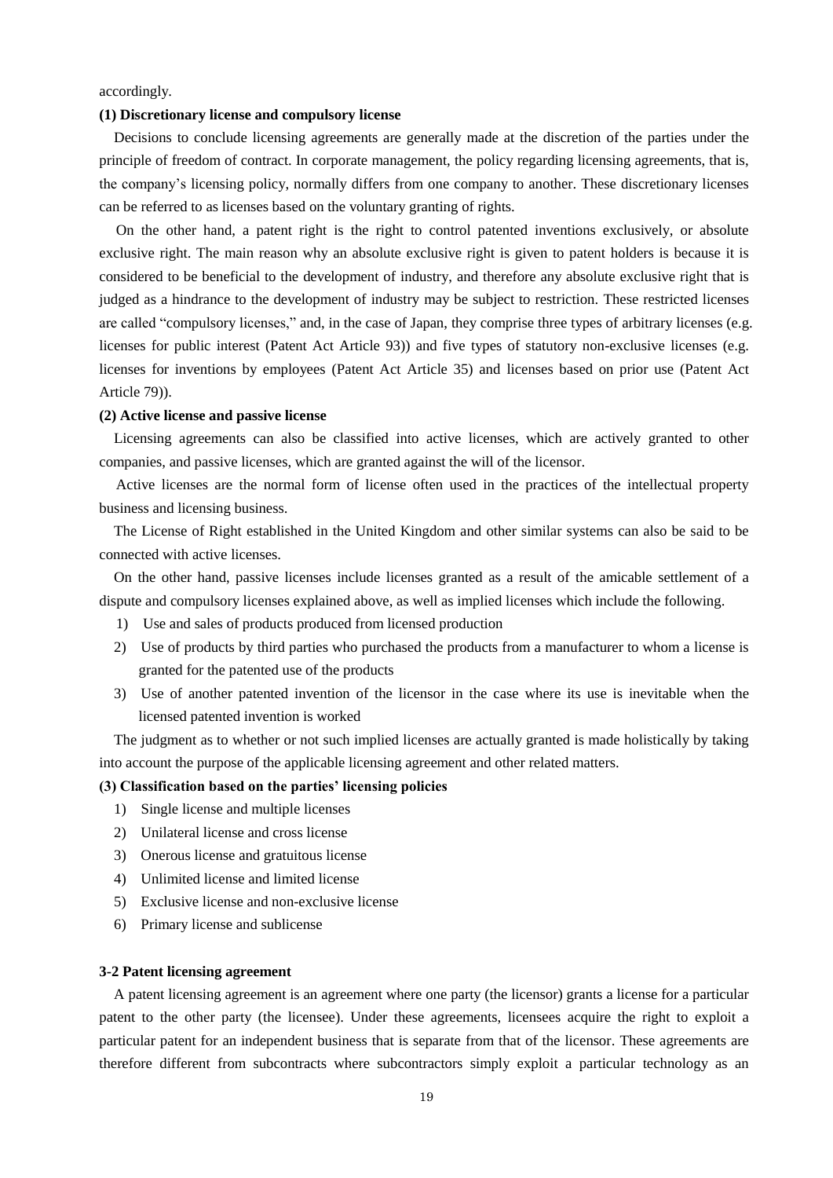accordingly.

**(1) Discretionary license and compulsory license**

Decisions to conclude licensing agreements are generally made at the discretion of the parties under the principle of freedom of contract. In corporate management, the policy regarding licensing agreements, that is, the company's licensing policy, normally differs from one company to another. These discretionary licenses can be referred to as licenses based on the voluntary granting of rights.

On the other hand, a patent right is the right to control patented inventions exclusively, or absolute exclusive right. The main reason why an absolute exclusive right is given to patent holders is because it is considered to be beneficial to the development of industry, and therefore any absolute exclusive right that is judged as a hindrance to the development of industry may be subject to restriction. These restricted licenses are called "compulsory licenses," and, in the case of Japan, they comprise three types of arbitrary licenses (e.g. licenses for public interest (Patent Act Article 93)) and five types of statutory non-exclusive licenses (e.g. licenses for inventions by employees (Patent Act Article 35) and licenses based on prior use (Patent Act Article 79)).

**(2) Active license and passive license**

Licensing agreements can also be classified into active licenses, which are actively granted to other companies, and passive licenses, which are granted against the will of the licensor.

Active licenses are the normal form of license often used in the practices of the intellectual property business and licensing business.

The License of Right established in the United Kingdom and other similar systems can also be said to be connected with active licenses.

On the other hand, passive licenses include licenses granted as a result of the amicable settlement of a dispute and compulsory licenses explained above, as well as implied licenses which include the following.

1) Use and sales of products produced from licensed production
2) Use of products by third parties who purchased the products from a manufacturer to whom a license is granted for the patented use of the products
3) Use of another patented invention of the licensor in the case where its use is inevitable when the licensed patented invention is worked

The judgment as to whether or not such implied licenses are actually granted is made holistically by taking into account the purpose of the applicable licensing agreement and other related matters.

**(3) Classification based on the parties' licensing policies**

1) Single license and multiple licenses
2) Unilateral license and cross license
3) Onerous license and gratuitous license
4) Unlimited license and limited license
5) Exclusive license and non-exclusive license
6) Primary license and sublicense

**3-2 Patent licensing agreement**

A patent licensing agreement is an agreement where one party (the licensor) grants a license for a particular patent to the other party (the licensee). Under these agreements, licensees acquire the right to exploit a particular patent for an independent business that is separate from that of the licensor. These agreements are therefore different from subcontracts where subcontractors simply exploit a particular technology as an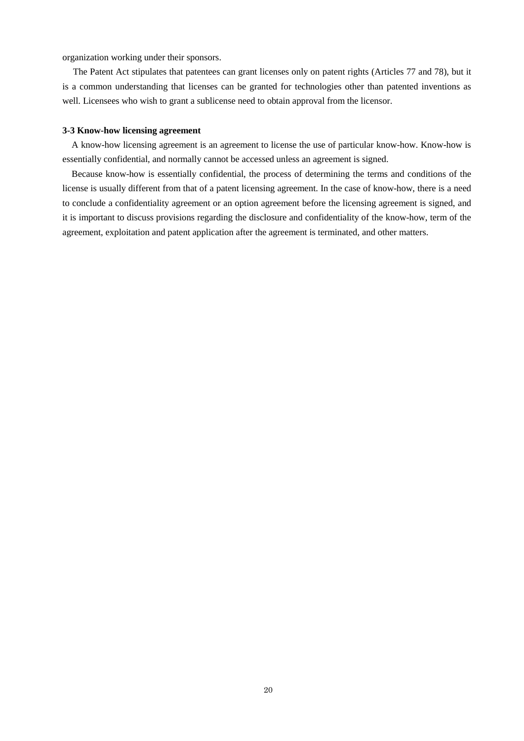organization working under their sponsors.

The Patent Act stipulates that patentees can grant licenses only on patent rights (Articles 77 and 78), but it is a common understanding that licenses can be granted for technologies other than patented inventions as well. Licensees who wish to grant a sublicense need to obtain approval from the licensor.

### 3-3 Know-how licensing agreement

A know-how licensing agreement is an agreement to license the use of particular know-how. Know-how is essentially confidential, and normally cannot be accessed unless an agreement is signed.

Because know-how is essentially confidential, the process of determining the terms and conditions of the license is usually different from that of a patent licensing agreement. In the case of know-how, there is a need to conclude a confidentiality agreement or an option agreement before the licensing agreement is signed, and it is important to discuss provisions regarding the disclosure and confidentiality of the know-how, term of the agreement, exploitation and patent application after the agreement is terminated, and other matters.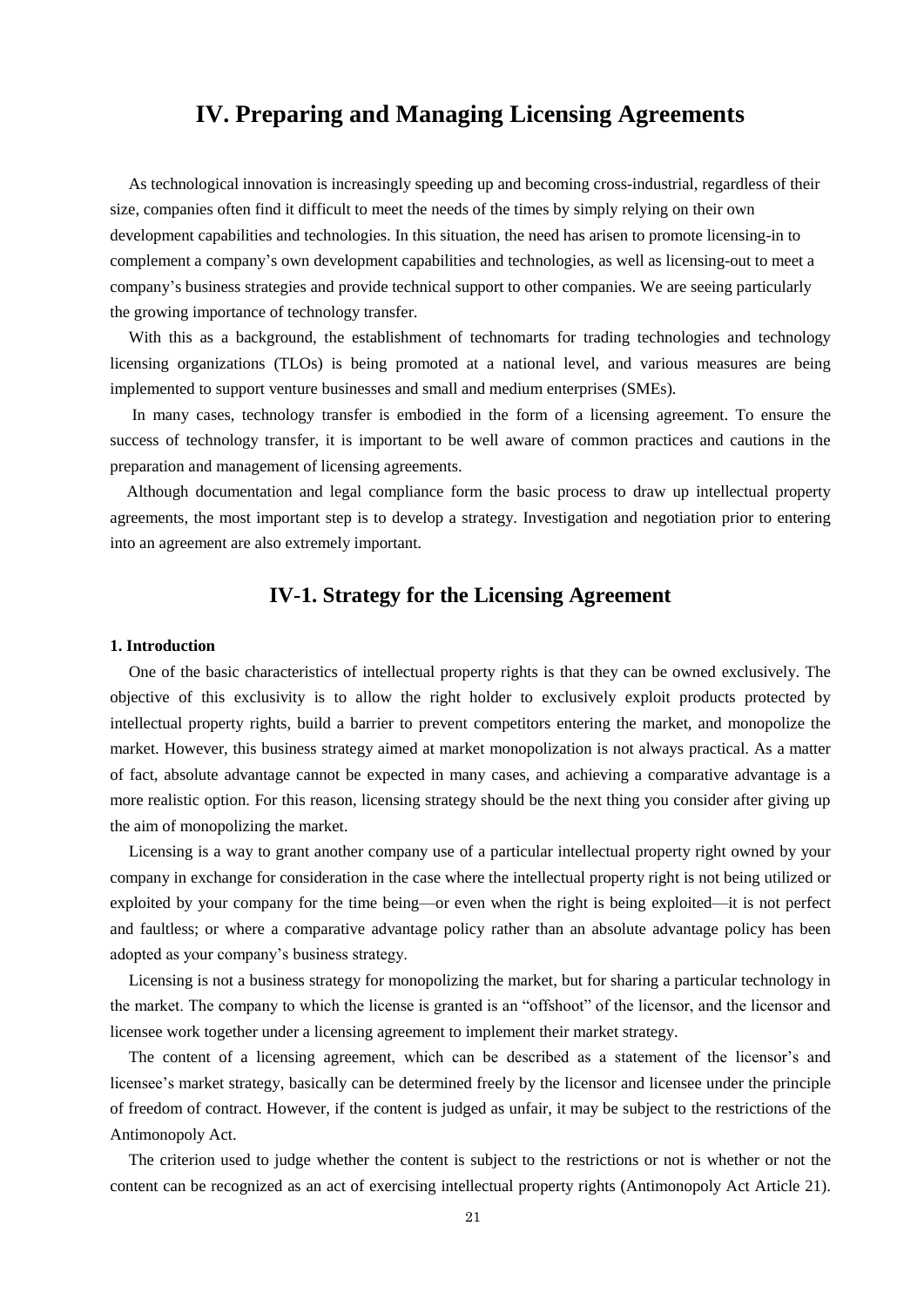# IV. Preparing and Managing Licensing Agreements

As technological innovation is increasingly speeding up and becoming cross-industrial, regardless of their size, companies often find it difficult to meet the needs of the times by simply relying on their own development capabilities and technologies. In this situation, the need has arisen to promote licensing-in to complement a company's own development capabilities and technologies, as well as licensing-out to meet a company's business strategies and provide technical support to other companies. We are seeing particularly the growing importance of technology transfer.

With this as a background, the establishment of technomarts for trading technologies and technology licensing organizations (TLOs) is being promoted at a national level, and various measures are being implemented to support venture businesses and small and medium enterprises (SMEs).

In many cases, technology transfer is embodied in the form of a licensing agreement. To ensure the success of technology transfer, it is important to be well aware of common practices and cautions in the preparation and management of licensing agreements.

Although documentation and legal compliance form the basic process to draw up intellectual property agreements, the most important step is to develop a strategy. Investigation and negotiation prior to entering into an agreement are also extremely important.

## IV-1. Strategy for the Licensing Agreement

**1. Introduction**

One of the basic characteristics of intellectual property rights is that they can be owned exclusively. The objective of this exclusivity is to allow the right holder to exclusively exploit products protected by intellectual property rights, build a barrier to prevent competitors entering the market, and monopolize the market. However, this business strategy aimed at market monopolization is not always practical. As a matter of fact, absolute advantage cannot be expected in many cases, and achieving a comparative advantage is a more realistic option. For this reason, licensing strategy should be the next thing you consider after giving up the aim of monopolizing the market.

Licensing is a way to grant another company use of a particular intellectual property right owned by your company in exchange for consideration in the case where the intellectual property right is not being utilized or exploited by your company for the time being—or even when the right is being exploited—it is not perfect and faultless; or where a comparative advantage policy rather than an absolute advantage policy has been adopted as your company's business strategy.

Licensing is not a business strategy for monopolizing the market, but for sharing a particular technology in the market. The company to which the license is granted is an "offshoot" of the licensor, and the licensor and licensee work together under a licensing agreement to implement their market strategy.

The content of a licensing agreement, which can be described as a statement of the licensor's and licensee's market strategy, basically can be determined freely by the licensor and licensee under the principle of freedom of contract. However, if the content is judged as unfair, it may be subject to the restrictions of the Antimonopoly Act.

The criterion used to judge whether the content is subject to the restrictions or not is whether or not the content can be recognized as an act of exercising intellectual property rights (Antimonopoly Act Article 21).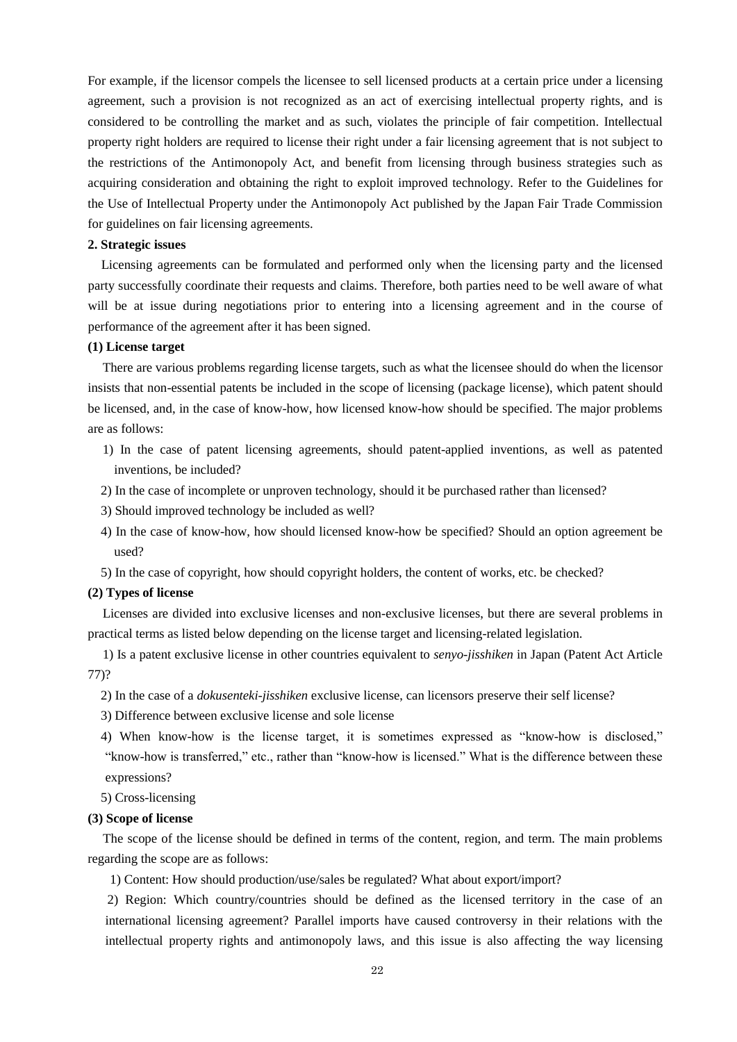For example, if the licensor compels the licensee to sell licensed products at a certain price under a licensing agreement, such a provision is not recognized as an act of exercising intellectual property rights, and is considered to be controlling the market and as such, violates the principle of fair competition. Intellectual property right holders are required to license their right under a fair licensing agreement that is not subject to the restrictions of the Antimonopoly Act, and benefit from licensing through business strategies such as acquiring consideration and obtaining the right to exploit improved technology. Refer to the Guidelines for the Use of Intellectual Property under the Antimonopoly Act published by the Japan Fair Trade Commission for guidelines on fair licensing agreements.

**2. Strategic issues**

Licensing agreements can be formulated and performed only when the licensing party and the licensed party successfully coordinate their requests and claims. Therefore, both parties need to be well aware of what will be at issue during negotiations prior to entering into a licensing agreement and in the course of performance of the agreement after it has been signed.

**(1) License target**

There are various problems regarding license targets, such as what the licensee should do when the licensor insists that non-essential patents be included in the scope of licensing (package license), which patent should be licensed, and, in the case of know-how, how licensed know-how should be specified. The major problems are as follows:

1) In the case of patent licensing agreements, should patent-applied inventions, as well as patented inventions, be included?

2) In the case of incomplete or unproven technology, should it be purchased rather than licensed?

3) Should improved technology be included as well?

4) In the case of know-how, how should licensed know-how be specified? Should an option agreement be used?

5) In the case of copyright, how should copyright holders, the content of works, etc. be checked?

**(2) Types of license**

Licenses are divided into exclusive licenses and non-exclusive licenses, but there are several problems in practical terms as listed below depending on the license target and licensing-related legislation.

1) Is a patent exclusive license in other countries equivalent to *senyo-jisshiken* in Japan (Patent Act Article 77)?

2) In the case of a *dokusenteki-jisshiken* exclusive license, can licensors preserve their self license?

3) Difference between exclusive license and sole license

4) When know-how is the license target, it is sometimes expressed as "know-how is disclosed," "know-how is transferred," etc., rather than "know-how is licensed." What is the difference between these expressions?

5) Cross-licensing

**(3) Scope of license**

The scope of the license should be defined in terms of the content, region, and term. The main problems regarding the scope are as follows:

1) Content: How should production/use/sales be regulated? What about export/import?

2) Region: Which country/countries should be defined as the licensed territory in the case of an international licensing agreement? Parallel imports have caused controversy in their relations with the intellectual property rights and antimonopoly laws, and this issue is also affecting the way licensing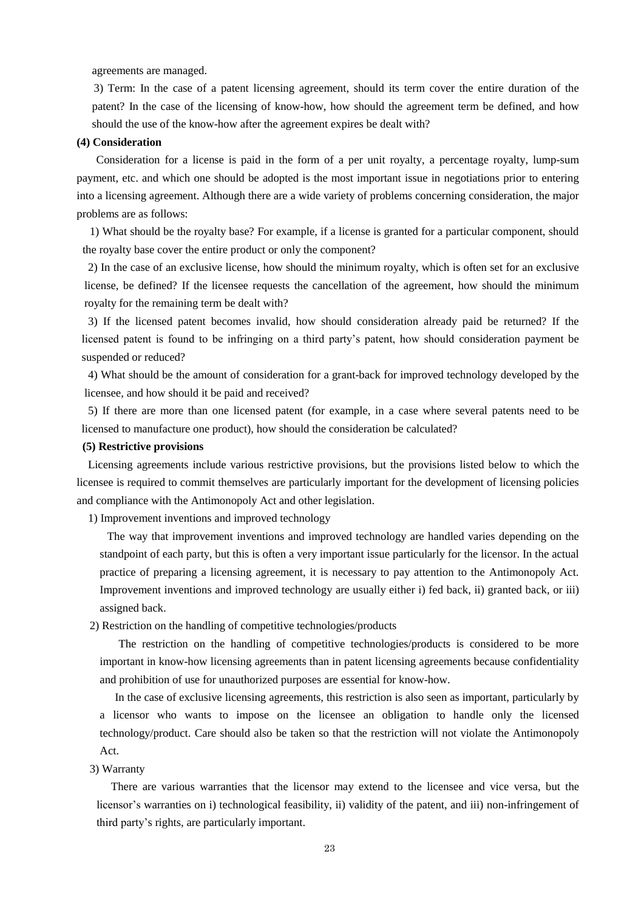agreements are managed.

3) Term: In the case of a patent licensing agreement, should its term cover the entire duration of the patent? In the case of the licensing of know-how, how should the agreement term be defined, and how should the use of the know-how after the agreement expires be dealt with?

**(4) Consideration**

Consideration for a license is paid in the form of a per unit royalty, a percentage royalty, lump-sum payment, etc. and which one should be adopted is the most important issue in negotiations prior to entering into a licensing agreement. Although there are a wide variety of problems concerning consideration, the major problems are as follows:

1) What should be the royalty base? For example, if a license is granted for a particular component, should the royalty base cover the entire product or only the component?

2) In the case of an exclusive license, how should the minimum royalty, which is often set for an exclusive license, be defined? If the licensee requests the cancellation of the agreement, how should the minimum royalty for the remaining term be dealt with?

3) If the licensed patent becomes invalid, how should consideration already paid be returned? If the licensed patent is found to be infringing on a third party's patent, how should consideration payment be suspended or reduced?

4) What should be the amount of consideration for a grant-back for improved technology developed by the licensee, and how should it be paid and received?

5) If there are more than one licensed patent (for example, in a case where several patents need to be licensed to manufacture one product), how should the consideration be calculated?

**(5) Restrictive provisions**

Licensing agreements include various restrictive provisions, but the provisions listed below to which the licensee is required to commit themselves are particularly important for the development of licensing policies and compliance with the Antimonopoly Act and other legislation.

1) Improvement inventions and improved technology

The way that improvement inventions and improved technology are handled varies depending on the standpoint of each party, but this is often a very important issue particularly for the licensor. In the actual practice of preparing a licensing agreement, it is necessary to pay attention to the Antimonopoly Act. Improvement inventions and improved technology are usually either i) fed back, ii) granted back, or iii) assigned back.

2) Restriction on the handling of competitive technologies/products

The restriction on the handling of competitive technologies/products is considered to be more important in know-how licensing agreements than in patent licensing agreements because confidentiality and prohibition of use for unauthorized purposes are essential for know-how.

In the case of exclusive licensing agreements, this restriction is also seen as important, particularly by a licensor who wants to impose on the licensee an obligation to handle only the licensed technology/product. Care should also be taken so that the restriction will not violate the Antimonopoly Act.

3) Warranty

There are various warranties that the licensor may extend to the licensee and vice versa, but the licensor's warranties on i) technological feasibility, ii) validity of the patent, and iii) non-infringement of third party's rights, are particularly important.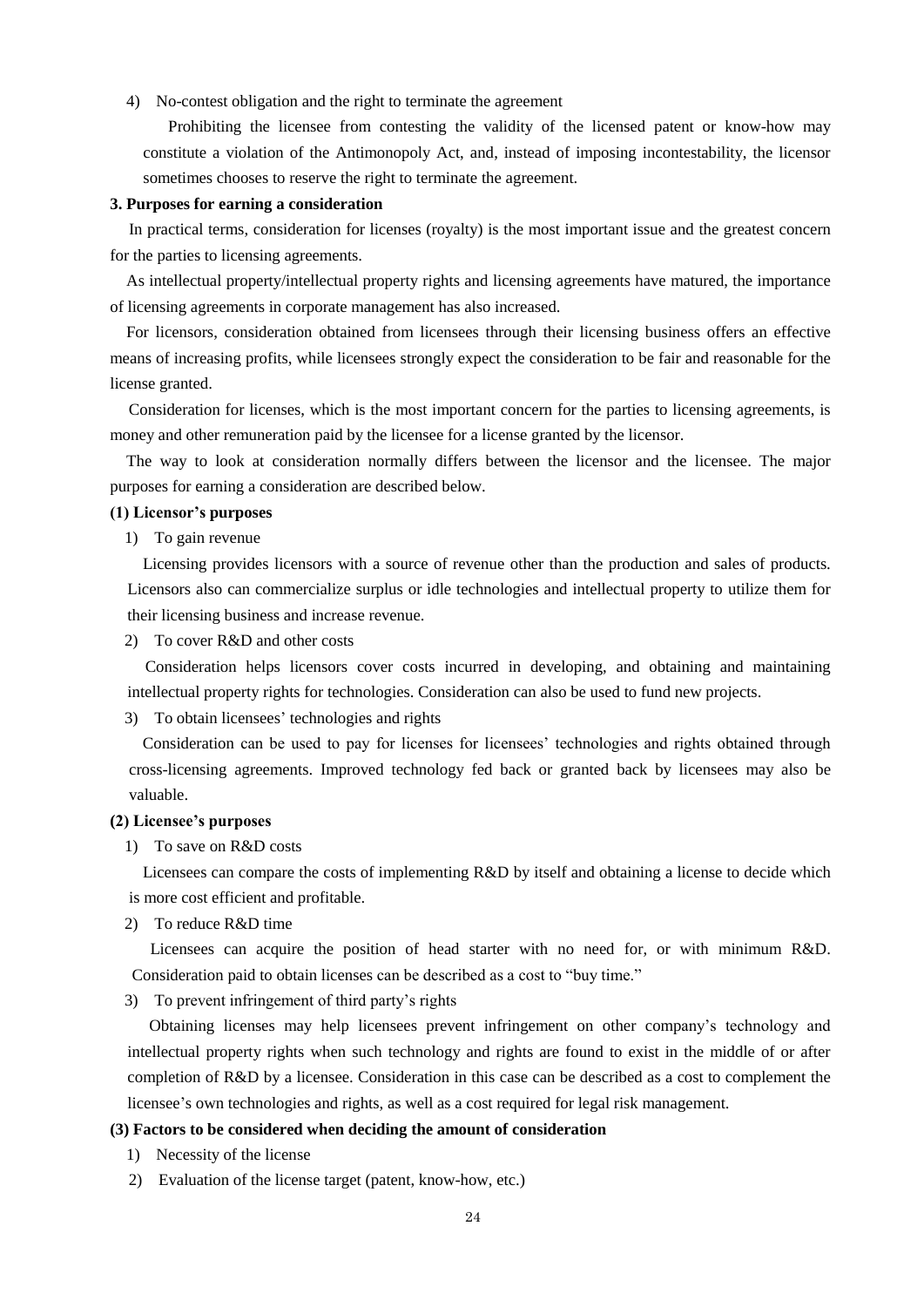4) No-contest obligation and the right to terminate the agreement

Prohibiting the licensee from contesting the validity of the licensed patent or know-how may constitute a violation of the Antimonopoly Act, and, instead of imposing incontestability, the licensor sometimes chooses to reserve the right to terminate the agreement.

### 3. Purposes for earning a consideration

In practical terms, consideration for licenses (royalty) is the most important issue and the greatest concern for the parties to licensing agreements.

As intellectual property/intellectual property rights and licensing agreements have matured, the importance of licensing agreements in corporate management has also increased.

For licensors, consideration obtained from licensees through their licensing business offers an effective means of increasing profits, while licensees strongly expect the consideration to be fair and reasonable for the license granted.

Consideration for licenses, which is the most important concern for the parties to licensing agreements, is money and other remuneration paid by the licensee for a license granted by the licensor.

The way to look at consideration normally differs between the licensor and the licensee. The major purposes for earning a consideration are described below.

#### (1) Licensor's purposes

1) To gain revenue

Licensing provides licensors with a source of revenue other than the production and sales of products. Licensors also can commercialize surplus or idle technologies and intellectual property to utilize them for their licensing business and increase revenue.

2) To cover R&D and other costs

Consideration helps licensors cover costs incurred in developing, and obtaining and maintaining intellectual property rights for technologies. Consideration can also be used to fund new projects.

3) To obtain licensees' technologies and rights

Consideration can be used to pay for licenses for licensees' technologies and rights obtained through cross-licensing agreements. Improved technology fed back or granted back by licensees may also be valuable.

#### (2) Licensee's purposes

1) To save on R&D costs

Licensees can compare the costs of implementing R&D by itself and obtaining a license to decide which is more cost efficient and profitable.

2) To reduce R&D time

Licensees can acquire the position of head starter with no need for, or with minimum R&D. Consideration paid to obtain licenses can be described as a cost to "buy time."

3) To prevent infringement of third party's rights

Obtaining licenses may help licensees prevent infringement on other company's technology and intellectual property rights when such technology and rights are found to exist in the middle of or after completion of R&D by a licensee. Consideration in this case can be described as a cost to complement the licensee's own technologies and rights, as well as a cost required for legal risk management.

#### (3) Factors to be considered when deciding the amount of consideration

1) Necessity of the license

2) Evaluation of the license target (patent, know-how, etc.)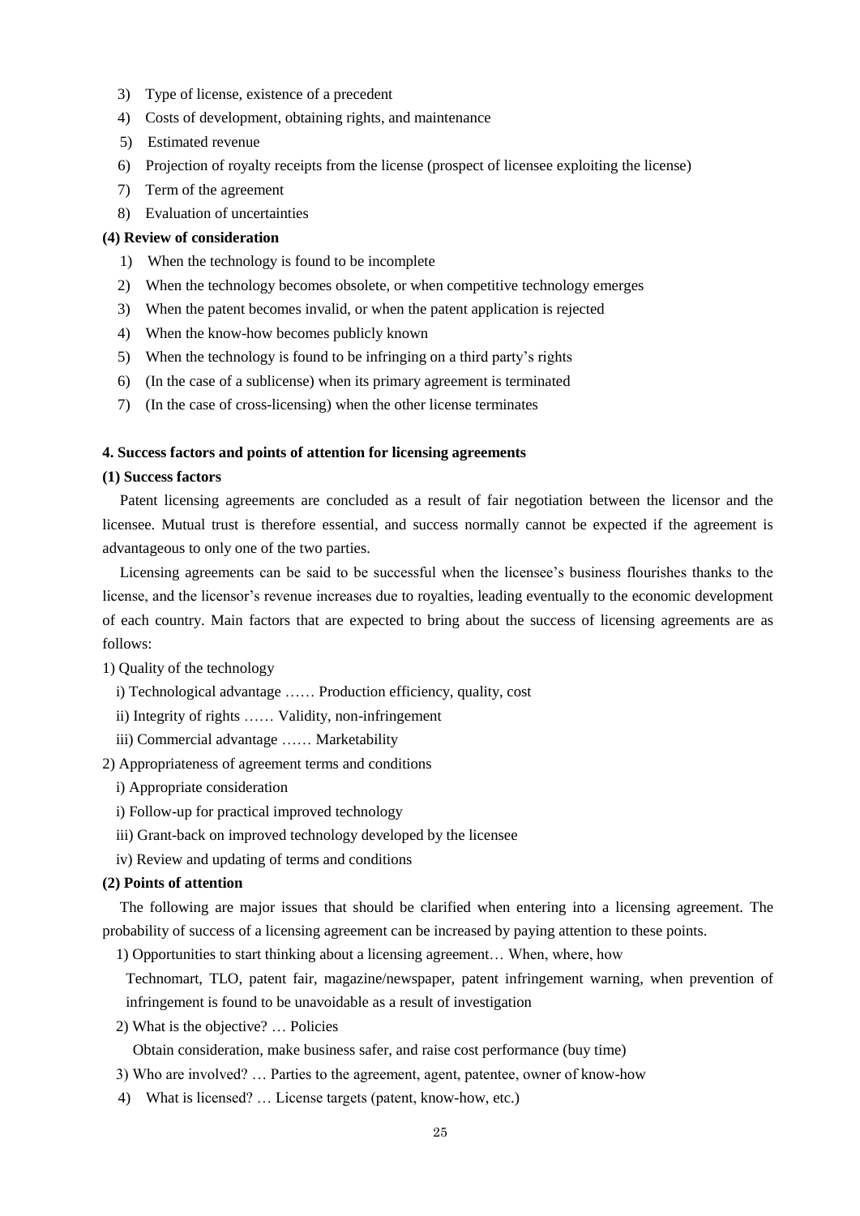3) Type of license, existence of a precedent
4) Costs of development, obtaining rights, and maintenance
5) Estimated revenue
6) Projection of royalty receipts from the license (prospect of licensee exploiting the license)
7) Term of the agreement
8) Evaluation of uncertainties

**(4) Review of consideration**

1) When the technology is found to be incomplete
2) When the technology becomes obsolete, or when competitive technology emerges
3) When the patent becomes invalid, or when the patent application is rejected
4) When the know-how becomes publicly known
5) When the technology is found to be infringing on a third party's rights
6) (In the case of a sublicense) when its primary agreement is terminated
7) (In the case of cross-licensing) when the other license terminates

**4. Success factors and points of attention for licensing agreements**

**(1) Success factors**

Patent licensing agreements are concluded as a result of fair negotiation between the licensor and the licensee. Mutual trust is therefore essential, and success normally cannot be expected if the agreement is advantageous to only one of the two parties.

Licensing agreements can be said to be successful when the licensee's business flourishes thanks to the license, and the licensor's revenue increases due to royalties, leading eventually to the economic development of each country. Main factors that are expected to bring about the success of licensing agreements are as follows:

1) Quality of the technology
   i) Technological advantage …… Production efficiency, quality, cost
   ii) Integrity of rights …… Validity, non-infringement
   iii) Commercial advantage …… Marketability

2) Appropriateness of agreement terms and conditions
   i) Appropriate consideration
   i) Follow-up for practical improved technology
   iii) Grant-back on improved technology developed by the licensee
   iv) Review and updating of terms and conditions

**(2) Points of attention**

The following are major issues that should be clarified when entering into a licensing agreement. The probability of success of a licensing agreement can be increased by paying attention to these points.

1) Opportunities to start thinking about a licensing agreement… When, where, how
   Technomart, TLO, patent fair, magazine/newspaper, patent infringement warning, when prevention of infringement is found to be unavoidable as a result of investigation
2) What is the objective? … Policies
   Obtain consideration, make business safer, and raise cost performance (buy time)
3) Who are involved? … Parties to the agreement, agent, patentee, owner of know-how
4) What is licensed? … License targets (patent, know-how, etc.)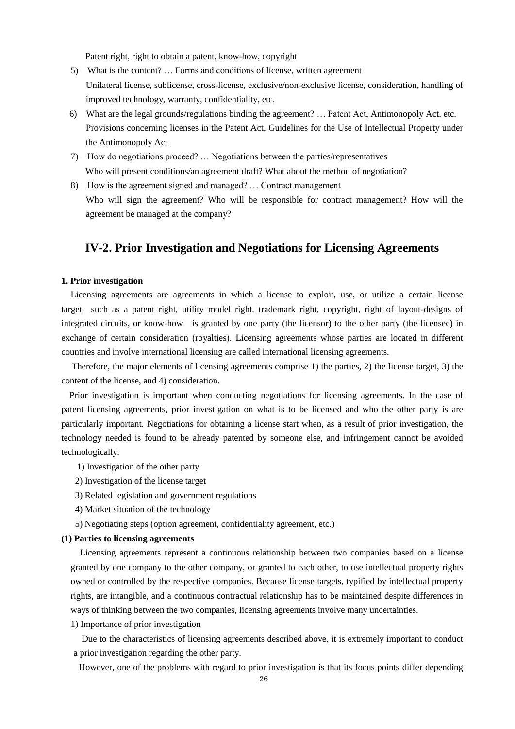Patent right, right to obtain a patent, know-how, copyright

5) What is the content? … Forms and conditions of license, written agreement
   Unilateral license, sublicense, cross-license, exclusive/non-exclusive license, consideration, handling of improved technology, warranty, confidentiality, etc.
6) What are the legal grounds/regulations binding the agreement? … Patent Act, Antimonopoly Act, etc.
   Provisions concerning licenses in the Patent Act, Guidelines for the Use of Intellectual Property under the Antimonopoly Act
7) How do negotiations proceed? … Negotiations between the parties/representatives
   Who will present conditions/an agreement draft? What about the method of negotiation?
8) How is the agreement signed and managed? … Contract management
   Who will sign the agreement? Who will be responsible for contract management? How will the agreement be managed at the company?

## IV-2. Prior Investigation and Negotiations for Licensing Agreements

**1. Prior investigation**

Licensing agreements are agreements in which a license to exploit, use, or utilize a certain license target—such as a patent right, utility model right, trademark right, copyright, right of layout-designs of integrated circuits, or know-how—is granted by one party (the licensor) to the other party (the licensee) in exchange of certain consideration (royalties). Licensing agreements whose parties are located in different countries and involve international licensing are called international licensing agreements.

Therefore, the major elements of licensing agreements comprise 1) the parties, 2) the license target, 3) the content of the license, and 4) consideration.

Prior investigation is important when conducting negotiations for licensing agreements. In the case of patent licensing agreements, prior investigation on what is to be licensed and who the other party is are particularly important. Negotiations for obtaining a license start when, as a result of prior investigation, the technology needed is found to be already patented by someone else, and infringement cannot be avoided technologically.

1) Investigation of the other party
2) Investigation of the license target
3) Related legislation and government regulations
4) Market situation of the technology
5) Negotiating steps (option agreement, confidentiality agreement, etc.)

**(1) Parties to licensing agreements**

Licensing agreements represent a continuous relationship between two companies based on a license granted by one company to the other company, or granted to each other, to use intellectual property rights owned or controlled by the respective companies. Because license targets, typified by intellectual property rights, are intangible, and a continuous contractual relationship has to be maintained despite differences in ways of thinking between the two companies, licensing agreements involve many uncertainties.

1) Importance of prior investigation

Due to the characteristics of licensing agreements described above, it is extremely important to conduct a prior investigation regarding the other party.

However, one of the problems with regard to prior investigation is that its focus points differ depending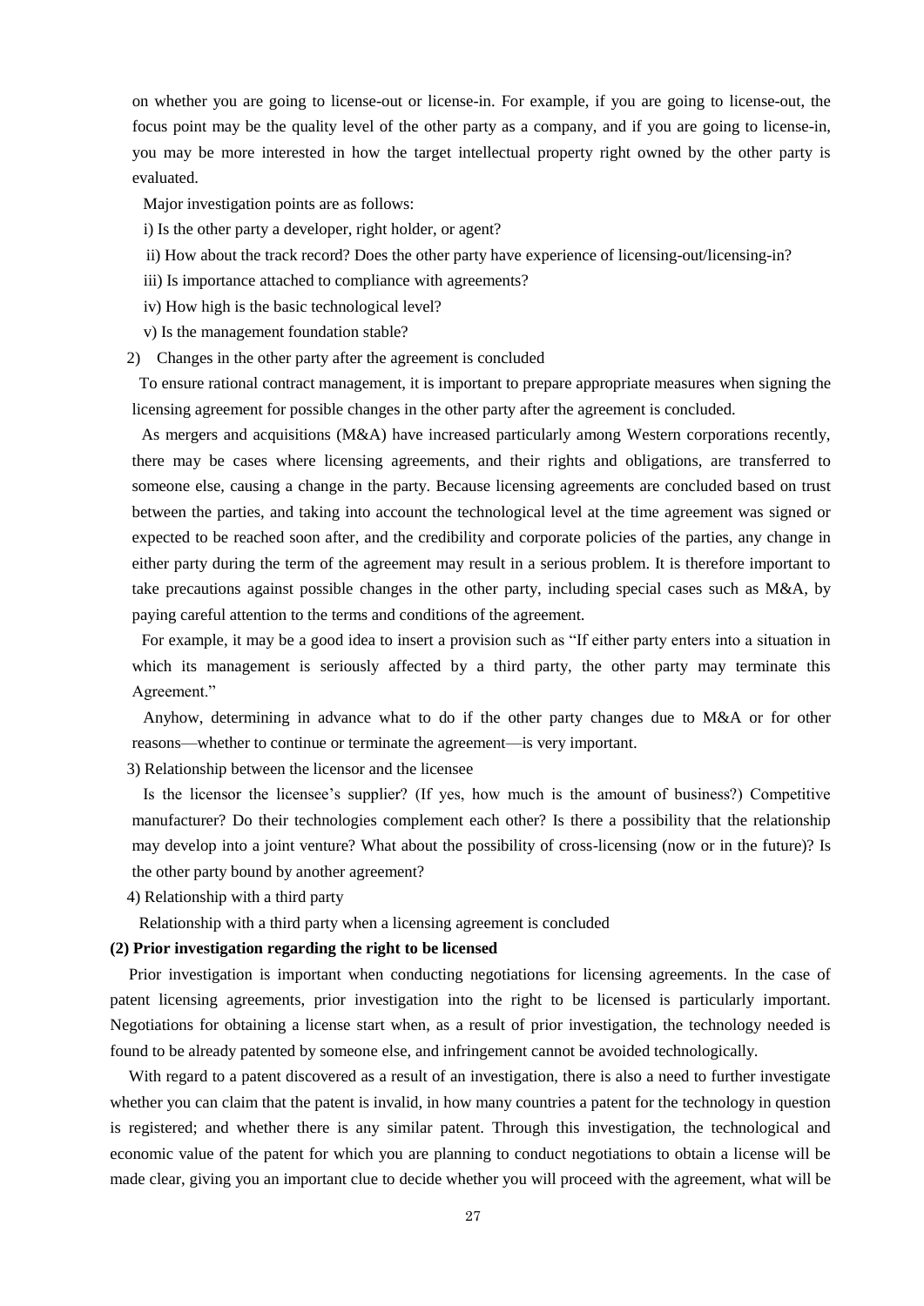on whether you are going to license-out or license-in. For example, if you are going to license-out, the focus point may be the quality level of the other party as a company, and if you are going to license-in, you may be more interested in how the target intellectual property right owned by the other party is evaluated.

Major investigation points are as follows:

i) Is the other party a developer, right holder, or agent?

ii) How about the track record? Does the other party have experience of licensing-out/licensing-in?

iii) Is importance attached to compliance with agreements?

iv) How high is the basic technological level?

v) Is the management foundation stable?

2) Changes in the other party after the agreement is concluded

To ensure rational contract management, it is important to prepare appropriate measures when signing the licensing agreement for possible changes in the other party after the agreement is concluded.

As mergers and acquisitions (M&A) have increased particularly among Western corporations recently, there may be cases where licensing agreements, and their rights and obligations, are transferred to someone else, causing a change in the party. Because licensing agreements are concluded based on trust between the parties, and taking into account the technological level at the time agreement was signed or expected to be reached soon after, and the credibility and corporate policies of the parties, any change in either party during the term of the agreement may result in a serious problem. It is therefore important to take precautions against possible changes in the other party, including special cases such as M&A, by paying careful attention to the terms and conditions of the agreement.

For example, it may be a good idea to insert a provision such as "If either party enters into a situation in which its management is seriously affected by a third party, the other party may terminate this Agreement."

Anyhow, determining in advance what to do if the other party changes due to M&A or for other reasons—whether to continue or terminate the agreement—is very important.

3) Relationship between the licensor and the licensee

Is the licensor the licensee's supplier? (If yes, how much is the amount of business?) Competitive manufacturer? Do their technologies complement each other? Is there a possibility that the relationship may develop into a joint venture? What about the possibility of cross-licensing (now or in the future)? Is the other party bound by another agreement?

4) Relationship with a third party

Relationship with a third party when a licensing agreement is concluded

**(2) Prior investigation regarding the right to be licensed**

Prior investigation is important when conducting negotiations for licensing agreements. In the case of patent licensing agreements, prior investigation into the right to be licensed is particularly important. Negotiations for obtaining a license start when, as a result of prior investigation, the technology needed is found to be already patented by someone else, and infringement cannot be avoided technologically.

With regard to a patent discovered as a result of an investigation, there is also a need to further investigate whether you can claim that the patent is invalid, in how many countries a patent for the technology in question is registered; and whether there is any similar patent. Through this investigation, the technological and economic value of the patent for which you are planning to conduct negotiations to obtain a license will be made clear, giving you an important clue to decide whether you will proceed with the agreement, what will be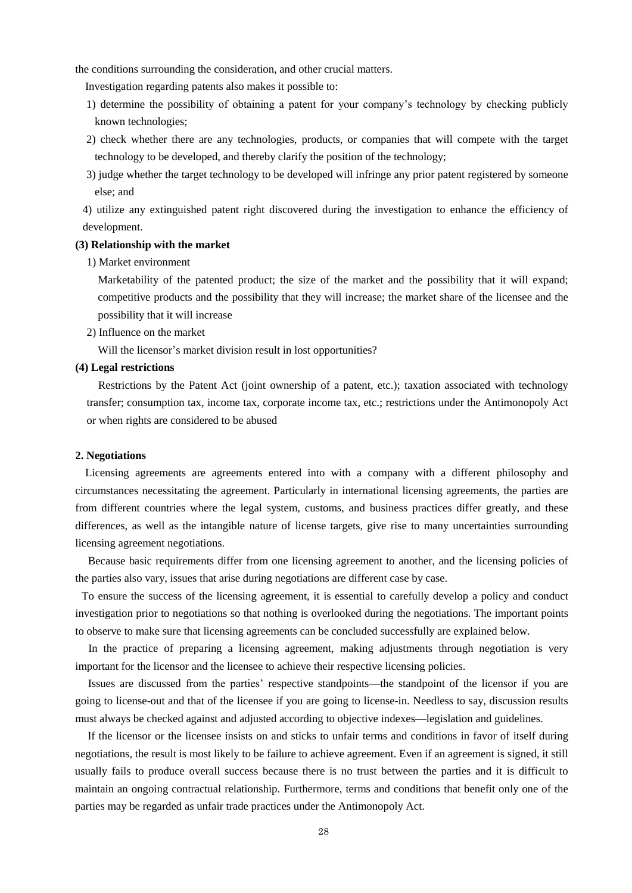the conditions surrounding the consideration, and other crucial matters.

Investigation regarding patents also makes it possible to:

1) determine the possibility of obtaining a patent for your company's technology by checking publicly known technologies;

2) check whether there are any technologies, products, or companies that will compete with the target technology to be developed, and thereby clarify the position of the technology;

3) judge whether the target technology to be developed will infringe any prior patent registered by someone else; and

4) utilize any extinguished patent right discovered during the investigation to enhance the efficiency of development.

**(3) Relationship with the market**

1) Market environment

Marketability of the patented product; the size of the market and the possibility that it will expand; competitive products and the possibility that they will increase; the market share of the licensee and the possibility that it will increase

2) Influence on the market

Will the licensor's market division result in lost opportunities?

**(4) Legal restrictions**

Restrictions by the Patent Act (joint ownership of a patent, etc.); taxation associated with technology transfer; consumption tax, income tax, corporate income tax, etc.; restrictions under the Antimonopoly Act or when rights are considered to be abused

**2. Negotiations**

Licensing agreements are agreements entered into with a company with a different philosophy and circumstances necessitating the agreement. Particularly in international licensing agreements, the parties are from different countries where the legal system, customs, and business practices differ greatly, and these differences, as well as the intangible nature of license targets, give rise to many uncertainties surrounding licensing agreement negotiations.

Because basic requirements differ from one licensing agreement to another, and the licensing policies of the parties also vary, issues that arise during negotiations are different case by case.

To ensure the success of the licensing agreement, it is essential to carefully develop a policy and conduct investigation prior to negotiations so that nothing is overlooked during the negotiations. The important points to observe to make sure that licensing agreements can be concluded successfully are explained below.

In the practice of preparing a licensing agreement, making adjustments through negotiation is very important for the licensor and the licensee to achieve their respective licensing policies.

Issues are discussed from the parties' respective standpoints—the standpoint of the licensor if you are going to license-out and that of the licensee if you are going to license-in. Needless to say, discussion results must always be checked against and adjusted according to objective indexes—legislation and guidelines.

If the licensor or the licensee insists on and sticks to unfair terms and conditions in favor of itself during negotiations, the result is most likely to be failure to achieve agreement. Even if an agreement is signed, it still usually fails to produce overall success because there is no trust between the parties and it is difficult to maintain an ongoing contractual relationship. Furthermore, terms and conditions that benefit only one of the parties may be regarded as unfair trade practices under the Antimonopoly Act.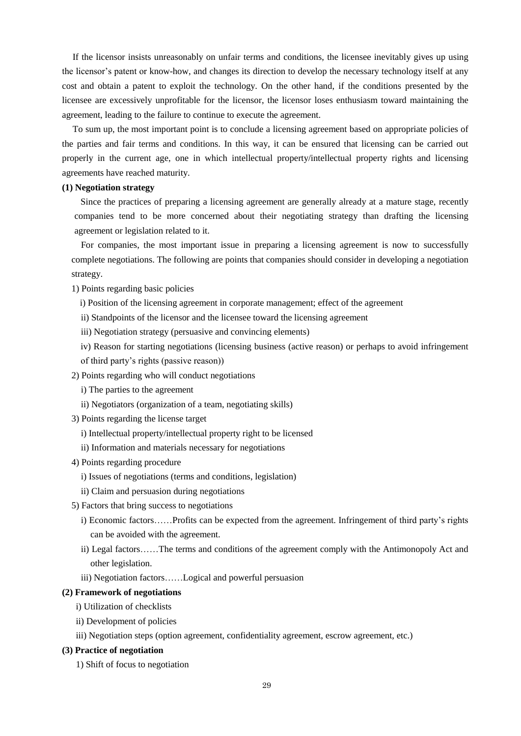If the licensor insists unreasonably on unfair terms and conditions, the licensee inevitably gives up using the licensor's patent or know-how, and changes its direction to develop the necessary technology itself at any cost and obtain a patent to exploit the technology. On the other hand, if the conditions presented by the licensee are excessively unprofitable for the licensor, the licensor loses enthusiasm toward maintaining the agreement, leading to the failure to continue to execute the agreement.

To sum up, the most important point is to conclude a licensing agreement based on appropriate policies of the parties and fair terms and conditions. In this way, it can be ensured that licensing can be carried out properly in the current age, one in which intellectual property/intellectual property rights and licensing agreements have reached maturity.

**(1) Negotiation strategy**

Since the practices of preparing a licensing agreement are generally already at a mature stage, recently companies tend to be more concerned about their negotiating strategy than drafting the licensing agreement or legislation related to it.

For companies, the most important issue in preparing a licensing agreement is now to successfully complete negotiations. The following are points that companies should consider in developing a negotiation strategy.

1) Points regarding basic policies

- i) Position of the licensing agreement in corporate management; effect of the agreement
- ii) Standpoints of the licensor and the licensee toward the licensing agreement
- iii) Negotiation strategy (persuasive and convincing elements)
- iv) Reason for starting negotiations (licensing business (active reason) or perhaps to avoid infringement of third party's rights (passive reason))

2) Points regarding who will conduct negotiations

- i) The parties to the agreement
- ii) Negotiators (organization of a team, negotiating skills)

3) Points regarding the license target

- i) Intellectual property/intellectual property right to be licensed
- ii) Information and materials necessary for negotiations

4) Points regarding procedure

- i) Issues of negotiations (terms and conditions, legislation)
- ii) Claim and persuasion during negotiations

5) Factors that bring success to negotiations

- i) Economic factors……Profits can be expected from the agreement. Infringement of third party's rights can be avoided with the agreement.
- ii) Legal factors……The terms and conditions of the agreement comply with the Antimonopoly Act and other legislation.
- iii) Negotiation factors……Logical and powerful persuasion

**(2) Framework of negotiations**

- i) Utilization of checklists
- ii) Development of policies
- iii) Negotiation steps (option agreement, confidentiality agreement, escrow agreement, etc.)

**(3) Practice of negotiation**

1) Shift of focus to negotiation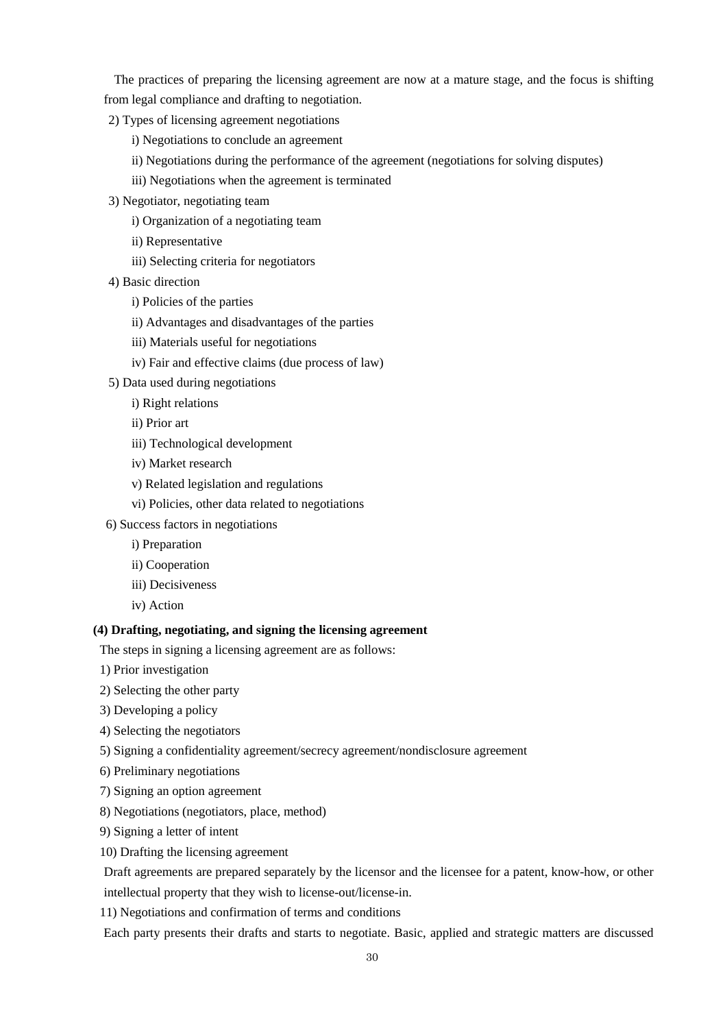The practices of preparing the licensing agreement are now at a mature stage, and the focus is shifting from legal compliance and drafting to negotiation.

2) Types of licensing agreement negotiations

i) Negotiations to conclude an agreement

ii) Negotiations during the performance of the agreement (negotiations for solving disputes)

iii) Negotiations when the agreement is terminated

3) Negotiator, negotiating team

i) Organization of a negotiating team

ii) Representative

iii) Selecting criteria for negotiators

4) Basic direction

i) Policies of the parties

ii) Advantages and disadvantages of the parties

iii) Materials useful for negotiations

iv) Fair and effective claims (due process of law)

5) Data used during negotiations

i) Right relations

ii) Prior art

iii) Technological development

iv) Market research

v) Related legislation and regulations

vi) Policies, other data related to negotiations

6) Success factors in negotiations

i) Preparation

ii) Cooperation

iii) Decisiveness

iv) Action

**(4) Drafting, negotiating, and signing the licensing agreement**

The steps in signing a licensing agreement are as follows:

1) Prior investigation

2) Selecting the other party

3) Developing a policy

4) Selecting the negotiators

5) Signing a confidentiality agreement/secrecy agreement/nondisclosure agreement

6) Preliminary negotiations

7) Signing an option agreement

8) Negotiations (negotiators, place, method)

9) Signing a letter of intent

10) Drafting the licensing agreement

Draft agreements are prepared separately by the licensor and the licensee for a patent, know-how, or other intellectual property that they wish to license-out/license-in.

11) Negotiations and confirmation of terms and conditions

Each party presents their drafts and starts to negotiate. Basic, applied and strategic matters are discussed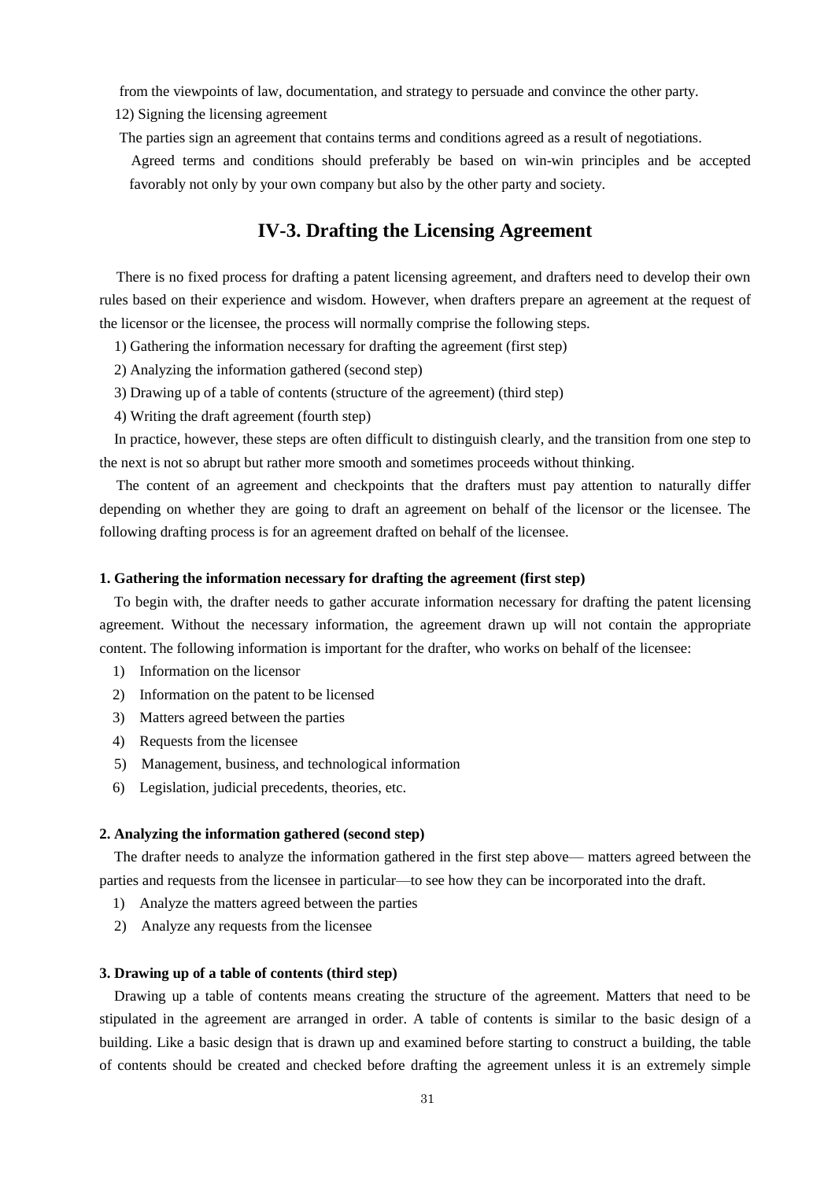from the viewpoints of law, documentation, and strategy to persuade and convince the other party.

12) Signing the licensing agreement

The parties sign an agreement that contains terms and conditions agreed as a result of negotiations.

Agreed terms and conditions should preferably be based on win-win principles and be accepted favorably not only by your own company but also by the other party and society.

## IV-3. Drafting the Licensing Agreement

There is no fixed process for drafting a patent licensing agreement, and drafters need to develop their own rules based on their experience and wisdom. However, when drafters prepare an agreement at the request of the licensor or the licensee, the process will normally comprise the following steps.

1) Gathering the information necessary for drafting the agreement (first step)
2) Analyzing the information gathered (second step)
3) Drawing up of a table of contents (structure of the agreement) (third step)
4) Writing the draft agreement (fourth step)

In practice, however, these steps are often difficult to distinguish clearly, and the transition from one step to the next is not so abrupt but rather more smooth and sometimes proceeds without thinking.

The content of an agreement and checkpoints that the drafters must pay attention to naturally differ depending on whether they are going to draft an agreement on behalf of the licensor or the licensee. The following drafting process is for an agreement drafted on behalf of the licensee.

### 1. Gathering the information necessary for drafting the agreement (first step)

To begin with, the drafter needs to gather accurate information necessary for drafting the patent licensing agreement. Without the necessary information, the agreement drawn up will not contain the appropriate content. The following information is important for the drafter, who works on behalf of the licensee:

1) Information on the licensor
2) Information on the patent to be licensed
3) Matters agreed between the parties
4) Requests from the licensee
5) Management, business, and technological information
6) Legislation, judicial precedents, theories, etc.

### 2. Analyzing the information gathered (second step)

The drafter needs to analyze the information gathered in the first step above— matters agreed between the parties and requests from the licensee in particular—to see how they can be incorporated into the draft.

1) Analyze the matters agreed between the parties
2) Analyze any requests from the licensee

### 3. Drawing up of a table of contents (third step)

Drawing up a table of contents means creating the structure of the agreement. Matters that need to be stipulated in the agreement are arranged in order. A table of contents is similar to the basic design of a building. Like a basic design that is drawn up and examined before starting to construct a building, the table of contents should be created and checked before drafting the agreement unless it is an extremely simple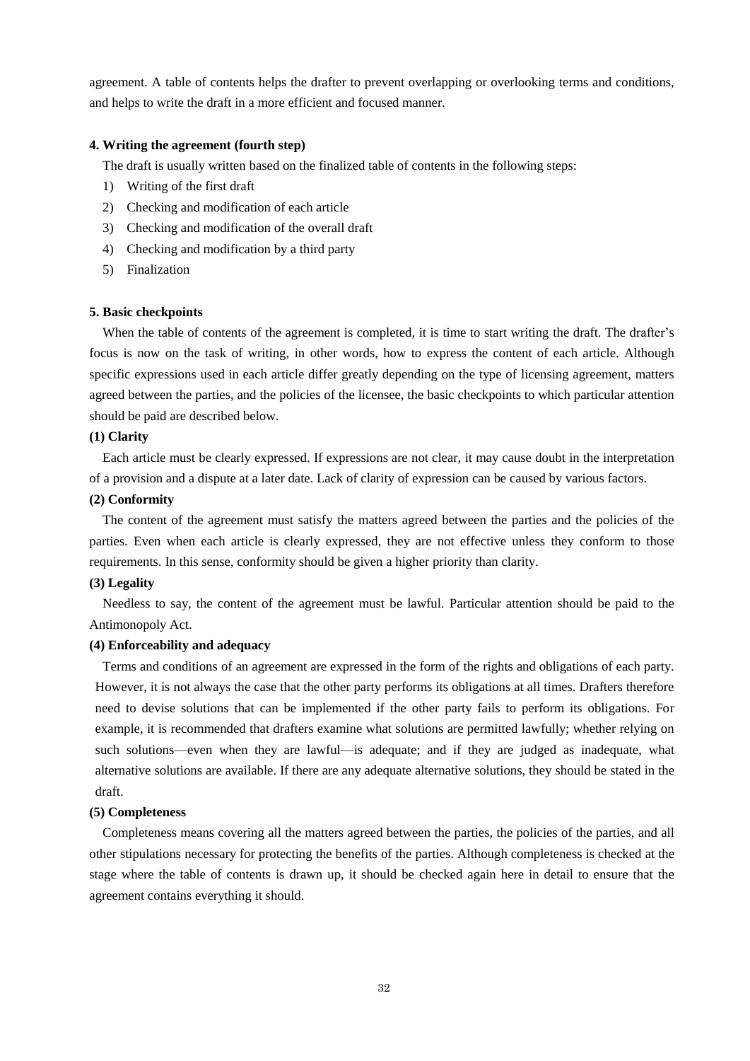agreement. A table of contents helps the drafter to prevent overlapping or overlooking terms and conditions, and helps to write the draft in a more efficient and focused manner.

#### 4. Writing the agreement (fourth step)

The draft is usually written based on the finalized table of contents in the following steps:

1) Writing of the first draft
2) Checking and modification of each article
3) Checking and modification of the overall draft
4) Checking and modification by a third party
5) Finalization

#### 5. Basic checkpoints

When the table of contents of the agreement is completed, it is time to start writing the draft. The drafter's focus is now on the task of writing, in other words, how to express the content of each article. Although specific expressions used in each article differ greatly depending on the type of licensing agreement, matters agreed between the parties, and the policies of the licensee, the basic checkpoints to which particular attention should be paid are described below.

**(1) Clarity**

Each article must be clearly expressed. If expressions are not clear, it may cause doubt in the interpretation of a provision and a dispute at a later date. Lack of clarity of expression can be caused by various factors.

**(2) Conformity**

The content of the agreement must satisfy the matters agreed between the parties and the policies of the parties. Even when each article is clearly expressed, they are not effective unless they conform to those requirements. In this sense, conformity should be given a higher priority than clarity.

**(3) Legality**

Needless to say, the content of the agreement must be lawful. Particular attention should be paid to the Antimonopoly Act.

**(4) Enforceability and adequacy**

Terms and conditions of an agreement are expressed in the form of the rights and obligations of each party. However, it is not always the case that the other party performs its obligations at all times. Drafters therefore need to devise solutions that can be implemented if the other party fails to perform its obligations. For example, it is recommended that drafters examine what solutions are permitted lawfully; whether relying on such solutions—even when they are lawful—is adequate; and if they are judged as inadequate, what alternative solutions are available. If there are any adequate alternative solutions, they should be stated in the draft.

**(5) Completeness**

Completeness means covering all the matters agreed between the parties, the policies of the parties, and all other stipulations necessary for protecting the benefits of the parties. Although completeness is checked at the stage where the table of contents is drawn up, it should be checked again here in detail to ensure that the agreement contains everything it should.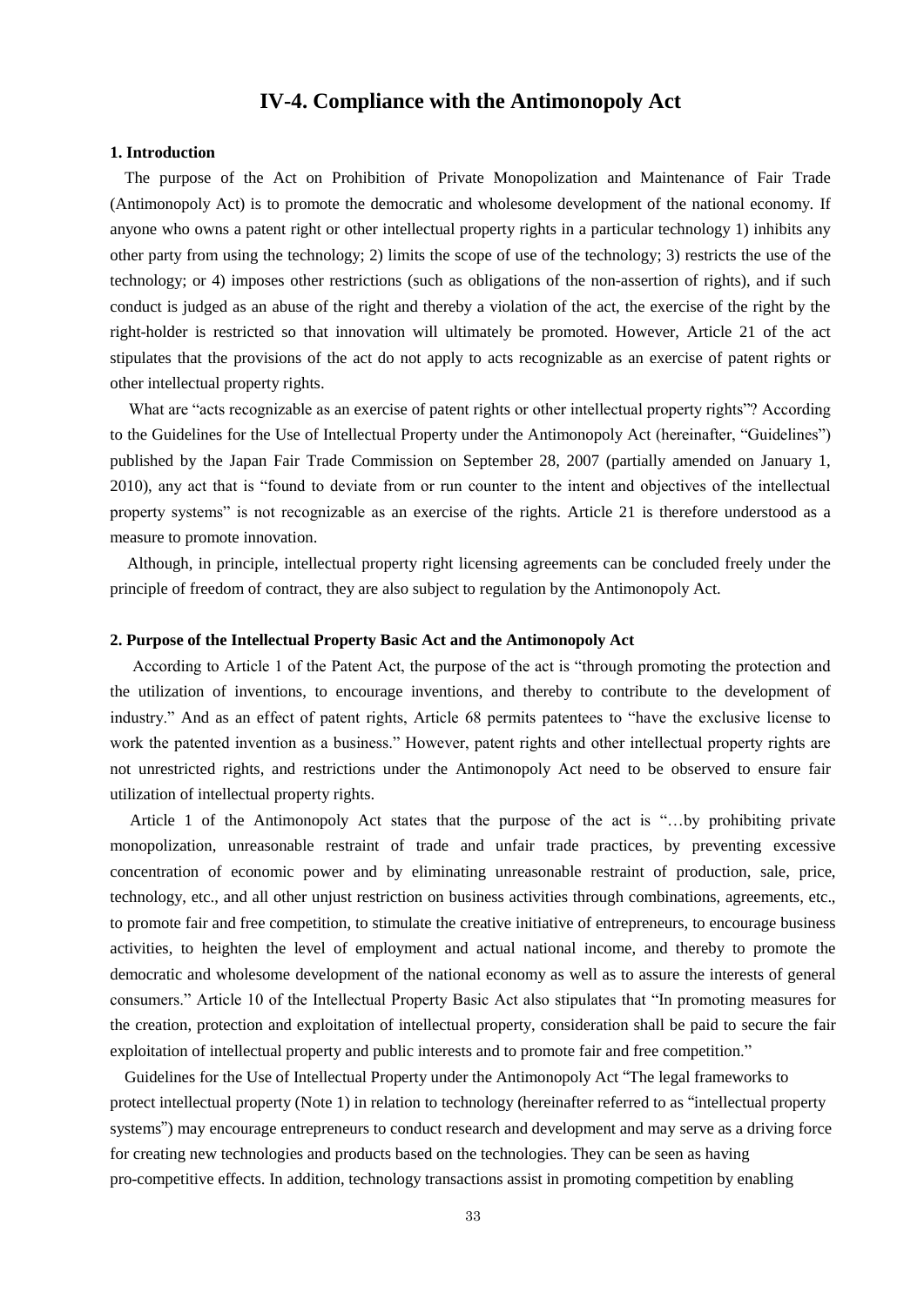# IV-4. Compliance with the Antimonopoly Act

## 1. Introduction

The purpose of the Act on Prohibition of Private Monopolization and Maintenance of Fair Trade (Antimonopoly Act) is to promote the democratic and wholesome development of the national economy. If anyone who owns a patent right or other intellectual property rights in a particular technology 1) inhibits any other party from using the technology; 2) limits the scope of use of the technology; 3) restricts the use of the technology; or 4) imposes other restrictions (such as obligations of the non-assertion of rights), and if such conduct is judged as an abuse of the right and thereby a violation of the act, the exercise of the right by the right-holder is restricted so that innovation will ultimately be promoted. However, Article 21 of the act stipulates that the provisions of the act do not apply to acts recognizable as an exercise of patent rights or other intellectual property rights.

What are "acts recognizable as an exercise of patent rights or other intellectual property rights"? According to the Guidelines for the Use of Intellectual Property under the Antimonopoly Act (hereinafter, "Guidelines") published by the Japan Fair Trade Commission on September 28, 2007 (partially amended on January 1, 2010), any act that is "found to deviate from or run counter to the intent and objectives of the intellectual property systems" is not recognizable as an exercise of the rights. Article 21 is therefore understood as a measure to promote innovation.

Although, in principle, intellectual property right licensing agreements can be concluded freely under the principle of freedom of contract, they are also subject to regulation by the Antimonopoly Act.

## 2. Purpose of the Intellectual Property Basic Act and the Antimonopoly Act

According to Article 1 of the Patent Act, the purpose of the act is "through promoting the protection and the utilization of inventions, to encourage inventions, and thereby to contribute to the development of industry." And as an effect of patent rights, Article 68 permits patentees to "have the exclusive license to work the patented invention as a business." However, patent rights and other intellectual property rights are not unrestricted rights, and restrictions under the Antimonopoly Act need to be observed to ensure fair utilization of intellectual property rights.

Article 1 of the Antimonopoly Act states that the purpose of the act is "…by prohibiting private monopolization, unreasonable restraint of trade and unfair trade practices, by preventing excessive concentration of economic power and by eliminating unreasonable restraint of production, sale, price, technology, etc., and all other unjust restriction on business activities through combinations, agreements, etc., to promote fair and free competition, to stimulate the creative initiative of entrepreneurs, to encourage business activities, to heighten the level of employment and actual national income, and thereby to promote the democratic and wholesome development of the national economy as well as to assure the interests of general consumers." Article 10 of the Intellectual Property Basic Act also stipulates that "In promoting measures for the creation, protection and exploitation of intellectual property, consideration shall be paid to secure the fair exploitation of intellectual property and public interests and to promote fair and free competition."

Guidelines for the Use of Intellectual Property under the Antimonopoly Act "The legal frameworks to protect intellectual property (Note 1) in relation to technology (hereinafter referred to as "intellectual property systems") may encourage entrepreneurs to conduct research and development and may serve as a driving force for creating new technologies and products based on the technologies. They can be seen as having pro-competitive effects. In addition, technology transactions assist in promoting competition by enabling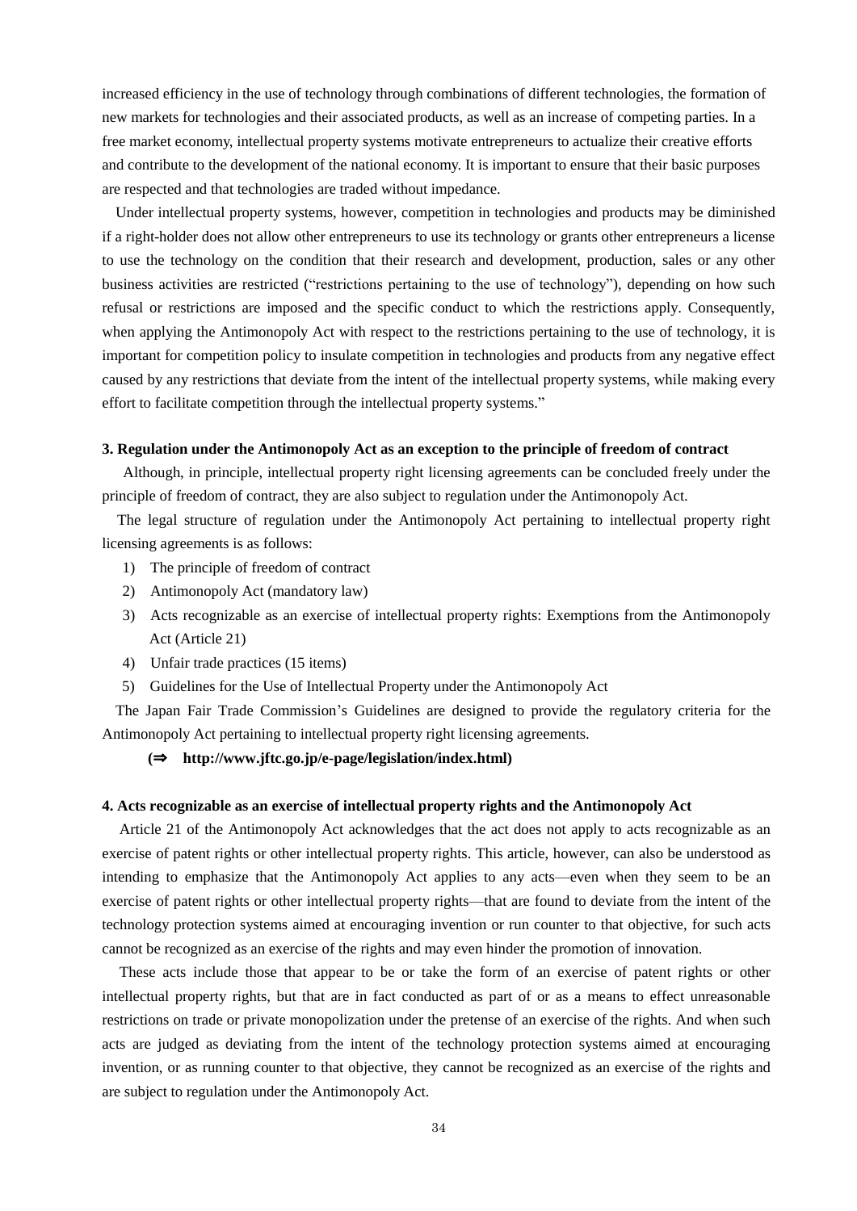increased efficiency in the use of technology through combinations of different technologies, the formation of new markets for technologies and their associated products, as well as an increase of competing parties. In a free market economy, intellectual property systems motivate entrepreneurs to actualize their creative efforts and contribute to the development of the national economy. It is important to ensure that their basic purposes are respected and that technologies are traded without impedance.

Under intellectual property systems, however, competition in technologies and products may be diminished if a right-holder does not allow other entrepreneurs to use its technology or grants other entrepreneurs a license to use the technology on the condition that their research and development, production, sales or any other business activities are restricted ("restrictions pertaining to the use of technology"), depending on how such refusal or restrictions are imposed and the specific conduct to which the restrictions apply. Consequently, when applying the Antimonopoly Act with respect to the restrictions pertaining to the use of technology, it is important for competition policy to insulate competition in technologies and products from any negative effect caused by any restrictions that deviate from the intent of the intellectual property systems, while making every effort to facilitate competition through the intellectual property systems."

### 3. Regulation under the Antimonopoly Act as an exception to the principle of freedom of contract

Although, in principle, intellectual property right licensing agreements can be concluded freely under the principle of freedom of contract, they are also subject to regulation under the Antimonopoly Act.

The legal structure of regulation under the Antimonopoly Act pertaining to intellectual property right licensing agreements is as follows:

1) The principle of freedom of contract
2) Antimonopoly Act (mandatory law)
3) Acts recognizable as an exercise of intellectual property rights: Exemptions from the Antimonopoly Act (Article 21)
4) Unfair trade practices (15 items)
5) Guidelines for the Use of Intellectual Property under the Antimonopoly Act

The Japan Fair Trade Commission's Guidelines are designed to provide the regulatory criteria for the Antimonopoly Act pertaining to intellectual property right licensing agreements.

**(⇒ http://www.jftc.go.jp/e-page/legislation/index.html)**

### 4. Acts recognizable as an exercise of intellectual property rights and the Antimonopoly Act

Article 21 of the Antimonopoly Act acknowledges that the act does not apply to acts recognizable as an exercise of patent rights or other intellectual property rights. This article, however, can also be understood as intending to emphasize that the Antimonopoly Act applies to any acts—even when they seem to be an exercise of patent rights or other intellectual property rights—that are found to deviate from the intent of the technology protection systems aimed at encouraging invention or run counter to that objective, for such acts cannot be recognized as an exercise of the rights and may even hinder the promotion of innovation.

These acts include those that appear to be or take the form of an exercise of patent rights or other intellectual property rights, but that are in fact conducted as part of or as a means to effect unreasonable restrictions on trade or private monopolization under the pretense of an exercise of the rights. And when such acts are judged as deviating from the intent of the technology protection systems aimed at encouraging invention, or as running counter to that objective, they cannot be recognized as an exercise of the rights and are subject to regulation under the Antimonopoly Act.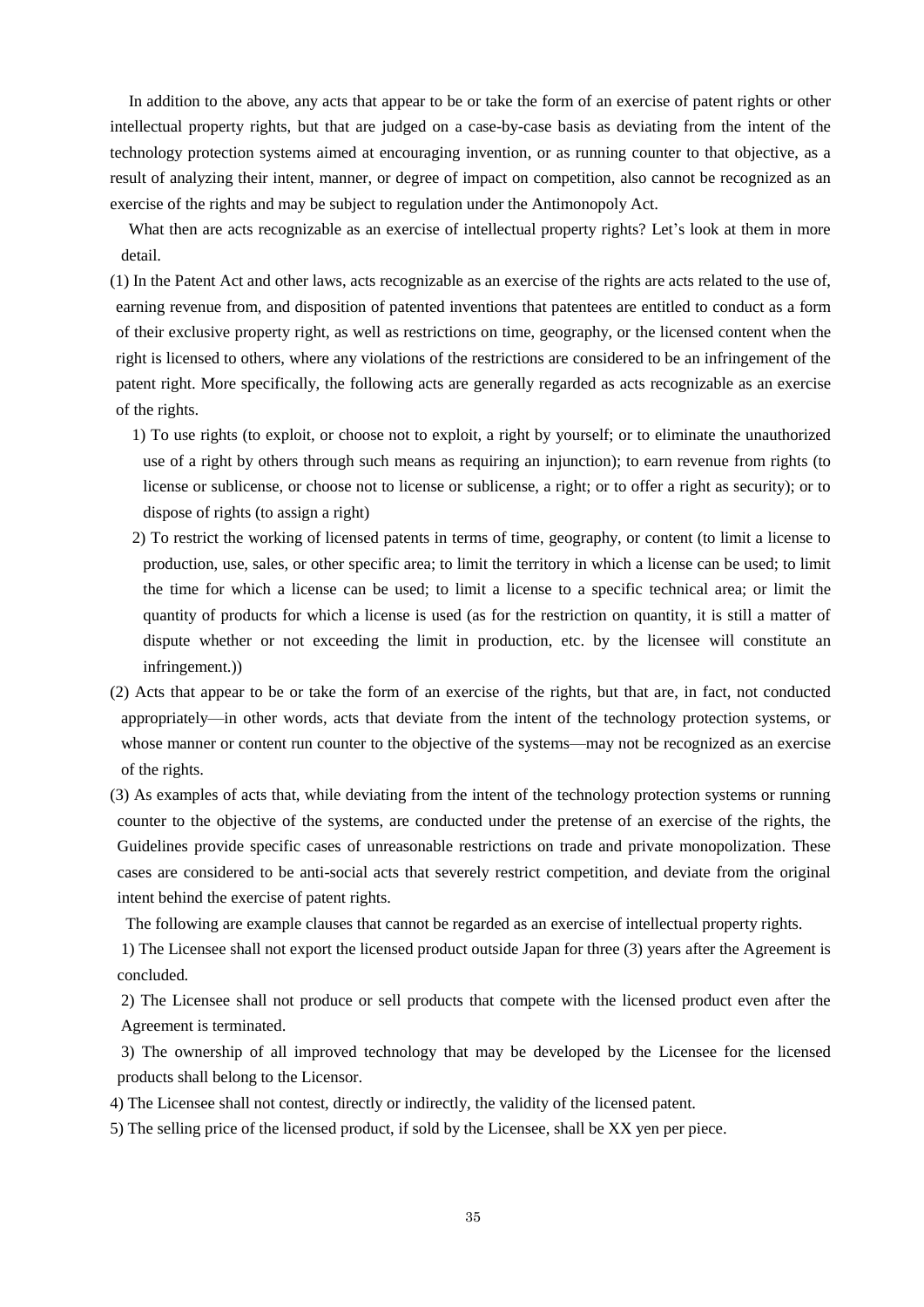In addition to the above, any acts that appear to be or take the form of an exercise of patent rights or other intellectual property rights, but that are judged on a case-by-case basis as deviating from the intent of the technology protection systems aimed at encouraging invention, or as running counter to that objective, as a result of analyzing their intent, manner, or degree of impact on competition, also cannot be recognized as an exercise of the rights and may be subject to regulation under the Antimonopoly Act.

What then are acts recognizable as an exercise of intellectual property rights? Let's look at them in more detail.

(1) In the Patent Act and other laws, acts recognizable as an exercise of the rights are acts related to the use of, earning revenue from, and disposition of patented inventions that patentees are entitled to conduct as a form of their exclusive property right, as well as restrictions on time, geography, or the licensed content when the right is licensed to others, where any violations of the restrictions are considered to be an infringement of the patent right. More specifically, the following acts are generally regarded as acts recognizable as an exercise of the rights.

  1) To use rights (to exploit, or choose not to exploit, a right by yourself; or to eliminate the unauthorized use of a right by others through such means as requiring an injunction); to earn revenue from rights (to license or sublicense, or choose not to license or sublicense, a right; or to offer a right as security); or to dispose of rights (to assign a right)

  2) To restrict the working of licensed patents in terms of time, geography, or content (to limit a license to production, use, sales, or other specific area; to limit the territory in which a license can be used; to limit the time for which a license can be used; to limit a license to a specific technical area; or limit the quantity of products for which a license is used (as for the restriction on quantity, it is still a matter of dispute whether or not exceeding the limit in production, etc. by the licensee will constitute an infringement.))

(2) Acts that appear to be or take the form of an exercise of the rights, but that are, in fact, not conducted appropriately—in other words, acts that deviate from the intent of the technology protection systems, or whose manner or content run counter to the objective of the systems—may not be recognized as an exercise of the rights.

(3) As examples of acts that, while deviating from the intent of the technology protection systems or running counter to the objective of the systems, are conducted under the pretense of an exercise of the rights, the Guidelines provide specific cases of unreasonable restrictions on trade and private monopolization. These cases are considered to be anti-social acts that severely restrict competition, and deviate from the original intent behind the exercise of patent rights.

The following are example clauses that cannot be regarded as an exercise of intellectual property rights.

1) The Licensee shall not export the licensed product outside Japan for three (3) years after the Agreement is concluded.

2) The Licensee shall not produce or sell products that compete with the licensed product even after the Agreement is terminated.

3) The ownership of all improved technology that may be developed by the Licensee for the licensed products shall belong to the Licensor.

4) The Licensee shall not contest, directly or indirectly, the validity of the licensed patent.

5) The selling price of the licensed product, if sold by the Licensee, shall be XX yen per piece.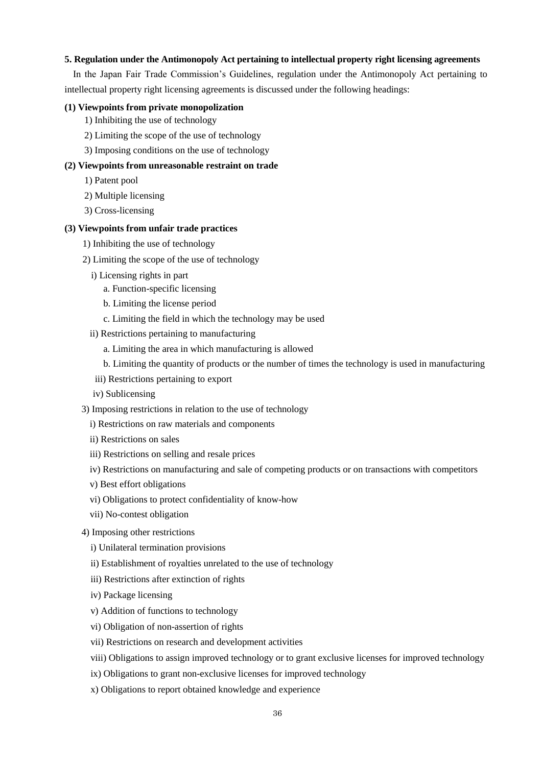**5. Regulation under the Antimonopoly Act pertaining to intellectual property right licensing agreements**

In the Japan Fair Trade Commission's Guidelines, regulation under the Antimonopoly Act pertaining to intellectual property right licensing agreements is discussed under the following headings:

**(1) Viewpoints from private monopolization**

1) Inhibiting the use of technology

2) Limiting the scope of the use of technology

3) Imposing conditions on the use of technology

**(2) Viewpoints from unreasonable restraint on trade**

1) Patent pool

2) Multiple licensing

3) Cross-licensing

**(3) Viewpoints from unfair trade practices**

1) Inhibiting the use of technology

2) Limiting the scope of the use of technology

- i) Licensing rights in part
  - a. Function-specific licensing
  - b. Limiting the license period
  - c. Limiting the field in which the technology may be used
- ii) Restrictions pertaining to manufacturing
  - a. Limiting the area in which manufacturing is allowed
  - b. Limiting the quantity of products or the number of times the technology is used in manufacturing
- iii) Restrictions pertaining to export
- iv) Sublicensing

3) Imposing restrictions in relation to the use of technology

- i) Restrictions on raw materials and components
- ii) Restrictions on sales
- iii) Restrictions on selling and resale prices
- iv) Restrictions on manufacturing and sale of competing products or on transactions with competitors
- v) Best effort obligations
- vi) Obligations to protect confidentiality of know-how
- vii) No-contest obligation

4) Imposing other restrictions

- i) Unilateral termination provisions
- ii) Establishment of royalties unrelated to the use of technology
- iii) Restrictions after extinction of rights
- iv) Package licensing
- v) Addition of functions to technology
- vi) Obligation of non-assertion of rights
- vii) Restrictions on research and development activities
- viii) Obligations to assign improved technology or to grant exclusive licenses for improved technology
- ix) Obligations to grant non-exclusive licenses for improved technology
- x) Obligations to report obtained knowledge and experience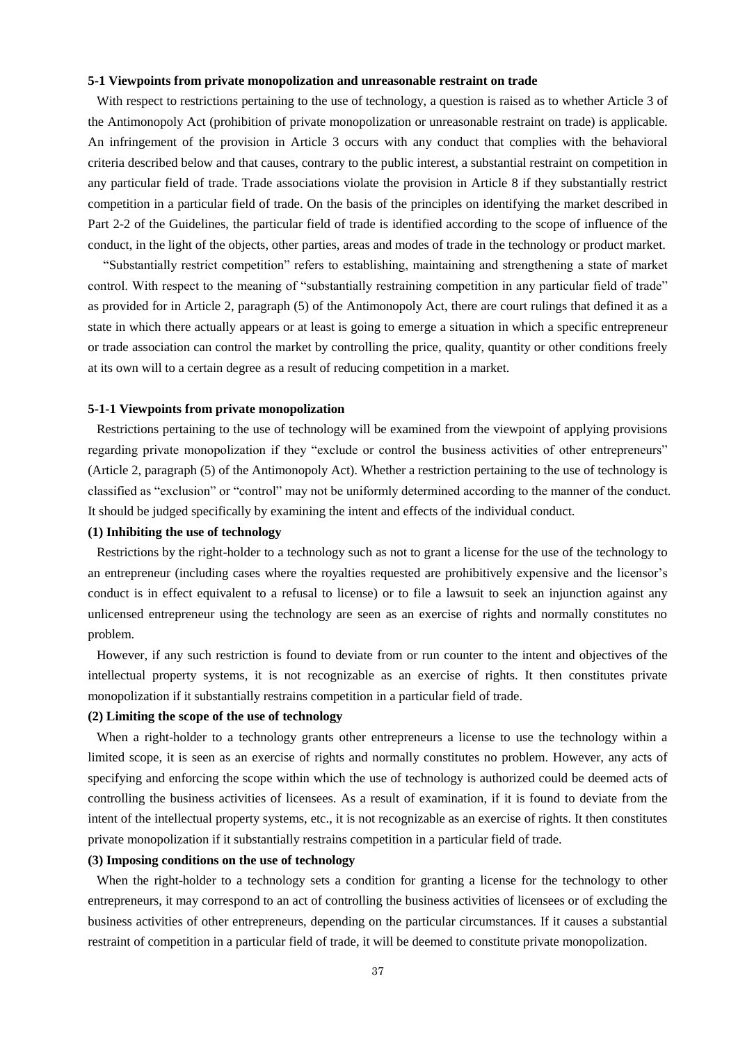### 5-1 Viewpoints from private monopolization and unreasonable restraint on trade

With respect to restrictions pertaining to the use of technology, a question is raised as to whether Article 3 of the Antimonopoly Act (prohibition of private monopolization or unreasonable restraint on trade) is applicable. An infringement of the provision in Article 3 occurs with any conduct that complies with the behavioral criteria described below and that causes, contrary to the public interest, a substantial restraint on competition in any particular field of trade. Trade associations violate the provision in Article 8 if they substantially restrict competition in a particular field of trade. On the basis of the principles on identifying the market described in Part 2-2 of the Guidelines, the particular field of trade is identified according to the scope of influence of the conduct, in the light of the objects, other parties, areas and modes of trade in the technology or product market.

"Substantially restrict competition" refers to establishing, maintaining and strengthening a state of market control. With respect to the meaning of "substantially restraining competition in any particular field of trade" as provided for in Article 2, paragraph (5) of the Antimonopoly Act, there are court rulings that defined it as a state in which there actually appears or at least is going to emerge a situation in which a specific entrepreneur or trade association can control the market by controlling the price, quality, quantity or other conditions freely at its own will to a certain degree as a result of reducing competition in a market.

#### 5-1-1 Viewpoints from private monopolization

Restrictions pertaining to the use of technology will be examined from the viewpoint of applying provisions regarding private monopolization if they "exclude or control the business activities of other entrepreneurs" (Article 2, paragraph (5) of the Antimonopoly Act). Whether a restriction pertaining to the use of technology is classified as "exclusion" or "control" may not be uniformly determined according to the manner of the conduct. It should be judged specifically by examining the intent and effects of the individual conduct.

**(1) Inhibiting the use of technology**

Restrictions by the right-holder to a technology such as not to grant a license for the use of the technology to an entrepreneur (including cases where the royalties requested are prohibitively expensive and the licensor's conduct is in effect equivalent to a refusal to license) or to file a lawsuit to seek an injunction against any unlicensed entrepreneur using the technology are seen as an exercise of rights and normally constitutes no problem.

However, if any such restriction is found to deviate from or run counter to the intent and objectives of the intellectual property systems, it is not recognizable as an exercise of rights. It then constitutes private monopolization if it substantially restrains competition in a particular field of trade.

**(2) Limiting the scope of the use of technology**

When a right-holder to a technology grants other entrepreneurs a license to use the technology within a limited scope, it is seen as an exercise of rights and normally constitutes no problem. However, any acts of specifying and enforcing the scope within which the use of technology is authorized could be deemed acts of controlling the business activities of licensees. As a result of examination, if it is found to deviate from the intent of the intellectual property systems, etc., it is not recognizable as an exercise of rights. It then constitutes private monopolization if it substantially restrains competition in a particular field of trade.

**(3) Imposing conditions on the use of technology**

When the right-holder to a technology sets a condition for granting a license for the technology to other entrepreneurs, it may correspond to an act of controlling the business activities of licensees or of excluding the business activities of other entrepreneurs, depending on the particular circumstances. If it causes a substantial restraint of competition in a particular field of trade, it will be deemed to constitute private monopolization.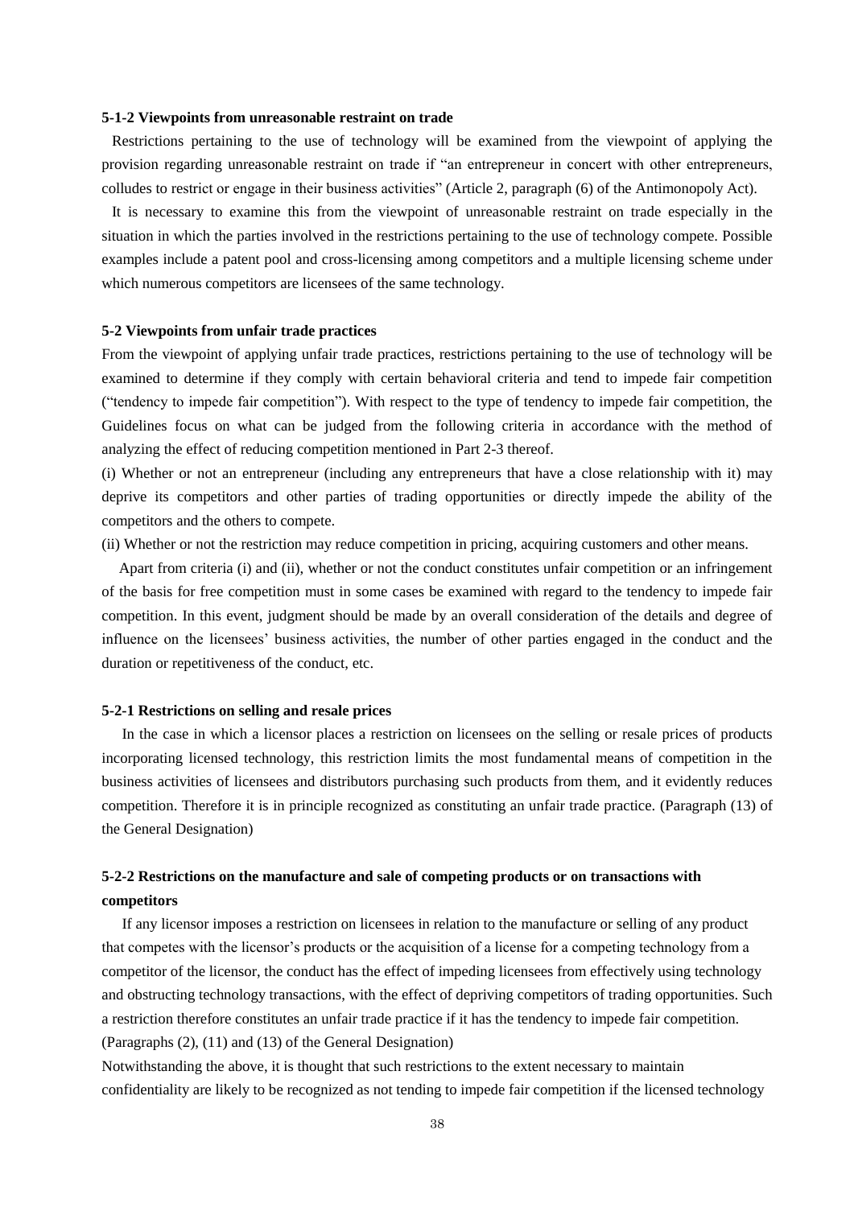#### 5-1-2 Viewpoints from unreasonable restraint on trade

Restrictions pertaining to the use of technology will be examined from the viewpoint of applying the provision regarding unreasonable restraint on trade if “an entrepreneur in concert with other entrepreneurs, colludes to restrict or engage in their business activities” (Article 2, paragraph (6) of the Antimonopoly Act).

It is necessary to examine this from the viewpoint of unreasonable restraint on trade especially in the situation in which the parties involved in the restrictions pertaining to the use of technology compete. Possible examples include a patent pool and cross-licensing among competitors and a multiple licensing scheme under which numerous competitors are licensees of the same technology.

### 5-2 Viewpoints from unfair trade practices

From the viewpoint of applying unfair trade practices, restrictions pertaining to the use of technology will be examined to determine if they comply with certain behavioral criteria and tend to impede fair competition (“tendency to impede fair competition”). With respect to the type of tendency to impede fair competition, the Guidelines focus on what can be judged from the following criteria in accordance with the method of analyzing the effect of reducing competition mentioned in Part 2-3 thereof.

(i) Whether or not an entrepreneur (including any entrepreneurs that have a close relationship with it) may deprive its competitors and other parties of trading opportunities or directly impede the ability of the competitors and the others to compete.

(ii) Whether or not the restriction may reduce competition in pricing, acquiring customers and other means.

Apart from criteria (i) and (ii), whether or not the conduct constitutes unfair competition or an infringement of the basis for free competition must in some cases be examined with regard to the tendency to impede fair competition. In this event, judgment should be made by an overall consideration of the details and degree of influence on the licensees’ business activities, the number of other parties engaged in the conduct and the duration or repetitiveness of the conduct, etc.

#### 5-2-1 Restrictions on selling and resale prices

In the case in which a licensor places a restriction on licensees on the selling or resale prices of products incorporating licensed technology, this restriction limits the most fundamental means of competition in the business activities of licensees and distributors purchasing such products from them, and it evidently reduces competition. Therefore it is in principle recognized as constituting an unfair trade practice. (Paragraph (13) of the General Designation)

#### 5-2-2 Restrictions on the manufacture and sale of competing products or on transactions with competitors

If any licensor imposes a restriction on licensees in relation to the manufacture or selling of any product that competes with the licensor’s products or the acquisition of a license for a competing technology from a competitor of the licensor, the conduct has the effect of impeding licensees from effectively using technology and obstructing technology transactions, with the effect of depriving competitors of trading opportunities. Such a restriction therefore constitutes an unfair trade practice if it has the tendency to impede fair competition. (Paragraphs (2), (11) and (13) of the General Designation)

Notwithstanding the above, it is thought that such restrictions to the extent necessary to maintain confidentiality are likely to be recognized as not tending to impede fair competition if the licensed technology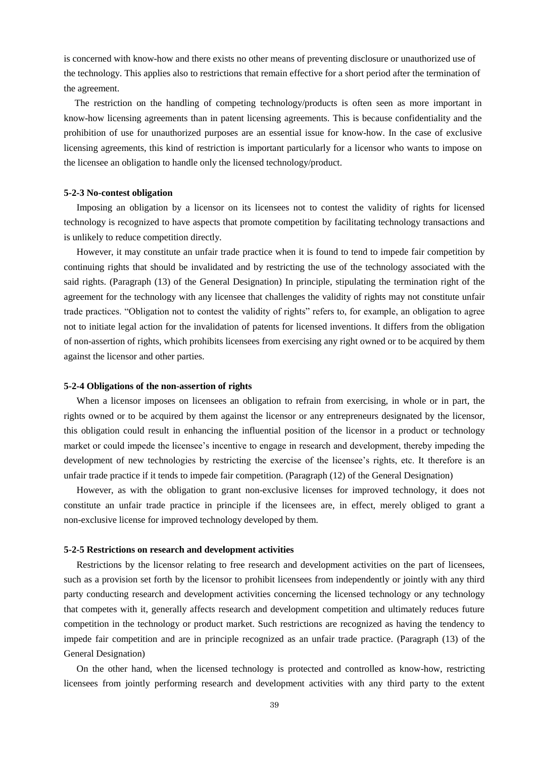is concerned with know-how and there exists no other means of preventing disclosure or unauthorized use of the technology. This applies also to restrictions that remain effective for a short period after the termination of the agreement.

The restriction on the handling of competing technology/products is often seen as more important in know-how licensing agreements than in patent licensing agreements. This is because confidentiality and the prohibition of use for unauthorized purposes are an essential issue for know-how. In the case of exclusive licensing agreements, this kind of restriction is important particularly for a licensor who wants to impose on the licensee an obligation to handle only the licensed technology/product.

#### 5-2-3 No-contest obligation

Imposing an obligation by a licensor on its licensees not to contest the validity of rights for licensed technology is recognized to have aspects that promote competition by facilitating technology transactions and is unlikely to reduce competition directly.

However, it may constitute an unfair trade practice when it is found to tend to impede fair competition by continuing rights that should be invalidated and by restricting the use of the technology associated with the said rights. (Paragraph (13) of the General Designation) In principle, stipulating the termination right of the agreement for the technology with any licensee that challenges the validity of rights may not constitute unfair trade practices. "Obligation not to contest the validity of rights" refers to, for example, an obligation to agree not to initiate legal action for the invalidation of patents for licensed inventions. It differs from the obligation of non-assertion of rights, which prohibits licensees from exercising any right owned or to be acquired by them against the licensor and other parties.

#### 5-2-4 Obligations of the non-assertion of rights

When a licensor imposes on licensees an obligation to refrain from exercising, in whole or in part, the rights owned or to be acquired by them against the licensor or any entrepreneurs designated by the licensor, this obligation could result in enhancing the influential position of the licensor in a product or technology market or could impede the licensee's incentive to engage in research and development, thereby impeding the development of new technologies by restricting the exercise of the licensee's rights, etc. It therefore is an unfair trade practice if it tends to impede fair competition. (Paragraph (12) of the General Designation)

However, as with the obligation to grant non-exclusive licenses for improved technology, it does not constitute an unfair trade practice in principle if the licensees are, in effect, merely obliged to grant a non-exclusive license for improved technology developed by them.

#### 5-2-5 Restrictions on research and development activities

Restrictions by the licensor relating to free research and development activities on the part of licensees, such as a provision set forth by the licensor to prohibit licensees from independently or jointly with any third party conducting research and development activities concerning the licensed technology or any technology that competes with it, generally affects research and development competition and ultimately reduces future competition in the technology or product market. Such restrictions are recognized as having the tendency to impede fair competition and are in principle recognized as an unfair trade practice. (Paragraph (13) of the General Designation)

On the other hand, when the licensed technology is protected and controlled as know-how, restricting licensees from jointly performing research and development activities with any third party to the extent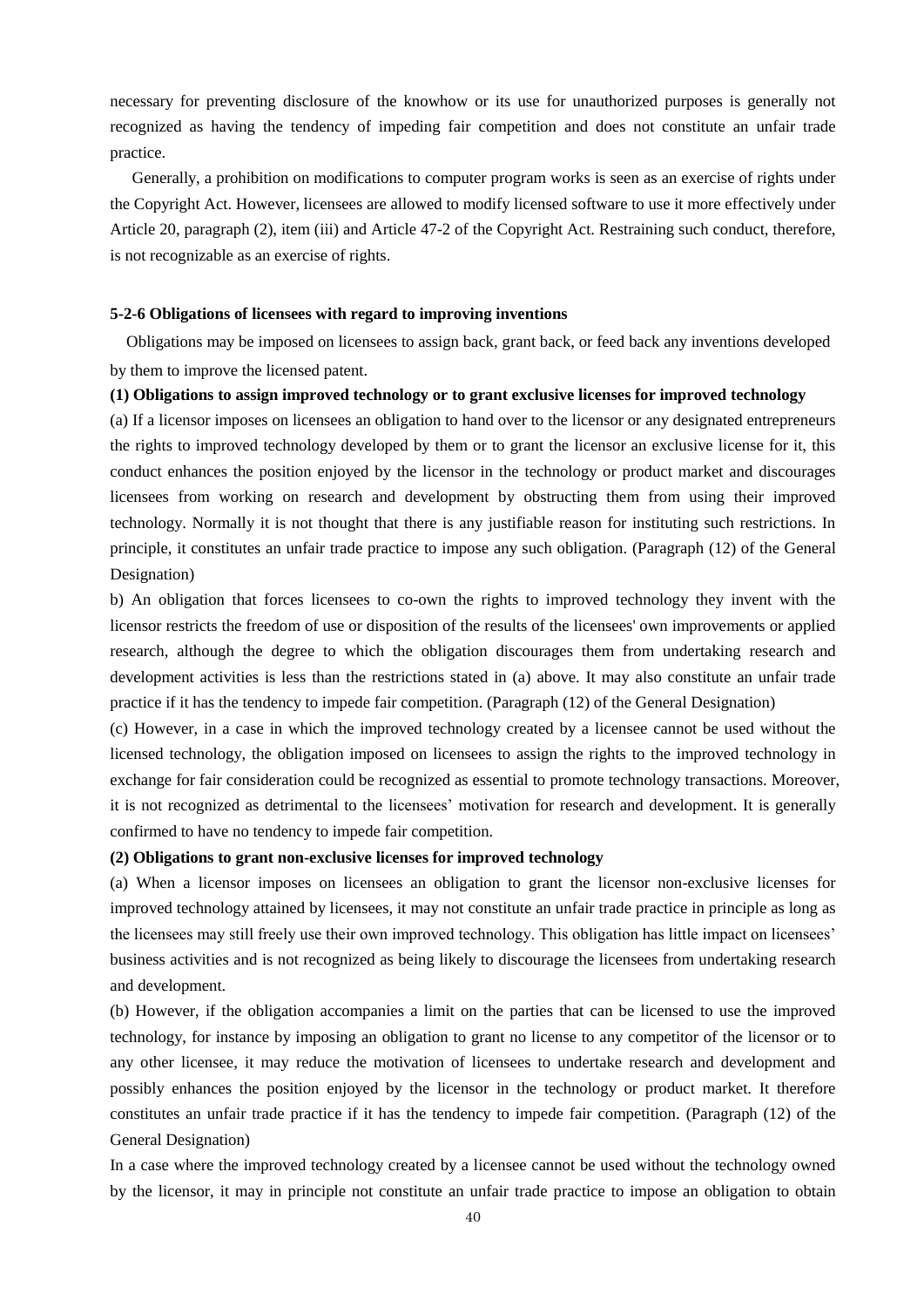necessary for preventing disclosure of the knowhow or its use for unauthorized purposes is generally not recognized as having the tendency of impeding fair competition and does not constitute an unfair trade practice.

Generally, a prohibition on modifications to computer program works is seen as an exercise of rights under the Copyright Act. However, licensees are allowed to modify licensed software to use it more effectively under Article 20, paragraph (2), item (iii) and Article 47-2 of the Copyright Act. Restraining such conduct, therefore, is not recognizable as an exercise of rights.

**5-2-6 Obligations of licensees with regard to improving inventions**

Obligations may be imposed on licensees to assign back, grant back, or feed back any inventions developed by them to improve the licensed patent.

**(1) Obligations to assign improved technology or to grant exclusive licenses for improved technology**

(a) If a licensor imposes on licensees an obligation to hand over to the licensor or any designated entrepreneurs the rights to improved technology developed by them or to grant the licensor an exclusive license for it, this conduct enhances the position enjoyed by the licensor in the technology or product market and discourages licensees from working on research and development by obstructing them from using their improved technology. Normally it is not thought that there is any justifiable reason for instituting such restrictions. In principle, it constitutes an unfair trade practice to impose any such obligation. (Paragraph (12) of the General Designation)

b) An obligation that forces licensees to co-own the rights to improved technology they invent with the licensor restricts the freedom of use or disposition of the results of the licensees' own improvements or applied research, although the degree to which the obligation discourages them from undertaking research and development activities is less than the restrictions stated in (a) above. It may also constitute an unfair trade practice if it has the tendency to impede fair competition. (Paragraph (12) of the General Designation)

(c) However, in a case in which the improved technology created by a licensee cannot be used without the licensed technology, the obligation imposed on licensees to assign the rights to the improved technology in exchange for fair consideration could be recognized as essential to promote technology transactions. Moreover, it is not recognized as detrimental to the licensees' motivation for research and development. It is generally confirmed to have no tendency to impede fair competition.

**(2) Obligations to grant non-exclusive licenses for improved technology**

(a) When a licensor imposes on licensees an obligation to grant the licensor non-exclusive licenses for improved technology attained by licensees, it may not constitute an unfair trade practice in principle as long as the licensees may still freely use their own improved technology. This obligation has little impact on licensees' business activities and is not recognized as being likely to discourage the licensees from undertaking research and development.

(b) However, if the obligation accompanies a limit on the parties that can be licensed to use the improved technology, for instance by imposing an obligation to grant no license to any competitor of the licensor or to any other licensee, it may reduce the motivation of licensees to undertake research and development and possibly enhances the position enjoyed by the licensor in the technology or product market. It therefore constitutes an unfair trade practice if it has the tendency to impede fair competition. (Paragraph (12) of the General Designation)

In a case where the improved technology created by a licensee cannot be used without the technology owned by the licensor, it may in principle not constitute an unfair trade practice to impose an obligation to obtain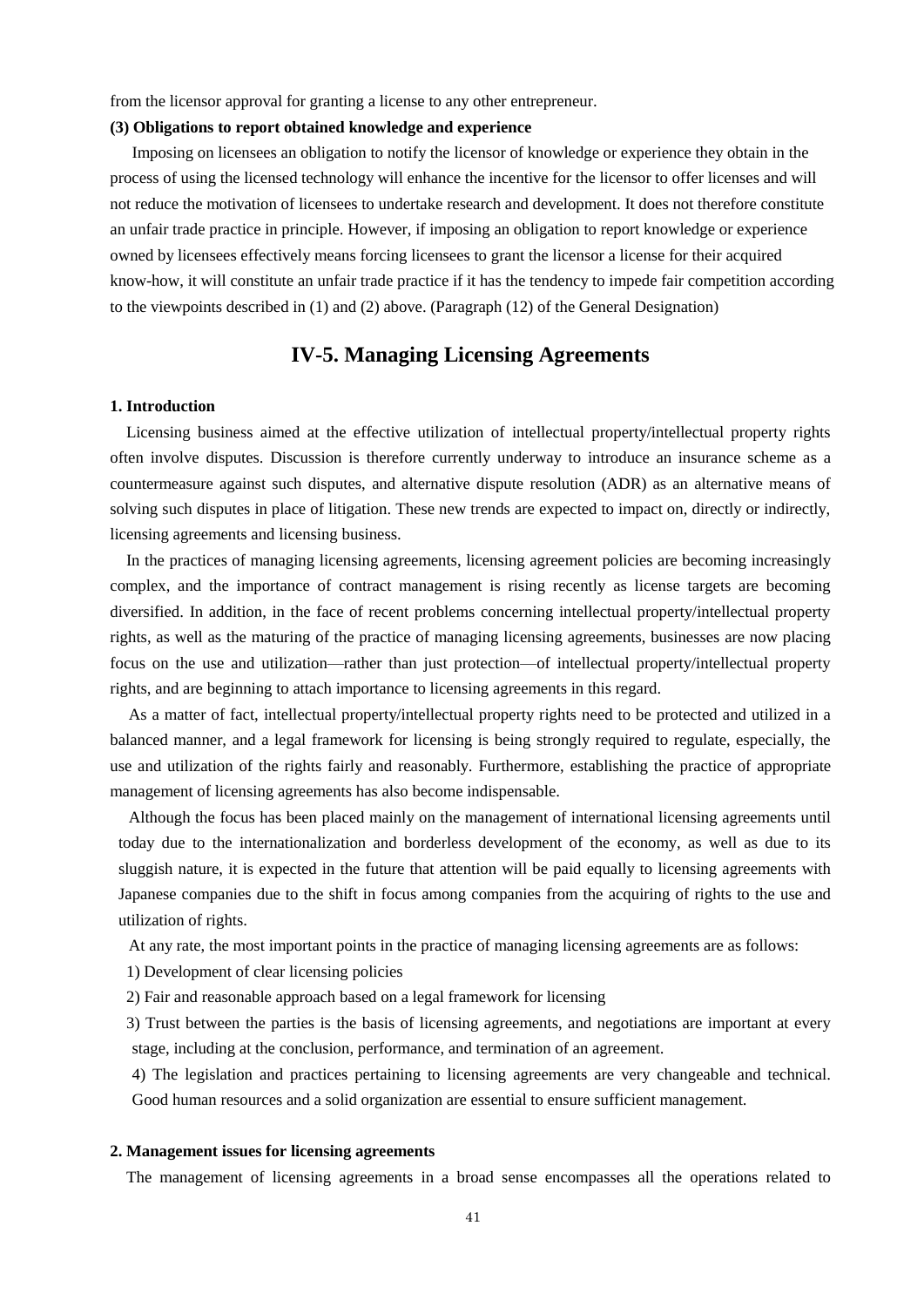from the licensor approval for granting a license to any other entrepreneur.

**(3) Obligations to report obtained knowledge and experience**

Imposing on licensees an obligation to notify the licensor of knowledge or experience they obtain in the process of using the licensed technology will enhance the incentive for the licensor to offer licenses and will not reduce the motivation of licensees to undertake research and development. It does not therefore constitute an unfair trade practice in principle. However, if imposing an obligation to report knowledge or experience owned by licensees effectively means forcing licensees to grant the licensor a license for their acquired know-how, it will constitute an unfair trade practice if it has the tendency to impede fair competition according to the viewpoints described in (1) and (2) above. (Paragraph (12) of the General Designation)

## IV-5. Managing Licensing Agreements

**1. Introduction**

Licensing business aimed at the effective utilization of intellectual property/intellectual property rights often involve disputes. Discussion is therefore currently underway to introduce an insurance scheme as a countermeasure against such disputes, and alternative dispute resolution (ADR) as an alternative means of solving such disputes in place of litigation. These new trends are expected to impact on, directly or indirectly, licensing agreements and licensing business.

In the practices of managing licensing agreements, licensing agreement policies are becoming increasingly complex, and the importance of contract management is rising recently as license targets are becoming diversified. In addition, in the face of recent problems concerning intellectual property/intellectual property rights, as well as the maturing of the practice of managing licensing agreements, businesses are now placing focus on the use and utilization—rather than just protection—of intellectual property/intellectual property rights, and are beginning to attach importance to licensing agreements in this regard.

As a matter of fact, intellectual property/intellectual property rights need to be protected and utilized in a balanced manner, and a legal framework for licensing is being strongly required to regulate, especially, the use and utilization of the rights fairly and reasonably. Furthermore, establishing the practice of appropriate management of licensing agreements has also become indispensable.

Although the focus has been placed mainly on the management of international licensing agreements until today due to the internationalization and borderless development of the economy, as well as due to its sluggish nature, it is expected in the future that attention will be paid equally to licensing agreements with Japanese companies due to the shift in focus among companies from the acquiring of rights to the use and utilization of rights.

At any rate, the most important points in the practice of managing licensing agreements are as follows:

1) Development of clear licensing policies

2) Fair and reasonable approach based on a legal framework for licensing

3) Trust between the parties is the basis of licensing agreements, and negotiations are important at every stage, including at the conclusion, performance, and termination of an agreement.

4) The legislation and practices pertaining to licensing agreements are very changeable and technical. Good human resources and a solid organization are essential to ensure sufficient management.

**2. Management issues for licensing agreements**

The management of licensing agreements in a broad sense encompasses all the operations related to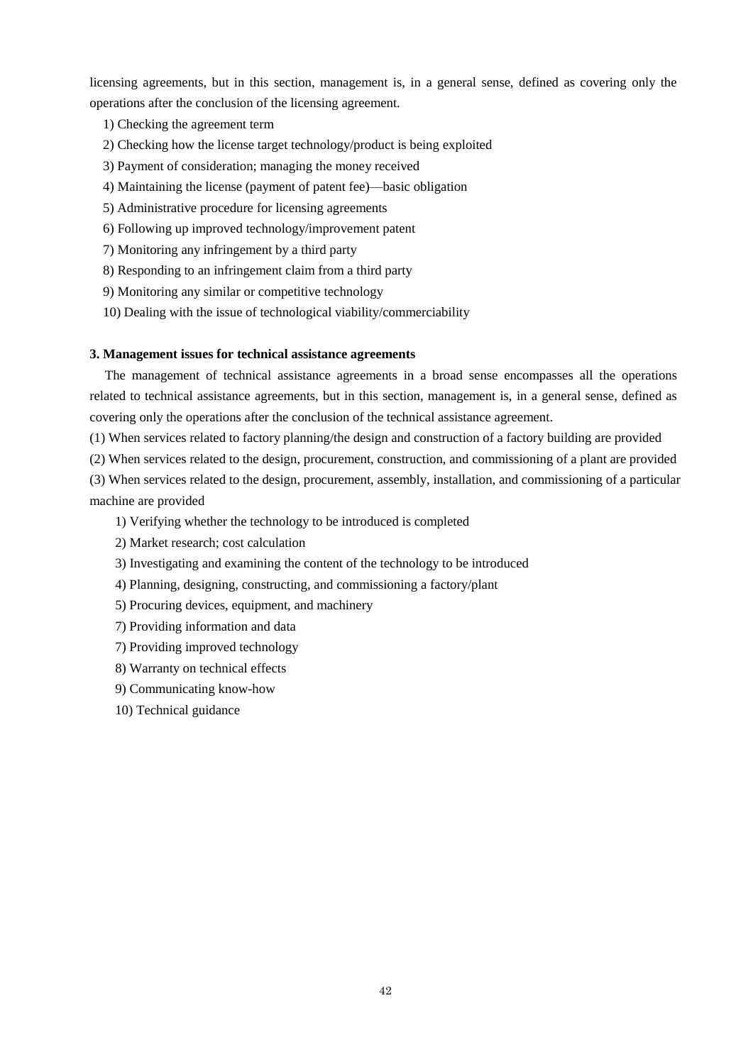licensing agreements, but in this section, management is, in a general sense, defined as covering only the operations after the conclusion of the licensing agreement.

1) Checking the agreement term

2) Checking how the license target technology/product is being exploited

3) Payment of consideration; managing the money received

4) Maintaining the license (payment of patent fee)—basic obligation

5) Administrative procedure for licensing agreements

6) Following up improved technology/improvement patent

7) Monitoring any infringement by a third party

8) Responding to an infringement claim from a third party

9) Monitoring any similar or competitive technology

10) Dealing with the issue of technological viability/commerciability

**3. Management issues for technical assistance agreements**

The management of technical assistance agreements in a broad sense encompasses all the operations related to technical assistance agreements, but in this section, management is, in a general sense, defined as covering only the operations after the conclusion of the technical assistance agreement.

(1) When services related to factory planning/the design and construction of a factory building are provided

(2) When services related to the design, procurement, construction, and commissioning of a plant are provided

(3) When services related to the design, procurement, assembly, installation, and commissioning of a particular machine are provided

1) Verifying whether the technology to be introduced is completed

2) Market research; cost calculation

3) Investigating and examining the content of the technology to be introduced

4) Planning, designing, constructing, and commissioning a factory/plant

5) Procuring devices, equipment, and machinery

7) Providing information and data

7) Providing improved technology

8) Warranty on technical effects

9) Communicating know-how

10) Technical guidance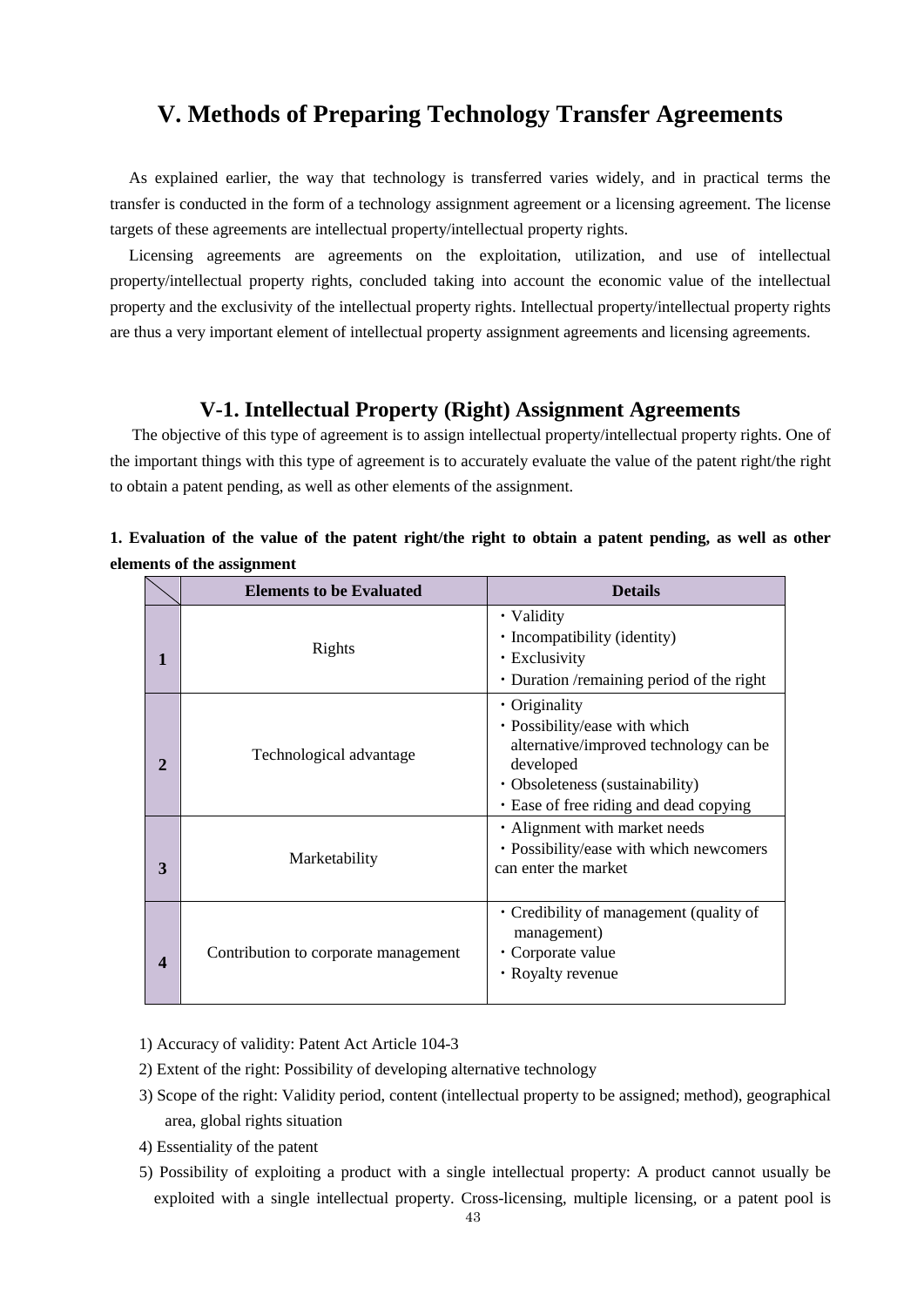# V. Methods of Preparing Technology Transfer Agreements

As explained earlier, the way that technology is transferred varies widely, and in practical terms the transfer is conducted in the form of a technology assignment agreement or a licensing agreement. The license targets of these agreements are intellectual property/intellectual property rights.

Licensing agreements are agreements on the exploitation, utilization, and use of intellectual property/intellectual property rights, concluded taking into account the economic value of the intellectual property and the exclusivity of the intellectual property rights. Intellectual property/intellectual property rights are thus a very important element of intellectual property assignment agreements and licensing agreements.

## V-1. Intellectual Property (Right) Assignment Agreements

The objective of this type of agreement is to assign intellectual property/intellectual property rights. One of the important things with this type of agreement is to accurately evaluate the value of the patent right/the right to obtain a patent pending, as well as other elements of the assignment.

**1. Evaluation of the value of the patent right/the right to obtain a patent pending, as well as other elements of the assignment**

| | Elements to be Evaluated | Details |
|---|---|---|
| **1** | Rights | ・Validity<br>・Incompatibility (identity)<br>・Exclusivity<br>・Duration /remaining period of the right |
| **2** | Technological advantage | ・Originality<br>・Possibility/ease with which alternative/improved technology can be developed<br>・Obsoleteness (sustainability)<br>・Ease of free riding and dead copying |
| **3** | Marketability | ・Alignment with market needs<br>・Possibility/ease with which newcomers can enter the market |
| **4** | Contribution to corporate management | ・Credibility of management (quality of management)<br>・Corporate value<br>・Royalty revenue |

1) Accuracy of validity: Patent Act Article 104-3

2) Extent of the right: Possibility of developing alternative technology

3) Scope of the right: Validity period, content (intellectual property to be assigned; method), geographical area, global rights situation

4) Essentiality of the patent

5) Possibility of exploiting a product with a single intellectual property: A product cannot usually be exploited with a single intellectual property. Cross-licensing, multiple licensing, or a patent pool is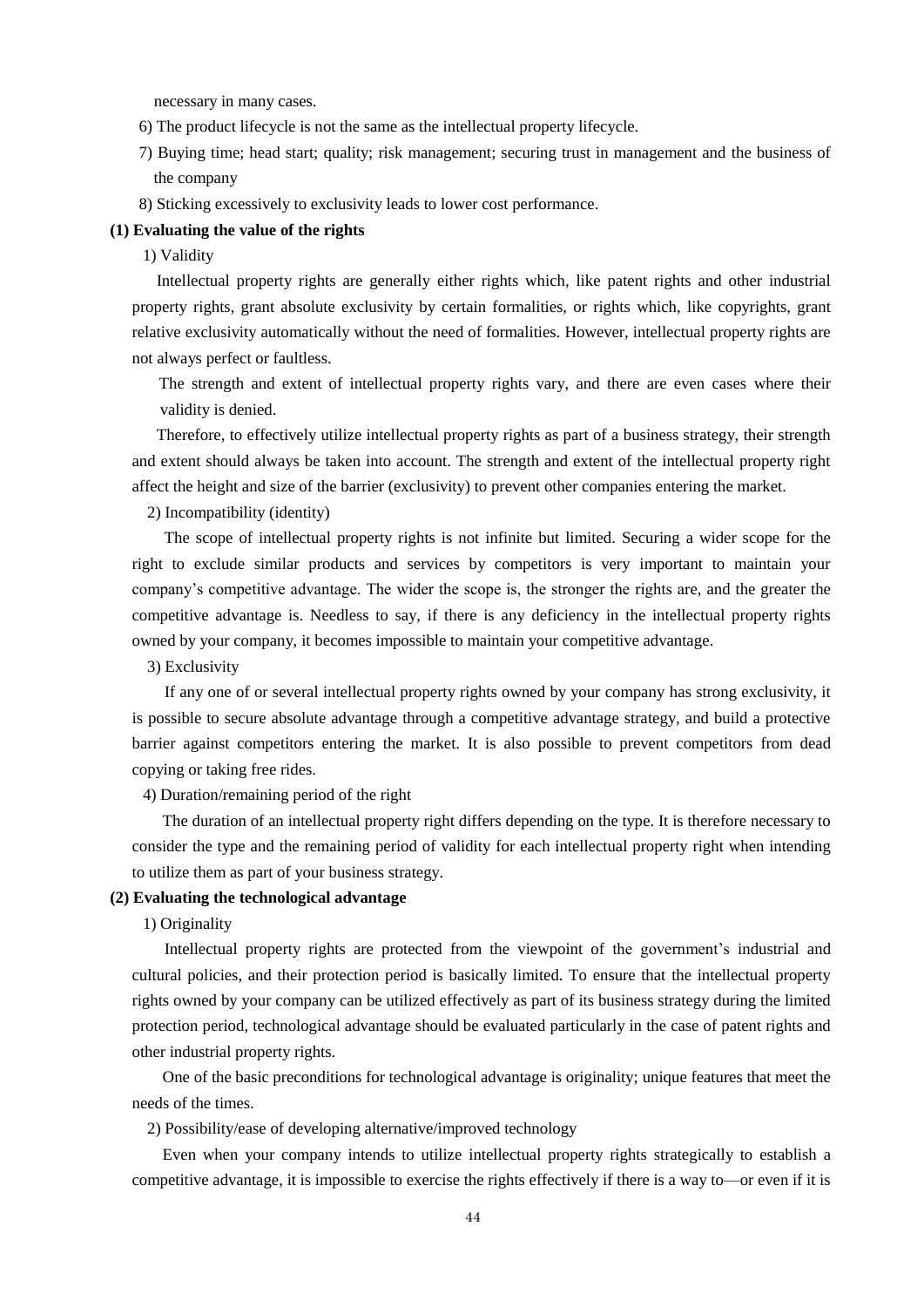necessary in many cases.

6) The product lifecycle is not the same as the intellectual property lifecycle.

7) Buying time; head start; quality; risk management; securing trust in management and the business of the company

8) Sticking excessively to exclusivity leads to lower cost performance.

**(1) Evaluating the value of the rights**

1) Validity

Intellectual property rights are generally either rights which, like patent rights and other industrial property rights, grant absolute exclusivity by certain formalities, or rights which, like copyrights, grant relative exclusivity automatically without the need of formalities. However, intellectual property rights are not always perfect or faultless.

The strength and extent of intellectual property rights vary, and there are even cases where their validity is denied.

Therefore, to effectively utilize intellectual property rights as part of a business strategy, their strength and extent should always be taken into account. The strength and extent of the intellectual property right affect the height and size of the barrier (exclusivity) to prevent other companies entering the market.

2) Incompatibility (identity)

The scope of intellectual property rights is not infinite but limited. Securing a wider scope for the right to exclude similar products and services by competitors is very important to maintain your company's competitive advantage. The wider the scope is, the stronger the rights are, and the greater the competitive advantage is. Needless to say, if there is any deficiency in the intellectual property rights owned by your company, it becomes impossible to maintain your competitive advantage.

3) Exclusivity

If any one of or several intellectual property rights owned by your company has strong exclusivity, it is possible to secure absolute advantage through a competitive advantage strategy, and build a protective barrier against competitors entering the market. It is also possible to prevent competitors from dead copying or taking free rides.

4) Duration/remaining period of the right

The duration of an intellectual property right differs depending on the type. It is therefore necessary to consider the type and the remaining period of validity for each intellectual property right when intending to utilize them as part of your business strategy.

**(2) Evaluating the technological advantage**

1) Originality

Intellectual property rights are protected from the viewpoint of the government's industrial and cultural policies, and their protection period is basically limited. To ensure that the intellectual property rights owned by your company can be utilized effectively as part of its business strategy during the limited protection period, technological advantage should be evaluated particularly in the case of patent rights and other industrial property rights.

One of the basic preconditions for technological advantage is originality; unique features that meet the needs of the times.

2) Possibility/ease of developing alternative/improved technology

Even when your company intends to utilize intellectual property rights strategically to establish a competitive advantage, it is impossible to exercise the rights effectively if there is a way to—or even if it is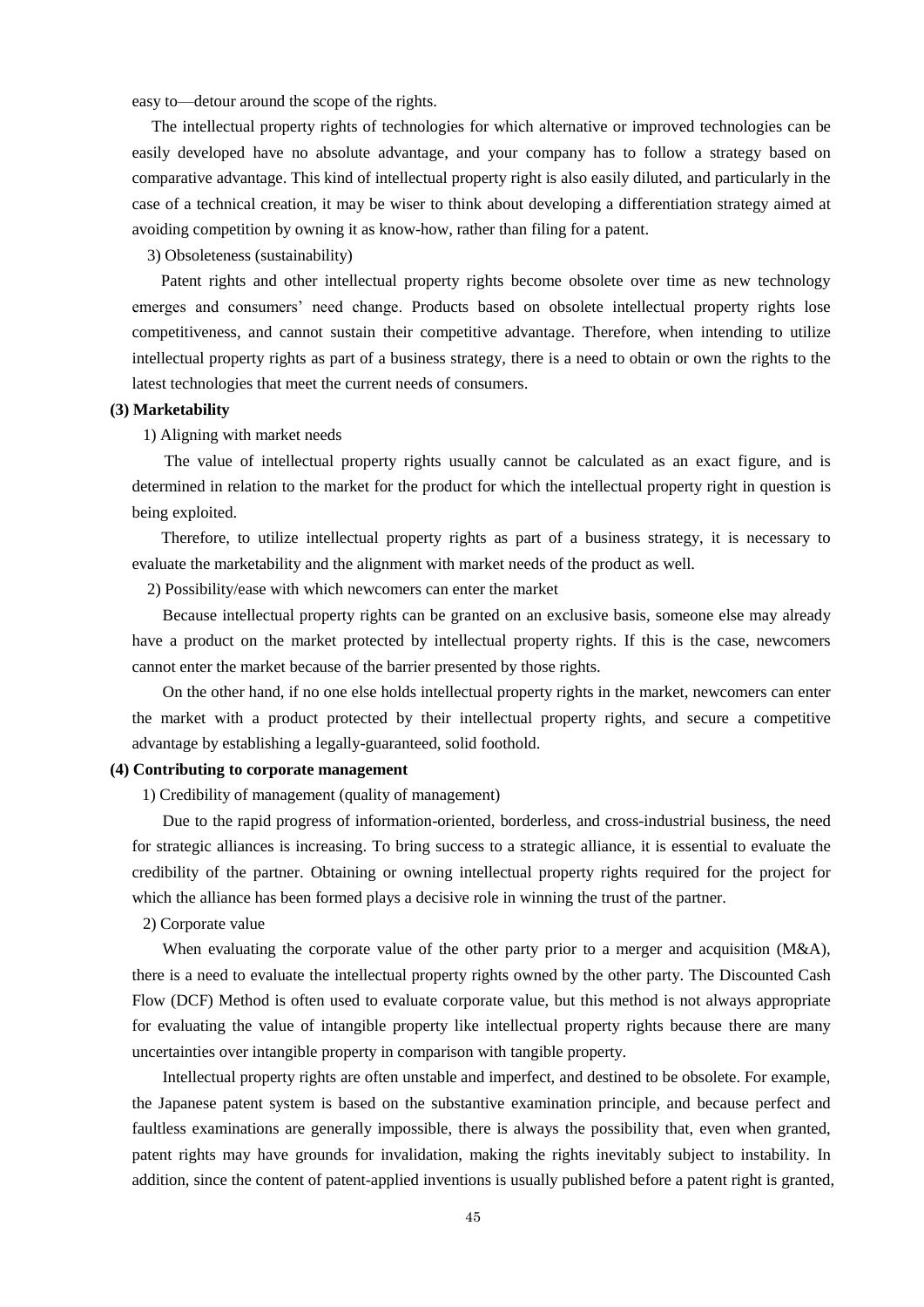easy to—detour around the scope of the rights.

The intellectual property rights of technologies for which alternative or improved technologies can be easily developed have no absolute advantage, and your company has to follow a strategy based on comparative advantage. This kind of intellectual property right is also easily diluted, and particularly in the case of a technical creation, it may be wiser to think about developing a differentiation strategy aimed at avoiding competition by owning it as know-how, rather than filing for a patent.

3) Obsoleteness (sustainability)

Patent rights and other intellectual property rights become obsolete over time as new technology emerges and consumers' need change. Products based on obsolete intellectual property rights lose competitiveness, and cannot sustain their competitive advantage. Therefore, when intending to utilize intellectual property rights as part of a business strategy, there is a need to obtain or own the rights to the latest technologies that meet the current needs of consumers.

**(3) Marketability**

1) Aligning with market needs

The value of intellectual property rights usually cannot be calculated as an exact figure, and is determined in relation to the market for the product for which the intellectual property right in question is being exploited.

Therefore, to utilize intellectual property rights as part of a business strategy, it is necessary to evaluate the marketability and the alignment with market needs of the product as well.

2) Possibility/ease with which newcomers can enter the market

Because intellectual property rights can be granted on an exclusive basis, someone else may already have a product on the market protected by intellectual property rights. If this is the case, newcomers cannot enter the market because of the barrier presented by those rights.

On the other hand, if no one else holds intellectual property rights in the market, newcomers can enter the market with a product protected by their intellectual property rights, and secure a competitive advantage by establishing a legally-guaranteed, solid foothold.

**(4) Contributing to corporate management**

1) Credibility of management (quality of management)

Due to the rapid progress of information-oriented, borderless, and cross-industrial business, the need for strategic alliances is increasing. To bring success to a strategic alliance, it is essential to evaluate the credibility of the partner. Obtaining or owning intellectual property rights required for the project for which the alliance has been formed plays a decisive role in winning the trust of the partner.

2) Corporate value

When evaluating the corporate value of the other party prior to a merger and acquisition (M&A), there is a need to evaluate the intellectual property rights owned by the other party. The Discounted Cash Flow (DCF) Method is often used to evaluate corporate value, but this method is not always appropriate for evaluating the value of intangible property like intellectual property rights because there are many uncertainties over intangible property in comparison with tangible property.

Intellectual property rights are often unstable and imperfect, and destined to be obsolete. For example, the Japanese patent system is based on the substantive examination principle, and because perfect and faultless examinations are generally impossible, there is always the possibility that, even when granted, patent rights may have grounds for invalidation, making the rights inevitably subject to instability. In addition, since the content of patent-applied inventions is usually published before a patent right is granted,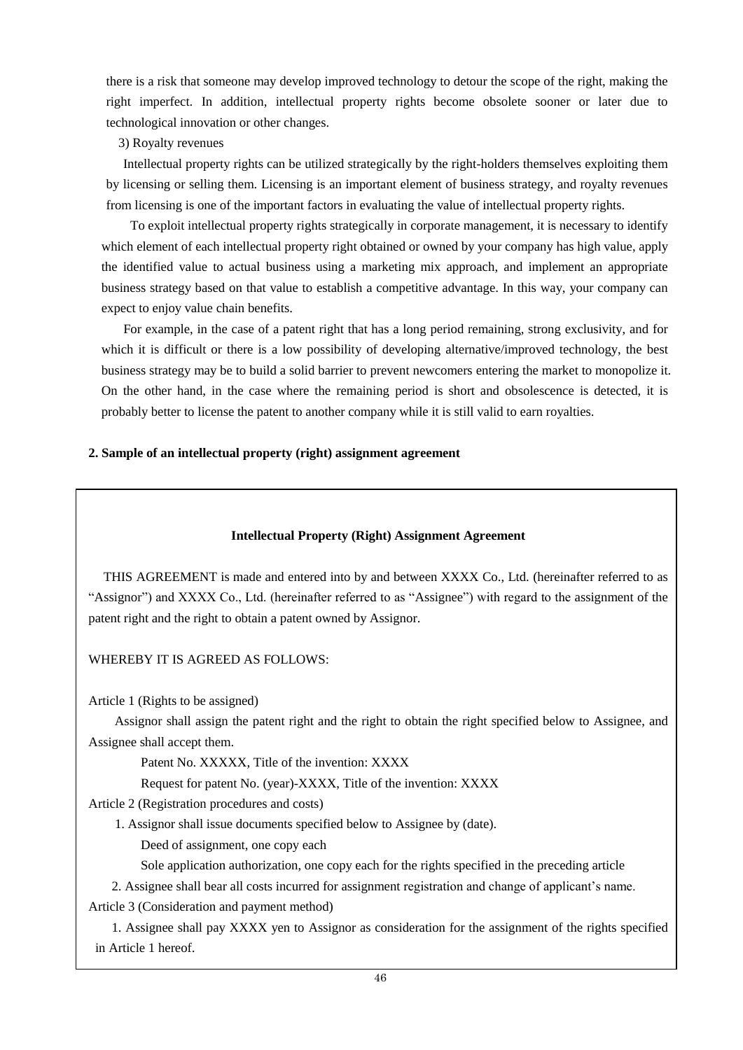there is a risk that someone may develop improved technology to detour the scope of the right, making the right imperfect. In addition, intellectual property rights become obsolete sooner or later due to technological innovation or other changes.

3) Royalty revenues

Intellectual property rights can be utilized strategically by the right-holders themselves exploiting them by licensing or selling them. Licensing is an important element of business strategy, and royalty revenues from licensing is one of the important factors in evaluating the value of intellectual property rights.

To exploit intellectual property rights strategically in corporate management, it is necessary to identify which element of each intellectual property right obtained or owned by your company has high value, apply the identified value to actual business using a marketing mix approach, and implement an appropriate business strategy based on that value to establish a competitive advantage. In this way, your company can expect to enjoy value chain benefits.

For example, in the case of a patent right that has a long period remaining, strong exclusivity, and for which it is difficult or there is a low possibility of developing alternative/improved technology, the best business strategy may be to build a solid barrier to prevent newcomers entering the market to monopolize it. On the other hand, in the case where the remaining period is short and obsolescence is detected, it is probably better to license the patent to another company while it is still valid to earn royalties.

**2. Sample of an intellectual property (right) assignment agreement**

**Intellectual Property (Right) Assignment Agreement**

THIS AGREEMENT is made and entered into by and between XXXX Co., Ltd. (hereinafter referred to as "Assignor") and XXXX Co., Ltd. (hereinafter referred to as "Assignee") with regard to the assignment of the patent right and the right to obtain a patent owned by Assignor.

WHEREBY IT IS AGREED AS FOLLOWS:

Article 1 (Rights to be assigned)

Assignor shall assign the patent right and the right to obtain the right specified below to Assignee, and Assignee shall accept them.

Patent No. XXXXX, Title of the invention: XXXX

Request for patent No. (year)-XXXX, Title of the invention: XXXX

Article 2 (Registration procedures and costs)

1. Assignor shall issue documents specified below to Assignee by (date).

Deed of assignment, one copy each

Sole application authorization, one copy each for the rights specified in the preceding article

2. Assignee shall bear all costs incurred for assignment registration and change of applicant's name.

Article 3 (Consideration and payment method)

1. Assignee shall pay XXXX yen to Assignor as consideration for the assignment of the rights specified in Article 1 hereof.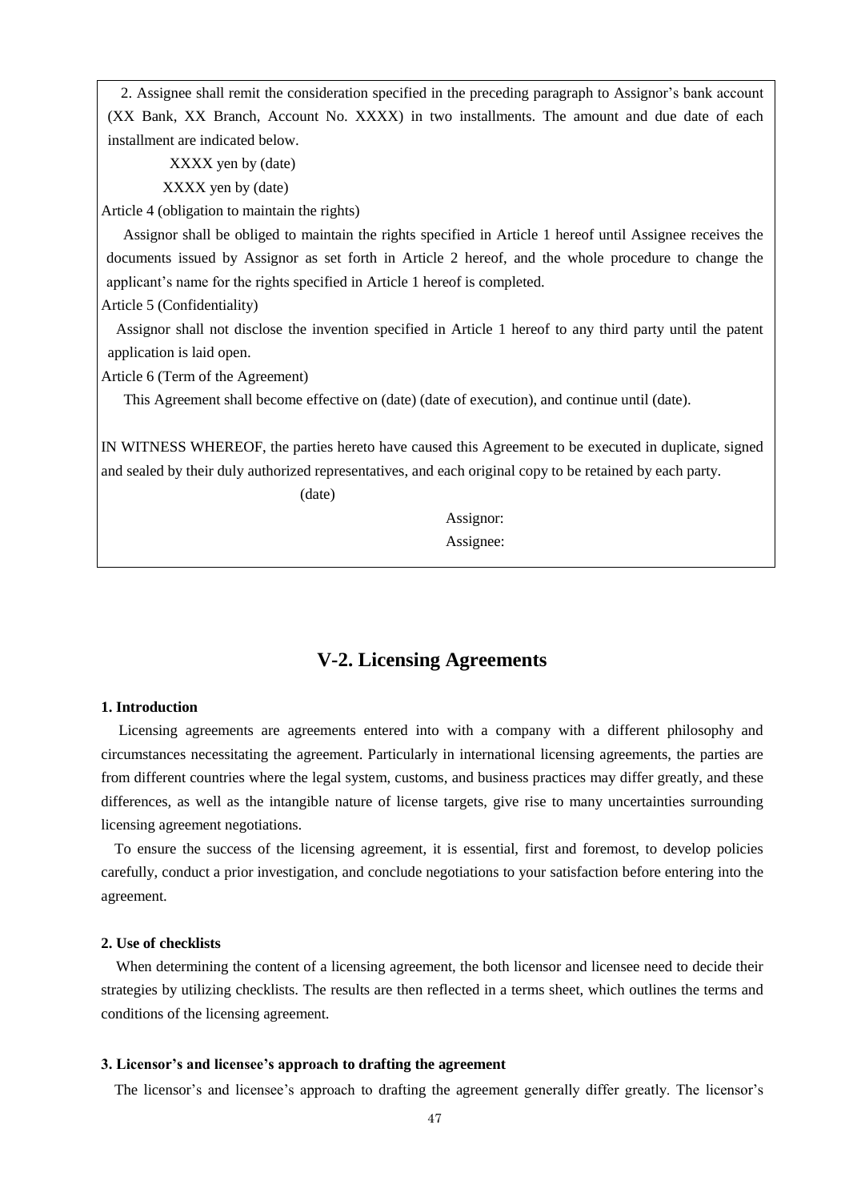2. Assignee shall remit the consideration specified in the preceding paragraph to Assignor's bank account (XX Bank, XX Branch, Account No. XXXX) in two installments. The amount and due date of each installment are indicated below.

XXXX yen by (date)

XXXX yen by (date)

Article 4 (obligation to maintain the rights)

Assignor shall be obliged to maintain the rights specified in Article 1 hereof until Assignee receives the documents issued by Assignor as set forth in Article 2 hereof, and the whole procedure to change the applicant's name for the rights specified in Article 1 hereof is completed.

Article 5 (Confidentiality)

Assignor shall not disclose the invention specified in Article 1 hereof to any third party until the patent application is laid open.

Article 6 (Term of the Agreement)

This Agreement shall become effective on (date) (date of execution), and continue until (date).

IN WITNESS WHEREOF, the parties hereto have caused this Agreement to be executed in duplicate, signed and sealed by their duly authorized representatives, and each original copy to be retained by each party.

(date)

Assignor:

Assignee:

## V-2. Licensing Agreements

### 1. Introduction

Licensing agreements are agreements entered into with a company with a different philosophy and circumstances necessitating the agreement. Particularly in international licensing agreements, the parties are from different countries where the legal system, customs, and business practices may differ greatly, and these differences, as well as the intangible nature of license targets, give rise to many uncertainties surrounding licensing agreement negotiations.

To ensure the success of the licensing agreement, it is essential, first and foremost, to develop policies carefully, conduct a prior investigation, and conclude negotiations to your satisfaction before entering into the agreement.

### 2. Use of checklists

When determining the content of a licensing agreement, the both licensor and licensee need to decide their strategies by utilizing checklists. The results are then reflected in a terms sheet, which outlines the terms and conditions of the licensing agreement.

### 3. Licensor's and licensee's approach to drafting the agreement

The licensor's and licensee's approach to drafting the agreement generally differ greatly. The licensor's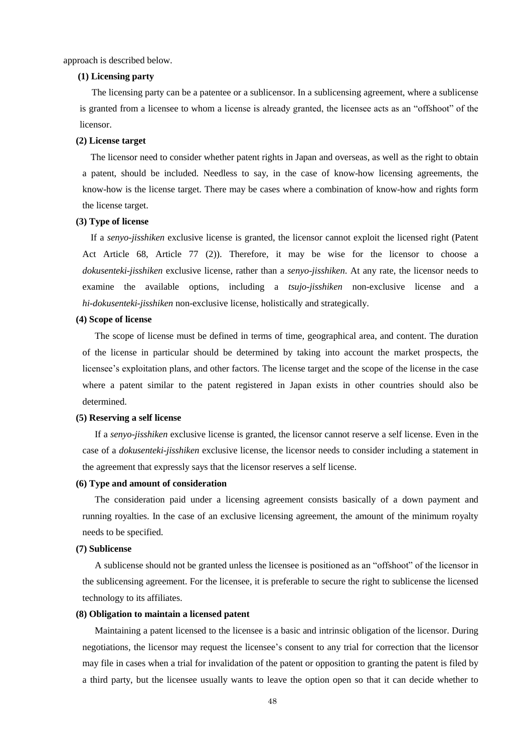approach is described below.

**(1) Licensing party**

The licensing party can be a patentee or a sublicensor. In a sublicensing agreement, where a sublicense is granted from a licensee to whom a license is already granted, the licensee acts as an "offshoot" of the licensor.

**(2) License target**

The licensor need to consider whether patent rights in Japan and overseas, as well as the right to obtain a patent, should be included. Needless to say, in the case of know-how licensing agreements, the know-how is the license target. There may be cases where a combination of know-how and rights form the license target.

**(3) Type of license**

If a *senyo-jisshiken* exclusive license is granted, the licensor cannot exploit the licensed right (Patent Act Article 68, Article 77 (2)). Therefore, it may be wise for the licensor to choose a *dokusenteki-jisshiken* exclusive license, rather than a *senyo-jisshiken*. At any rate, the licensor needs to examine the available options, including a *tsujo-jisshiken* non-exclusive license and a *hi-dokusenteki-jisshiken* non-exclusive license, holistically and strategically.

**(4) Scope of license**

The scope of license must be defined in terms of time, geographical area, and content. The duration of the license in particular should be determined by taking into account the market prospects, the licensee's exploitation plans, and other factors. The license target and the scope of the license in the case where a patent similar to the patent registered in Japan exists in other countries should also be determined.

**(5) Reserving a self license**

If a *senyo-jisshiken* exclusive license is granted, the licensor cannot reserve a self license. Even in the case of a *dokusenteki-jisshiken* exclusive license, the licensor needs to consider including a statement in the agreement that expressly says that the licensor reserves a self license.

**(6) Type and amount of consideration**

The consideration paid under a licensing agreement consists basically of a down payment and running royalties. In the case of an exclusive licensing agreement, the amount of the minimum royalty needs to be specified.

**(7) Sublicense**

A sublicense should not be granted unless the licensee is positioned as an "offshoot" of the licensor in the sublicensing agreement. For the licensee, it is preferable to secure the right to sublicense the licensed technology to its affiliates.

**(8) Obligation to maintain a licensed patent**

Maintaining a patent licensed to the licensee is a basic and intrinsic obligation of the licensor. During negotiations, the licensor may request the licensee's consent to any trial for correction that the licensor may file in cases when a trial for invalidation of the patent or opposition to granting the patent is filed by a third party, but the licensee usually wants to leave the option open so that it can decide whether to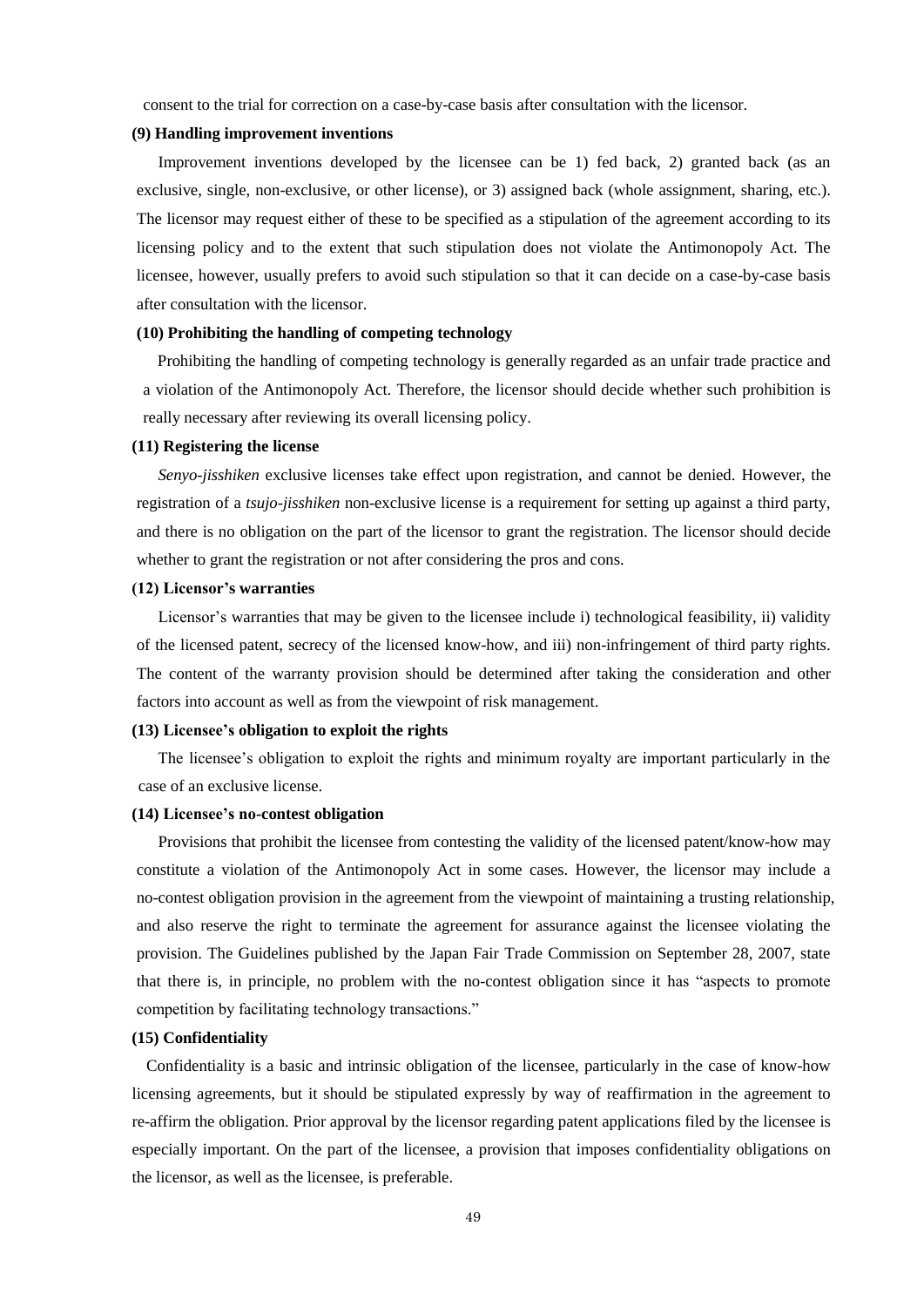consent to the trial for correction on a case-by-case basis after consultation with the licensor.

**(9) Handling improvement inventions**

Improvement inventions developed by the licensee can be 1) fed back, 2) granted back (as an exclusive, single, non-exclusive, or other license), or 3) assigned back (whole assignment, sharing, etc.). The licensor may request either of these to be specified as a stipulation of the agreement according to its licensing policy and to the extent that such stipulation does not violate the Antimonopoly Act. The licensee, however, usually prefers to avoid such stipulation so that it can decide on a case-by-case basis after consultation with the licensor.

**(10) Prohibiting the handling of competing technology**

Prohibiting the handling of competing technology is generally regarded as an unfair trade practice and a violation of the Antimonopoly Act. Therefore, the licensor should decide whether such prohibition is really necessary after reviewing its overall licensing policy.

**(11) Registering the license**

*Senyo-jisshiken* exclusive licenses take effect upon registration, and cannot be denied. However, the registration of a *tsujo-jisshiken* non-exclusive license is a requirement for setting up against a third party, and there is no obligation on the part of the licensor to grant the registration. The licensor should decide whether to grant the registration or not after considering the pros and cons.

**(12) Licensor's warranties**

Licensor's warranties that may be given to the licensee include i) technological feasibility, ii) validity of the licensed patent, secrecy of the licensed know-how, and iii) non-infringement of third party rights. The content of the warranty provision should be determined after taking the consideration and other factors into account as well as from the viewpoint of risk management.

**(13) Licensee's obligation to exploit the rights**

The licensee's obligation to exploit the rights and minimum royalty are important particularly in the case of an exclusive license.

**(14) Licensee's no-contest obligation**

Provisions that prohibit the licensee from contesting the validity of the licensed patent/know-how may constitute a violation of the Antimonopoly Act in some cases. However, the licensor may include a no-contest obligation provision in the agreement from the viewpoint of maintaining a trusting relationship, and also reserve the right to terminate the agreement for assurance against the licensee violating the provision. The Guidelines published by the Japan Fair Trade Commission on September 28, 2007, state that there is, in principle, no problem with the no-contest obligation since it has "aspects to promote competition by facilitating technology transactions."

**(15) Confidentiality**

Confidentiality is a basic and intrinsic obligation of the licensee, particularly in the case of know-how licensing agreements, but it should be stipulated expressly by way of reaffirmation in the agreement to re-affirm the obligation. Prior approval by the licensor regarding patent applications filed by the licensee is especially important. On the part of the licensee, a provision that imposes confidentiality obligations on the licensor, as well as the licensee, is preferable.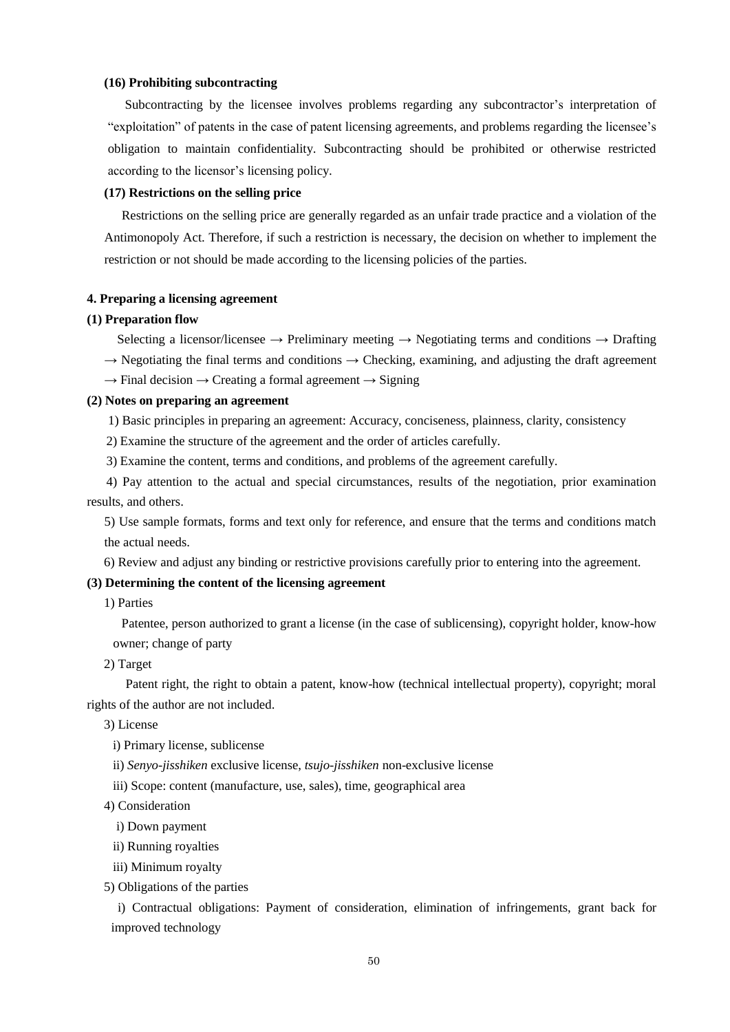**(16) Prohibiting subcontracting**

Subcontracting by the licensee involves problems regarding any subcontractor's interpretation of "exploitation" of patents in the case of patent licensing agreements, and problems regarding the licensee's obligation to maintain confidentiality. Subcontracting should be prohibited or otherwise restricted according to the licensor's licensing policy.

**(17) Restrictions on the selling price**

Restrictions on the selling price are generally regarded as an unfair trade practice and a violation of the Antimonopoly Act. Therefore, if such a restriction is necessary, the decision on whether to implement the restriction or not should be made according to the licensing policies of the parties.

**4. Preparing a licensing agreement**

**(1) Preparation flow**

Selecting a licensor/licensee → Preliminary meeting → Negotiating terms and conditions → Drafting → Negotiating the final terms and conditions → Checking, examining, and adjusting the draft agreement → Final decision → Creating a formal agreement → Signing

**(2) Notes on preparing an agreement**

1) Basic principles in preparing an agreement: Accuracy, conciseness, plainness, clarity, consistency

2) Examine the structure of the agreement and the order of articles carefully.

3) Examine the content, terms and conditions, and problems of the agreement carefully.

4) Pay attention to the actual and special circumstances, results of the negotiation, prior examination results, and others.

5) Use sample formats, forms and text only for reference, and ensure that the terms and conditions match the actual needs.

6) Review and adjust any binding or restrictive provisions carefully prior to entering into the agreement.

**(3) Determining the content of the licensing agreement**

1) Parties

Patentee, person authorized to grant a license (in the case of sublicensing), copyright holder, know-how owner; change of party

2) Target

Patent right, the right to obtain a patent, know-how (technical intellectual property), copyright; moral rights of the author are not included.

3) License

i) Primary license, sublicense

ii) *Senyo-jisshiken* exclusive license, *tsujo-jisshiken* non-exclusive license

iii) Scope: content (manufacture, use, sales), time, geographical area

4) Consideration

i) Down payment

ii) Running royalties

iii) Minimum royalty

5) Obligations of the parties

i) Contractual obligations: Payment of consideration, elimination of infringements, grant back for improved technology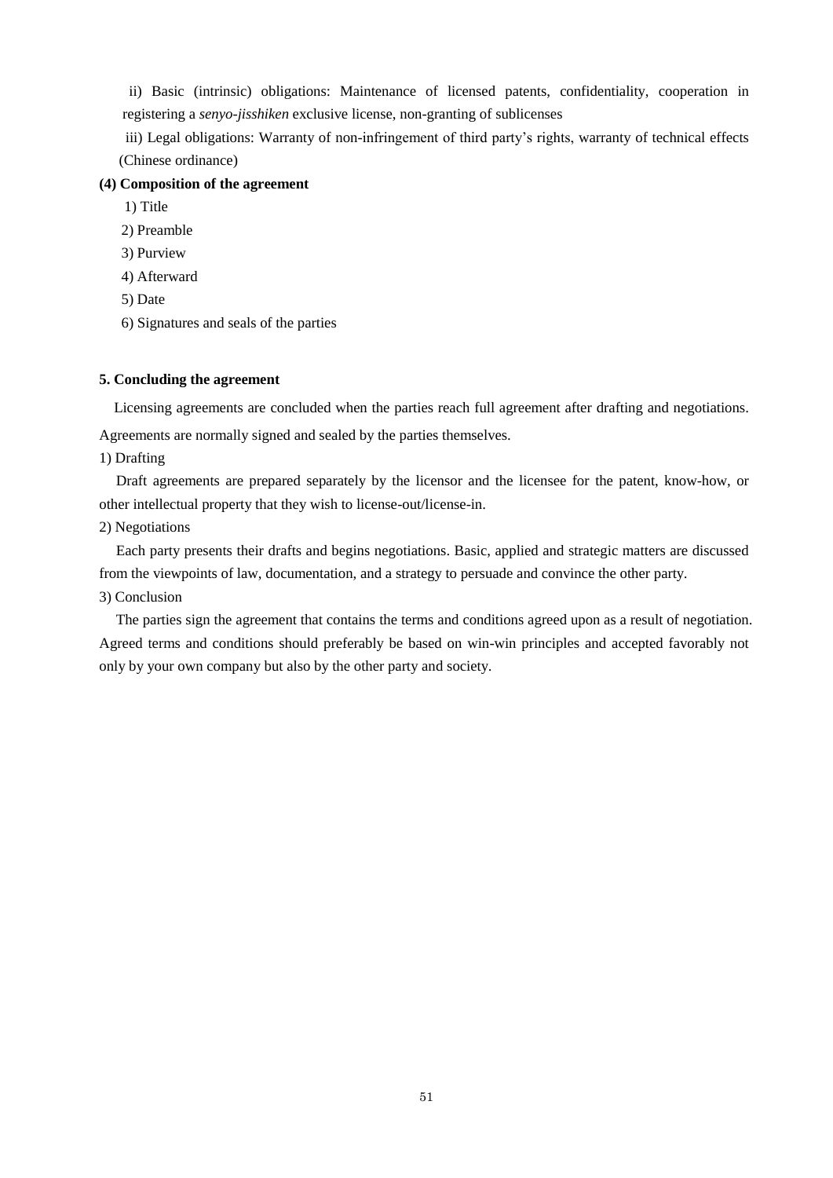ii) Basic (intrinsic) obligations: Maintenance of licensed patents, confidentiality, cooperation in registering a *senyo-jisshiken* exclusive license, non-granting of sublicenses

iii) Legal obligations: Warranty of non-infringement of third party's rights, warranty of technical effects (Chinese ordinance)

**(4) Composition of the agreement**

1) Title

2) Preamble

3) Purview

4) Afterward

5) Date

6) Signatures and seals of the parties

**5. Concluding the agreement**

Licensing agreements are concluded when the parties reach full agreement after drafting and negotiations. Agreements are normally signed and sealed by the parties themselves.

1) Drafting

Draft agreements are prepared separately by the licensor and the licensee for the patent, know-how, or other intellectual property that they wish to license-out/license-in.

2) Negotiations

Each party presents their drafts and begins negotiations. Basic, applied and strategic matters are discussed from the viewpoints of law, documentation, and a strategy to persuade and convince the other party.

3) Conclusion

The parties sign the agreement that contains the terms and conditions agreed upon as a result of negotiation. Agreed terms and conditions should preferably be based on win-win principles and accepted favorably not only by your own company but also by the other party and society.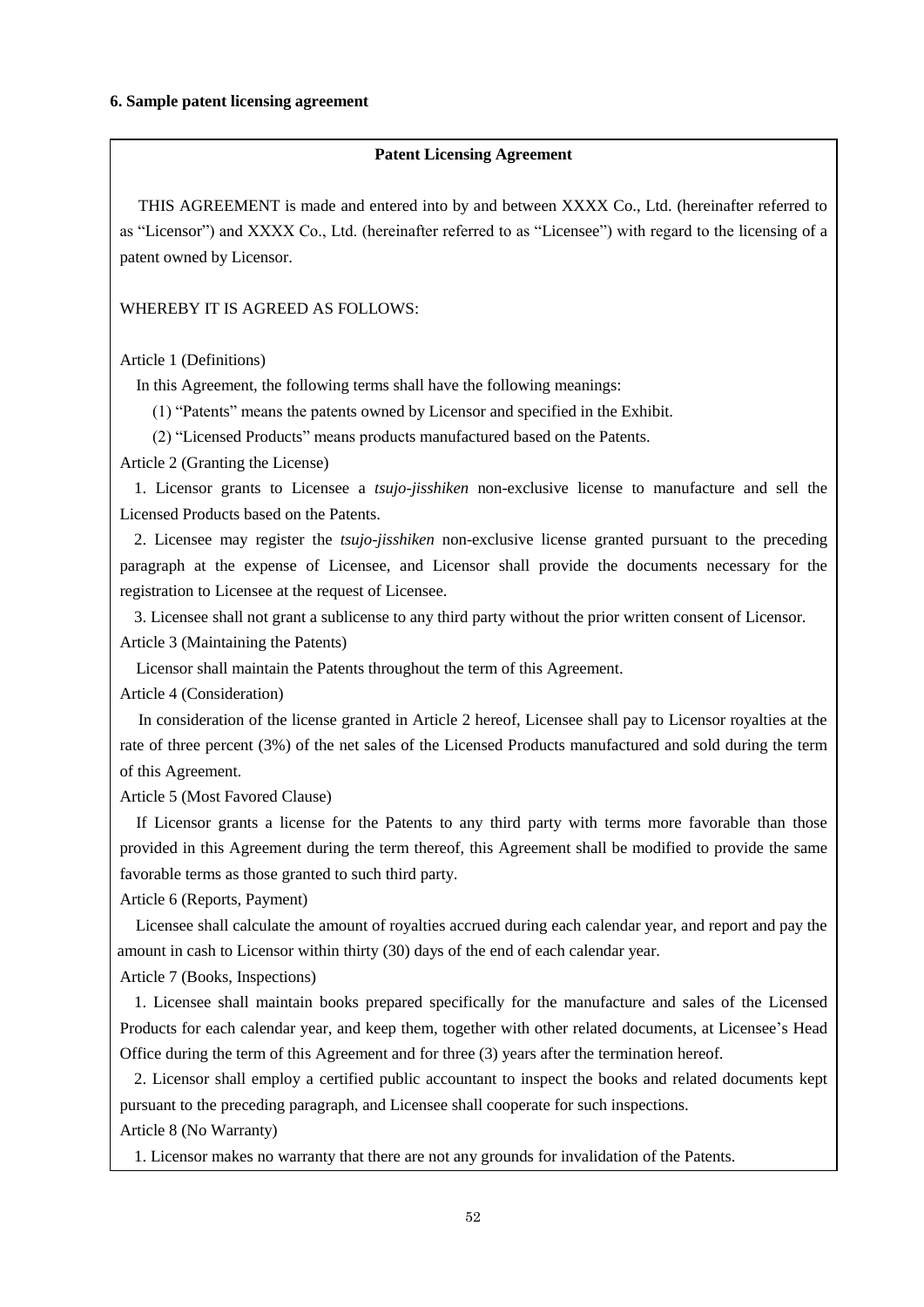**6. Sample patent licensing agreement**

**Patent Licensing Agreement**

THIS AGREEMENT is made and entered into by and between XXXX Co., Ltd. (hereinafter referred to as "Licensor") and XXXX Co., Ltd. (hereinafter referred to as "Licensee") with regard to the licensing of a patent owned by Licensor.

WHEREBY IT IS AGREED AS FOLLOWS:

Article 1 (Definitions)

In this Agreement, the following terms shall have the following meanings:

(1) "Patents" means the patents owned by Licensor and specified in the Exhibit.

(2) "Licensed Products" means products manufactured based on the Patents.

Article 2 (Granting the License)

1. Licensor grants to Licensee a *tsujo-jisshiken* non-exclusive license to manufacture and sell the Licensed Products based on the Patents.

2. Licensee may register the *tsujo-jisshiken* non-exclusive license granted pursuant to the preceding paragraph at the expense of Licensee, and Licensor shall provide the documents necessary for the registration to Licensee at the request of Licensee.

3. Licensee shall not grant a sublicense to any third party without the prior written consent of Licensor.

Article 3 (Maintaining the Patents)

Licensor shall maintain the Patents throughout the term of this Agreement.

Article 4 (Consideration)

In consideration of the license granted in Article 2 hereof, Licensee shall pay to Licensor royalties at the rate of three percent (3%) of the net sales of the Licensed Products manufactured and sold during the term of this Agreement.

Article 5 (Most Favored Clause)

If Licensor grants a license for the Patents to any third party with terms more favorable than those provided in this Agreement during the term thereof, this Agreement shall be modified to provide the same favorable terms as those granted to such third party.

Article 6 (Reports, Payment)

Licensee shall calculate the amount of royalties accrued during each calendar year, and report and pay the amount in cash to Licensor within thirty (30) days of the end of each calendar year.

Article 7 (Books, Inspections)

1. Licensee shall maintain books prepared specifically for the manufacture and sales of the Licensed Products for each calendar year, and keep them, together with other related documents, at Licensee's Head Office during the term of this Agreement and for three (3) years after the termination hereof.

2. Licensor shall employ a certified public accountant to inspect the books and related documents kept pursuant to the preceding paragraph, and Licensee shall cooperate for such inspections.

Article 8 (No Warranty)

1. Licensor makes no warranty that there are not any grounds for invalidation of the Patents.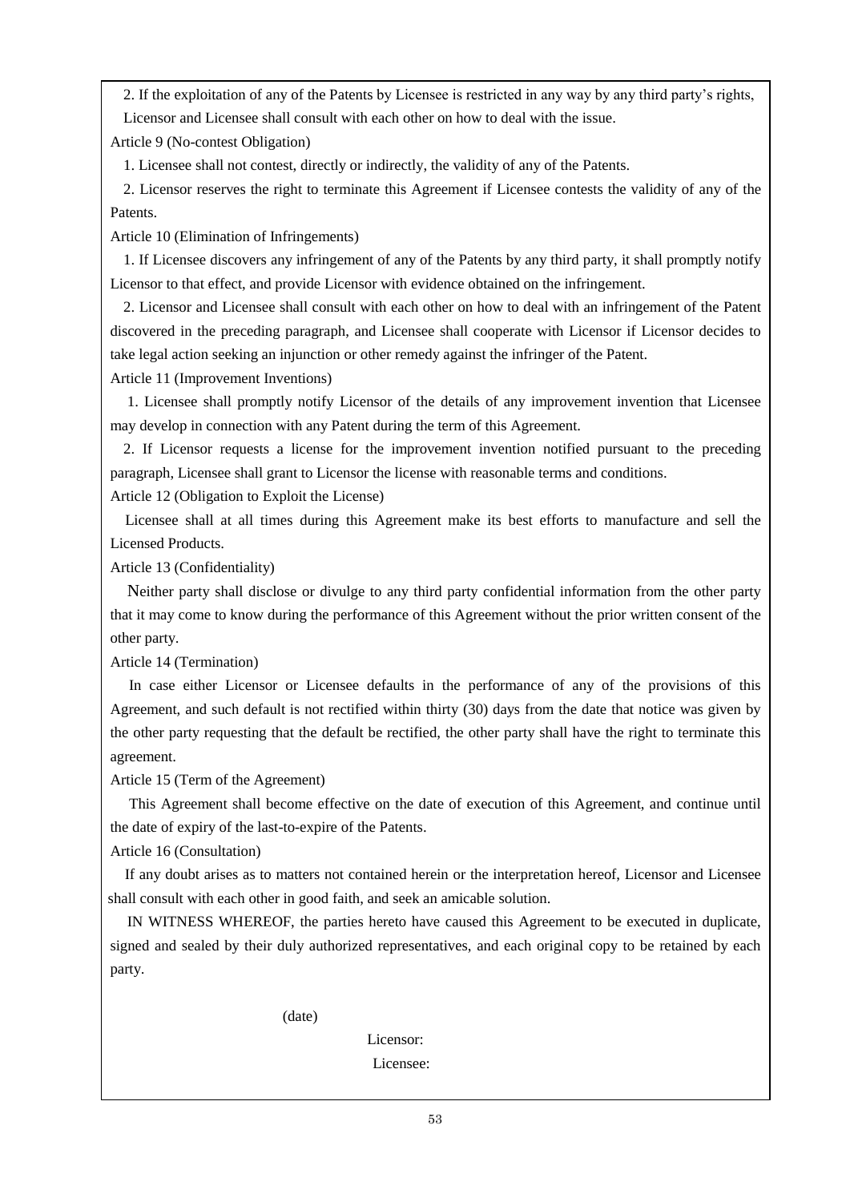2. If the exploitation of any of the Patents by Licensee is restricted in any way by any third party's rights, Licensor and Licensee shall consult with each other on how to deal with the issue.

Article 9 (No-contest Obligation)

1. Licensee shall not contest, directly or indirectly, the validity of any of the Patents.

2. Licensor reserves the right to terminate this Agreement if Licensee contests the validity of any of the Patents.

Article 10 (Elimination of Infringements)

1. If Licensee discovers any infringement of any of the Patents by any third party, it shall promptly notify Licensor to that effect, and provide Licensor with evidence obtained on the infringement.

2. Licensor and Licensee shall consult with each other on how to deal with an infringement of the Patent discovered in the preceding paragraph, and Licensee shall cooperate with Licensor if Licensor decides to take legal action seeking an injunction or other remedy against the infringer of the Patent.

Article 11 (Improvement Inventions)

1. Licensee shall promptly notify Licensor of the details of any improvement invention that Licensee may develop in connection with any Patent during the term of this Agreement.

2. If Licensor requests a license for the improvement invention notified pursuant to the preceding paragraph, Licensee shall grant to Licensor the license with reasonable terms and conditions.

Article 12 (Obligation to Exploit the License)

Licensee shall at all times during this Agreement make its best efforts to manufacture and sell the Licensed Products.

Article 13 (Confidentiality)

Neither party shall disclose or divulge to any third party confidential information from the other party that it may come to know during the performance of this Agreement without the prior written consent of the other party.

Article 14 (Termination)

In case either Licensor or Licensee defaults in the performance of any of the provisions of this Agreement, and such default is not rectified within thirty (30) days from the date that notice was given by the other party requesting that the default be rectified, the other party shall have the right to terminate this agreement.

Article 15 (Term of the Agreement)

This Agreement shall become effective on the date of execution of this Agreement, and continue until the date of expiry of the last-to-expire of the Patents.

Article 16 (Consultation)

If any doubt arises as to matters not contained herein or the interpretation hereof, Licensor and Licensee shall consult with each other in good faith, and seek an amicable solution.

IN WITNESS WHEREOF, the parties hereto have caused this Agreement to be executed in duplicate, signed and sealed by their duly authorized representatives, and each original copy to be retained by each party.

(date)

Licensor:

Licensee: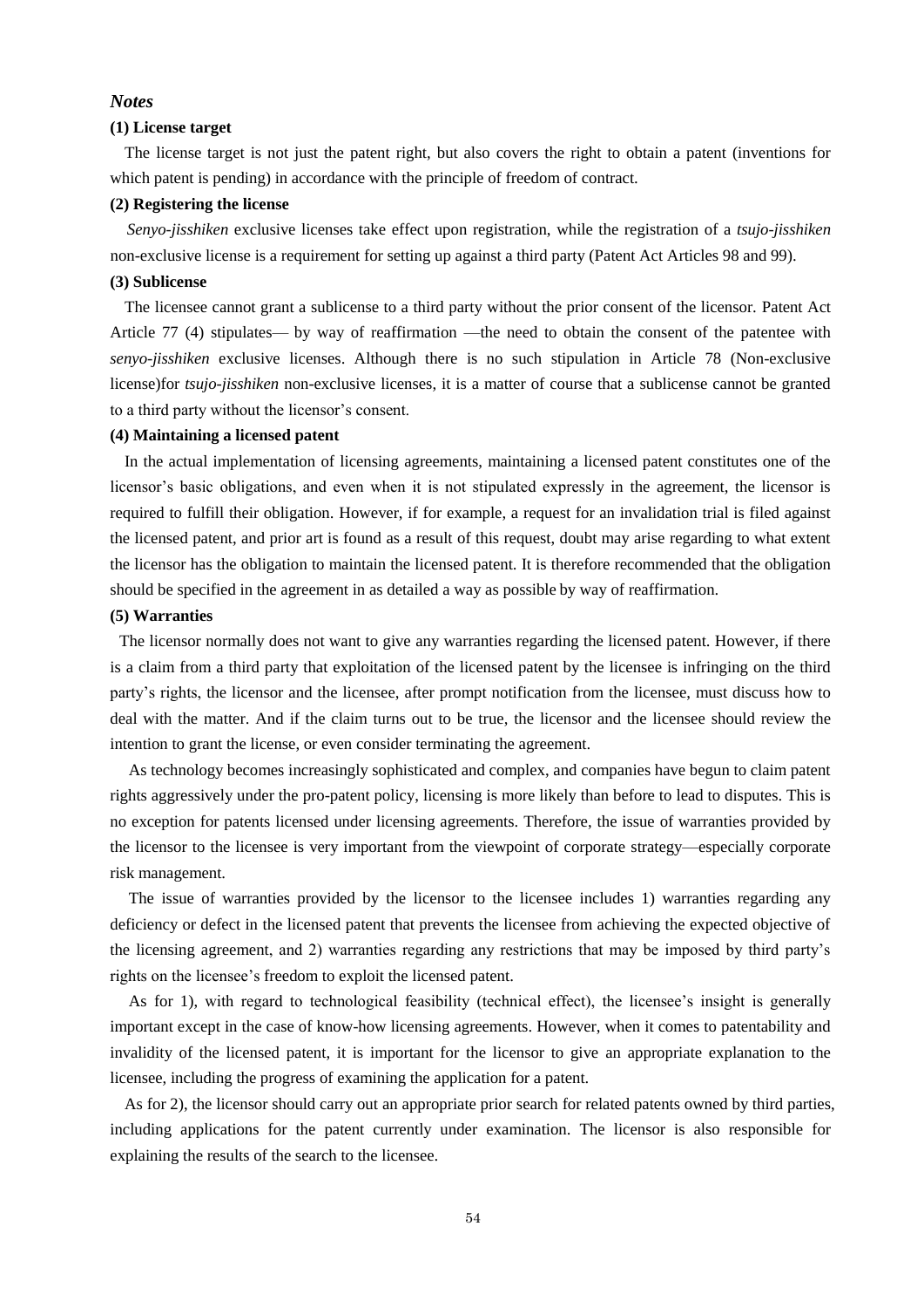### *Notes*

**(1) License target**

The license target is not just the patent right, but also covers the right to obtain a patent (inventions for which patent is pending) in accordance with the principle of freedom of contract.

**(2) Registering the license**

*Senyo-jisshiken* exclusive licenses take effect upon registration, while the registration of a *tsujo-jisshiken* non-exclusive license is a requirement for setting up against a third party (Patent Act Articles 98 and 99).

**(3) Sublicense**

The licensee cannot grant a sublicense to a third party without the prior consent of the licensor. Patent Act Article 77 (4) stipulates— by way of reaffirmation —the need to obtain the consent of the patentee with *senyo-jisshiken* exclusive licenses. Although there is no such stipulation in Article 78 (Non-exclusive license)for *tsujo-jisshiken* non-exclusive licenses, it is a matter of course that a sublicense cannot be granted to a third party without the licensor's consent.

**(4) Maintaining a licensed patent**

In the actual implementation of licensing agreements, maintaining a licensed patent constitutes one of the licensor's basic obligations, and even when it is not stipulated expressly in the agreement, the licensor is required to fulfill their obligation. However, if for example, a request for an invalidation trial is filed against the licensed patent, and prior art is found as a result of this request, doubt may arise regarding to what extent the licensor has the obligation to maintain the licensed patent. It is therefore recommended that the obligation should be specified in the agreement in as detailed a way as possible by way of reaffirmation.

**(5) Warranties**

The licensor normally does not want to give any warranties regarding the licensed patent. However, if there is a claim from a third party that exploitation of the licensed patent by the licensee is infringing on the third party's rights, the licensor and the licensee, after prompt notification from the licensee, must discuss how to deal with the matter. And if the claim turns out to be true, the licensor and the licensee should review the intention to grant the license, or even consider terminating the agreement.

As technology becomes increasingly sophisticated and complex, and companies have begun to claim patent rights aggressively under the pro-patent policy, licensing is more likely than before to lead to disputes. This is no exception for patents licensed under licensing agreements. Therefore, the issue of warranties provided by the licensor to the licensee is very important from the viewpoint of corporate strategy—especially corporate risk management.

The issue of warranties provided by the licensor to the licensee includes 1) warranties regarding any deficiency or defect in the licensed patent that prevents the licensee from achieving the expected objective of the licensing agreement, and 2) warranties regarding any restrictions that may be imposed by third party's rights on the licensee's freedom to exploit the licensed patent.

As for 1), with regard to technological feasibility (technical effect), the licensee's insight is generally important except in the case of know-how licensing agreements. However, when it comes to patentability and invalidity of the licensed patent, it is important for the licensor to give an appropriate explanation to the licensee, including the progress of examining the application for a patent.

As for 2), the licensor should carry out an appropriate prior search for related patents owned by third parties, including applications for the patent currently under examination. The licensor is also responsible for explaining the results of the search to the licensee.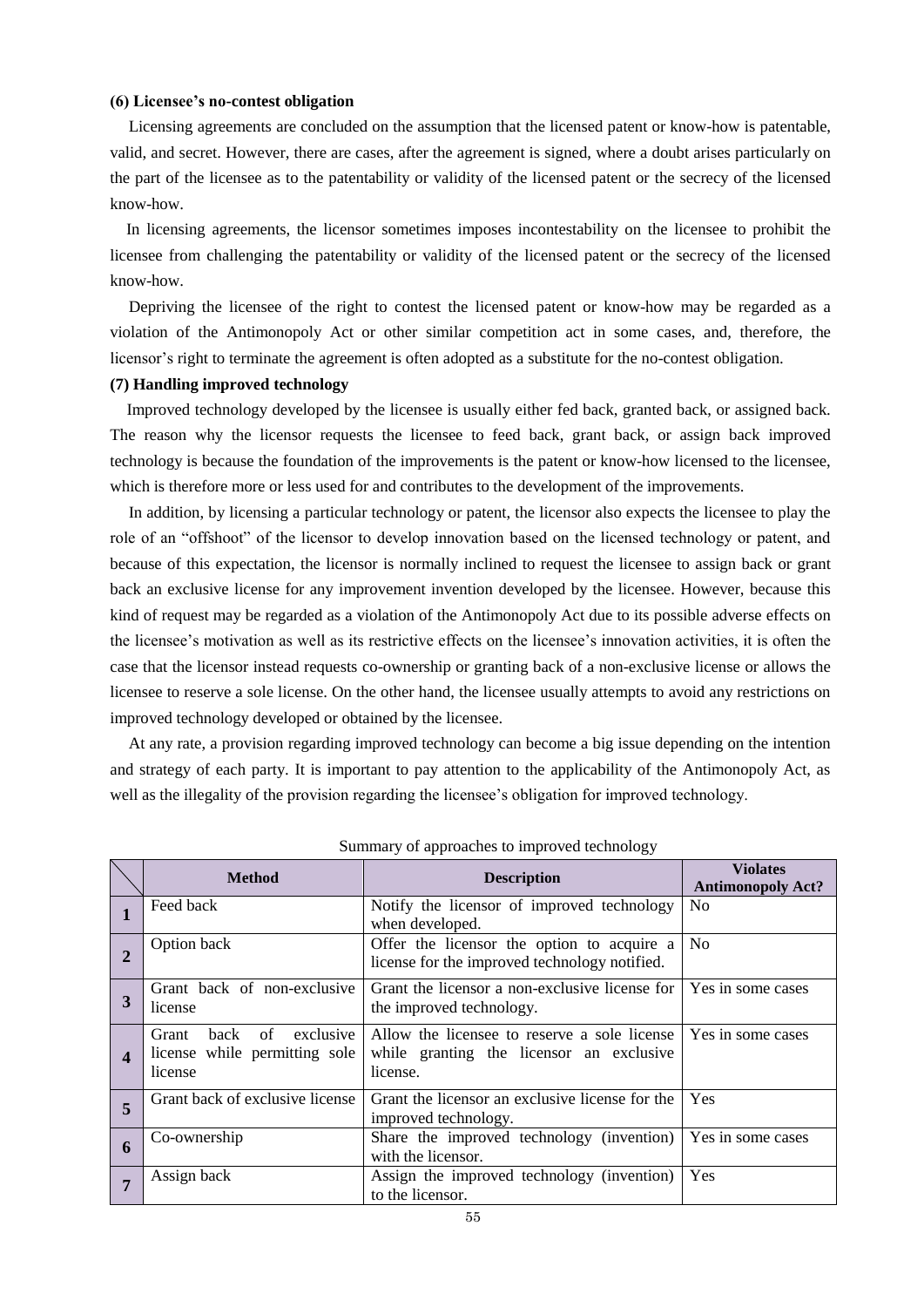**(6) Licensee's no-contest obligation**

Licensing agreements are concluded on the assumption that the licensed patent or know-how is patentable, valid, and secret. However, there are cases, after the agreement is signed, where a doubt arises particularly on the part of the licensee as to the patentability or validity of the licensed patent or the secrecy of the licensed know-how.

In licensing agreements, the licensor sometimes imposes incontestability on the licensee to prohibit the licensee from challenging the patentability or validity of the licensed patent or the secrecy of the licensed know-how.

Depriving the licensee of the right to contest the licensed patent or know-how may be regarded as a violation of the Antimonopoly Act or other similar competition act in some cases, and, therefore, the licensor's right to terminate the agreement is often adopted as a substitute for the no-contest obligation.

**(7) Handling improved technology**

Improved technology developed by the licensee is usually either fed back, granted back, or assigned back. The reason why the licensor requests the licensee to feed back, grant back, or assign back improved technology is because the foundation of the improvements is the patent or know-how licensed to the licensee, which is therefore more or less used for and contributes to the development of the improvements.

In addition, by licensing a particular technology or patent, the licensor also expects the licensee to play the role of an "offshoot" of the licensor to develop innovation based on the licensed technology or patent, and because of this expectation, the licensor is normally inclined to request the licensee to assign back or grant back an exclusive license for any improvement invention developed by the licensee. However, because this kind of request may be regarded as a violation of the Antimonopoly Act due to its possible adverse effects on the licensee's motivation as well as its restrictive effects on the licensee's innovation activities, it is often the case that the licensor instead requests co-ownership or granting back of a non-exclusive license or allows the licensee to reserve a sole license. On the other hand, the licensee usually attempts to avoid any restrictions on improved technology developed or obtained by the licensee.

At any rate, a provision regarding improved technology can become a big issue depending on the intention and strategy of each party. It is important to pay attention to the applicability of the Antimonopoly Act, as well as the illegality of the provision regarding the licensee's obligation for improved technology.

Summary of approaches to improved technology

| | Method | Description | Violates Antimonopoly Act? |
|---|---|---|---|
| **1** | Feed back | Notify the licensor of improved technology when developed. | No |
| **2** | Option back | Offer the licensor the option to acquire a license for the improved technology notified. | No |
| **3** | Grant back of non-exclusive license | Grant the licensor a non-exclusive license for the improved technology. | Yes in some cases |
| **4** | Grant back of exclusive license while permitting sole license | Allow the licensee to reserve a sole license while granting the licensor an exclusive license. | Yes in some cases |
| **5** | Grant back of exclusive license | Grant the licensor an exclusive license for the improved technology. | Yes |
| **6** | Co-ownership | Share the improved technology (invention) with the licensor. | Yes in some cases |
| **7** | Assign back | Assign the improved technology (invention) to the licensor. | Yes |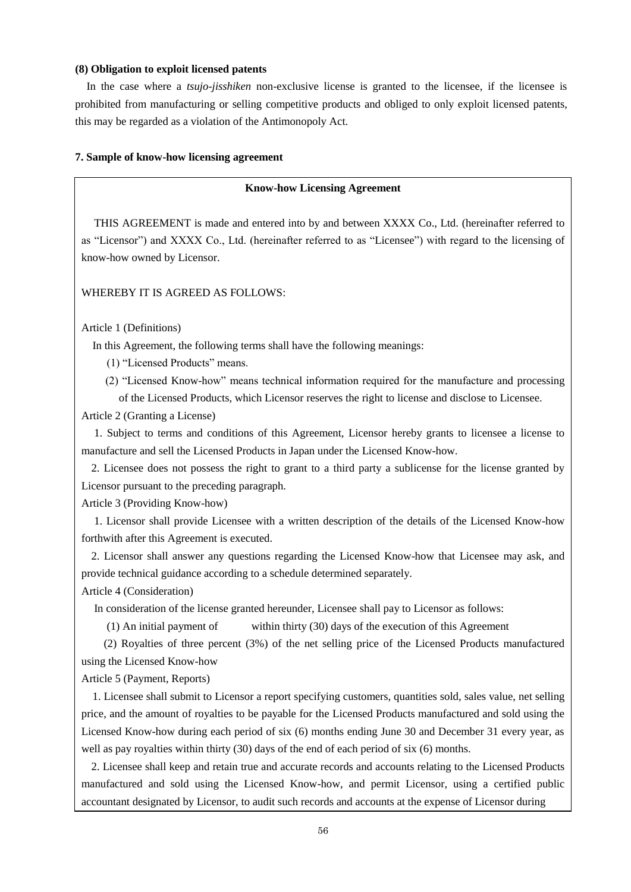**(8) Obligation to exploit licensed patents**

In the case where a *tsujo-jisshiken* non-exclusive license is granted to the licensee, if the licensee is prohibited from manufacturing or selling competitive products and obliged to only exploit licensed patents, this may be regarded as a violation of the Antimonopoly Act.

**7. Sample of know-how licensing agreement**

**Know-how Licensing Agreement**

THIS AGREEMENT is made and entered into by and between XXXX Co., Ltd. (hereinafter referred to as "Licensor") and XXXX Co., Ltd. (hereinafter referred to as "Licensee") with regard to the licensing of know-how owned by Licensor.

WHEREBY IT IS AGREED AS FOLLOWS:

Article 1 (Definitions)

In this Agreement, the following terms shall have the following meanings:

(1) "Licensed Products" means.

(2) "Licensed Know-how" means technical information required for the manufacture and processing of the Licensed Products, which Licensor reserves the right to license and disclose to Licensee.

Article 2 (Granting a License)

1. Subject to terms and conditions of this Agreement, Licensor hereby grants to licensee a license to manufacture and sell the Licensed Products in Japan under the Licensed Know-how.

2. Licensee does not possess the right to grant to a third party a sublicense for the license granted by Licensor pursuant to the preceding paragraph.

Article 3 (Providing Know-how)

1. Licensor shall provide Licensee with a written description of the details of the Licensed Know-how forthwith after this Agreement is executed.

2. Licensor shall answer any questions regarding the Licensed Know-how that Licensee may ask, and provide technical guidance according to a schedule determined separately.

Article 4 (Consideration)

In consideration of the license granted hereunder, Licensee shall pay to Licensor as follows:

(1) An initial payment of          within thirty (30) days of the execution of this Agreement

(2) Royalties of three percent (3%) of the net selling price of the Licensed Products manufactured using the Licensed Know-how

Article 5 (Payment, Reports)

1. Licensee shall submit to Licensor a report specifying customers, quantities sold, sales value, net selling price, and the amount of royalties to be payable for the Licensed Products manufactured and sold using the Licensed Know-how during each period of six (6) months ending June 30 and December 31 every year, as well as pay royalties within thirty (30) days of the end of each period of six (6) months.

2. Licensee shall keep and retain true and accurate records and accounts relating to the Licensed Products manufactured and sold using the Licensed Know-how, and permit Licensor, using a certified public accountant designated by Licensor, to audit such records and accounts at the expense of Licensor during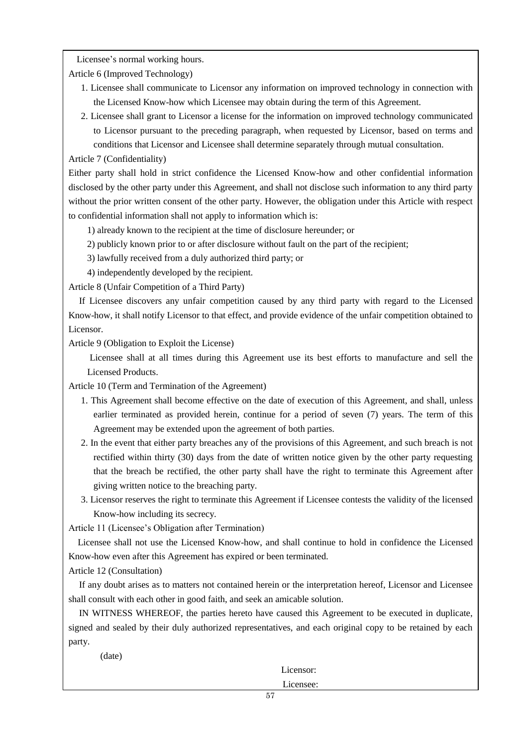Licensee's normal working hours.

Article 6 (Improved Technology)

1. Licensee shall communicate to Licensor any information on improved technology in connection with the Licensed Know-how which Licensee may obtain during the term of this Agreement.
2. Licensee shall grant to Licensor a license for the information on improved technology communicated to Licensor pursuant to the preceding paragraph, when requested by Licensor, based on terms and conditions that Licensor and Licensee shall determine separately through mutual consultation.

Article 7 (Confidentiality)

Either party shall hold in strict confidence the Licensed Know-how and other confidential information disclosed by the other party under this Agreement, and shall not disclose such information to any third party without the prior written consent of the other party. However, the obligation under this Article with respect to confidential information shall not apply to information which is:

1) already known to the recipient at the time of disclosure hereunder; or

2) publicly known prior to or after disclosure without fault on the part of the recipient;

3) lawfully received from a duly authorized third party; or

4) independently developed by the recipient.

Article 8 (Unfair Competition of a Third Party)

If Licensee discovers any unfair competition caused by any third party with regard to the Licensed Know-how, it shall notify Licensor to that effect, and provide evidence of the unfair competition obtained to Licensor.

Article 9 (Obligation to Exploit the License)

Licensee shall at all times during this Agreement use its best efforts to manufacture and sell the Licensed Products.

Article 10 (Term and Termination of the Agreement)

1. This Agreement shall become effective on the date of execution of this Agreement, and shall, unless earlier terminated as provided herein, continue for a period of seven (7) years. The term of this Agreement may be extended upon the agreement of both parties.
2. In the event that either party breaches any of the provisions of this Agreement, and such breach is not rectified within thirty (30) days from the date of written notice given by the other party requesting that the breach be rectified, the other party shall have the right to terminate this Agreement after giving written notice to the breaching party.
3. Licensor reserves the right to terminate this Agreement if Licensee contests the validity of the licensed Know-how including its secrecy.

Article 11 (Licensee's Obligation after Termination)

Licensee shall not use the Licensed Know-how, and shall continue to hold in confidence the Licensed Know-how even after this Agreement has expired or been terminated.

Article 12 (Consultation)

If any doubt arises as to matters not contained herein or the interpretation hereof, Licensor and Licensee shall consult with each other in good faith, and seek an amicable solution.

IN WITNESS WHEREOF, the parties hereto have caused this Agreement to be executed in duplicate, signed and sealed by their duly authorized representatives, and each original copy to be retained by each party.

(date)

Licensor:

Licensee: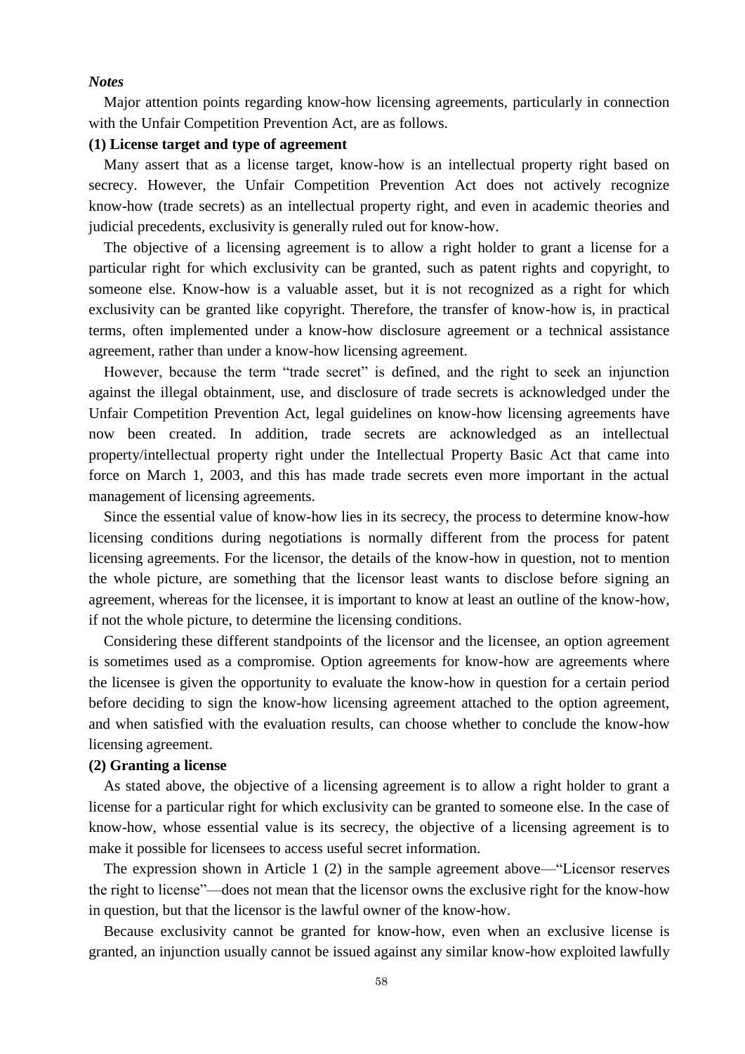***Notes***

Major attention points regarding know-how licensing agreements, particularly in connection with the Unfair Competition Prevention Act, are as follows.

**(1) License target and type of agreement**

Many assert that as a license target, know-how is an intellectual property right based on secrecy. However, the Unfair Competition Prevention Act does not actively recognize know-how (trade secrets) as an intellectual property right, and even in academic theories and judicial precedents, exclusivity is generally ruled out for know-how.

The objective of a licensing agreement is to allow a right holder to grant a license for a particular right for which exclusivity can be granted, such as patent rights and copyright, to someone else. Know-how is a valuable asset, but it is not recognized as a right for which exclusivity can be granted like copyright. Therefore, the transfer of know-how is, in practical terms, often implemented under a know-how disclosure agreement or a technical assistance agreement, rather than under a know-how licensing agreement.

However, because the term "trade secret" is defined, and the right to seek an injunction against the illegal obtainment, use, and disclosure of trade secrets is acknowledged under the Unfair Competition Prevention Act, legal guidelines on know-how licensing agreements have now been created. In addition, trade secrets are acknowledged as an intellectual property/intellectual property right under the Intellectual Property Basic Act that came into force on March 1, 2003, and this has made trade secrets even more important in the actual management of licensing agreements.

Since the essential value of know-how lies in its secrecy, the process to determine know-how licensing conditions during negotiations is normally different from the process for patent licensing agreements. For the licensor, the details of the know-how in question, not to mention the whole picture, are something that the licensor least wants to disclose before signing an agreement, whereas for the licensee, it is important to know at least an outline of the know-how, if not the whole picture, to determine the licensing conditions.

Considering these different standpoints of the licensor and the licensee, an option agreement is sometimes used as a compromise. Option agreements for know-how are agreements where the licensee is given the opportunity to evaluate the know-how in question for a certain period before deciding to sign the know-how licensing agreement attached to the option agreement, and when satisfied with the evaluation results, can choose whether to conclude the know-how licensing agreement.

**(2) Granting a license**

As stated above, the objective of a licensing agreement is to allow a right holder to grant a license for a particular right for which exclusivity can be granted to someone else. In the case of know-how, whose essential value is its secrecy, the objective of a licensing agreement is to make it possible for licensees to access useful secret information.

The expression shown in Article 1 (2) in the sample agreement above—"Licensor reserves the right to license"—does not mean that the licensor owns the exclusive right for the know-how in question, but that the licensor is the lawful owner of the know-how.

Because exclusivity cannot be granted for know-how, even when an exclusive license is granted, an injunction usually cannot be issued against any similar know-how exploited lawfully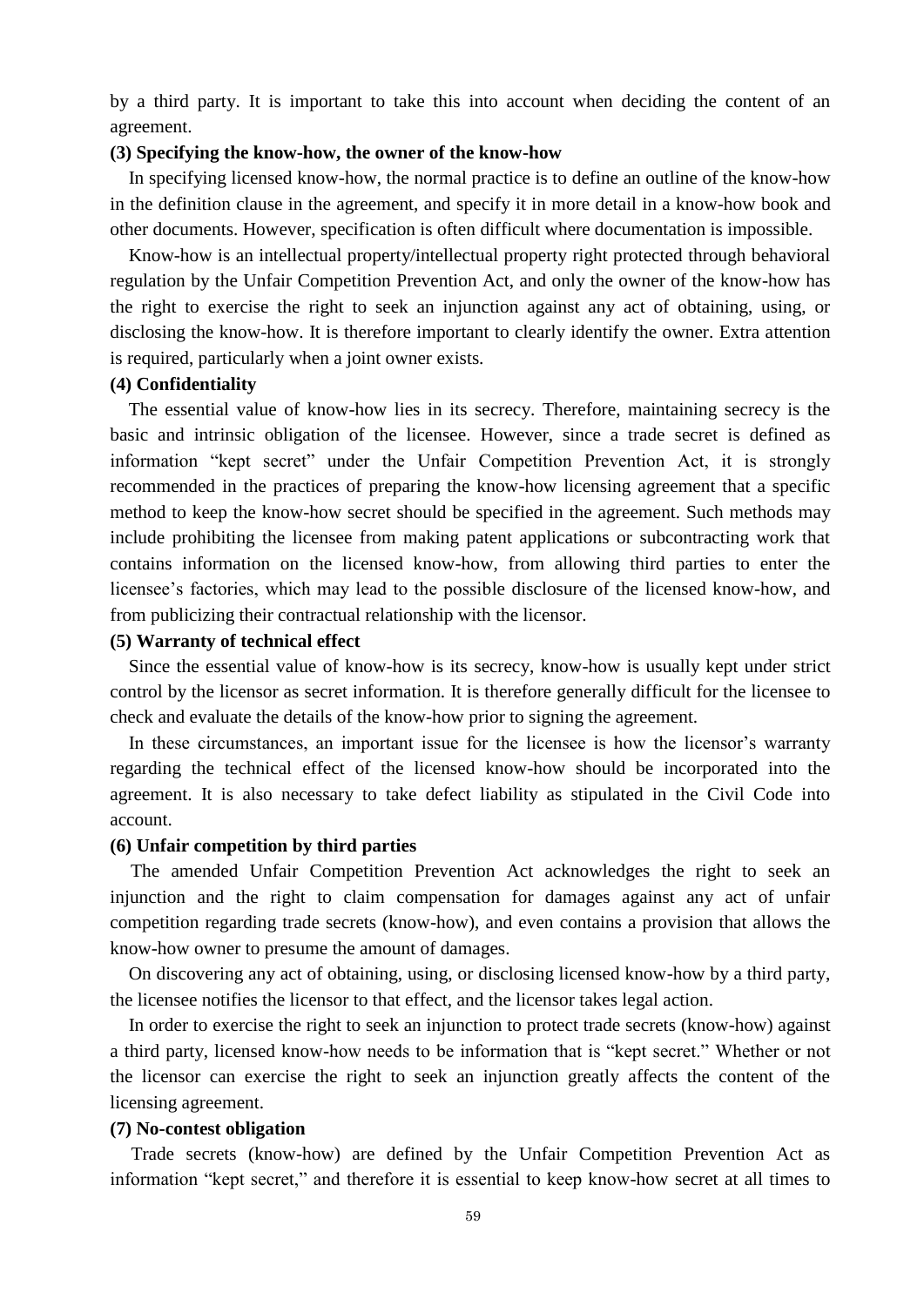by a third party. It is important to take this into account when deciding the content of an agreement.

**(3) Specifying the know-how, the owner of the know-how**

In specifying licensed know-how, the normal practice is to define an outline of the know-how in the definition clause in the agreement, and specify it in more detail in a know-how book and other documents. However, specification is often difficult where documentation is impossible.

Know-how is an intellectual property/intellectual property right protected through behavioral regulation by the Unfair Competition Prevention Act, and only the owner of the know-how has the right to exercise the right to seek an injunction against any act of obtaining, using, or disclosing the know-how. It is therefore important to clearly identify the owner. Extra attention is required, particularly when a joint owner exists.

**(4) Confidentiality**

The essential value of know-how lies in its secrecy. Therefore, maintaining secrecy is the basic and intrinsic obligation of the licensee. However, since a trade secret is defined as information "kept secret" under the Unfair Competition Prevention Act, it is strongly recommended in the practices of preparing the know-how licensing agreement that a specific method to keep the know-how secret should be specified in the agreement. Such methods may include prohibiting the licensee from making patent applications or subcontracting work that contains information on the licensed know-how, from allowing third parties to enter the licensee's factories, which may lead to the possible disclosure of the licensed know-how, and from publicizing their contractual relationship with the licensor.

**(5) Warranty of technical effect**

Since the essential value of know-how is its secrecy, know-how is usually kept under strict control by the licensor as secret information. It is therefore generally difficult for the licensee to check and evaluate the details of the know-how prior to signing the agreement.

In these circumstances, an important issue for the licensee is how the licensor's warranty regarding the technical effect of the licensed know-how should be incorporated into the agreement. It is also necessary to take defect liability as stipulated in the Civil Code into account.

**(6) Unfair competition by third parties**

The amended Unfair Competition Prevention Act acknowledges the right to seek an injunction and the right to claim compensation for damages against any act of unfair competition regarding trade secrets (know-how), and even contains a provision that allows the know-how owner to presume the amount of damages.

On discovering any act of obtaining, using, or disclosing licensed know-how by a third party, the licensee notifies the licensor to that effect, and the licensor takes legal action.

In order to exercise the right to seek an injunction to protect trade secrets (know-how) against a third party, licensed know-how needs to be information that is "kept secret." Whether or not the licensor can exercise the right to seek an injunction greatly affects the content of the licensing agreement.

**(7) No-contest obligation**

Trade secrets (know-how) are defined by the Unfair Competition Prevention Act as information "kept secret," and therefore it is essential to keep know-how secret at all times to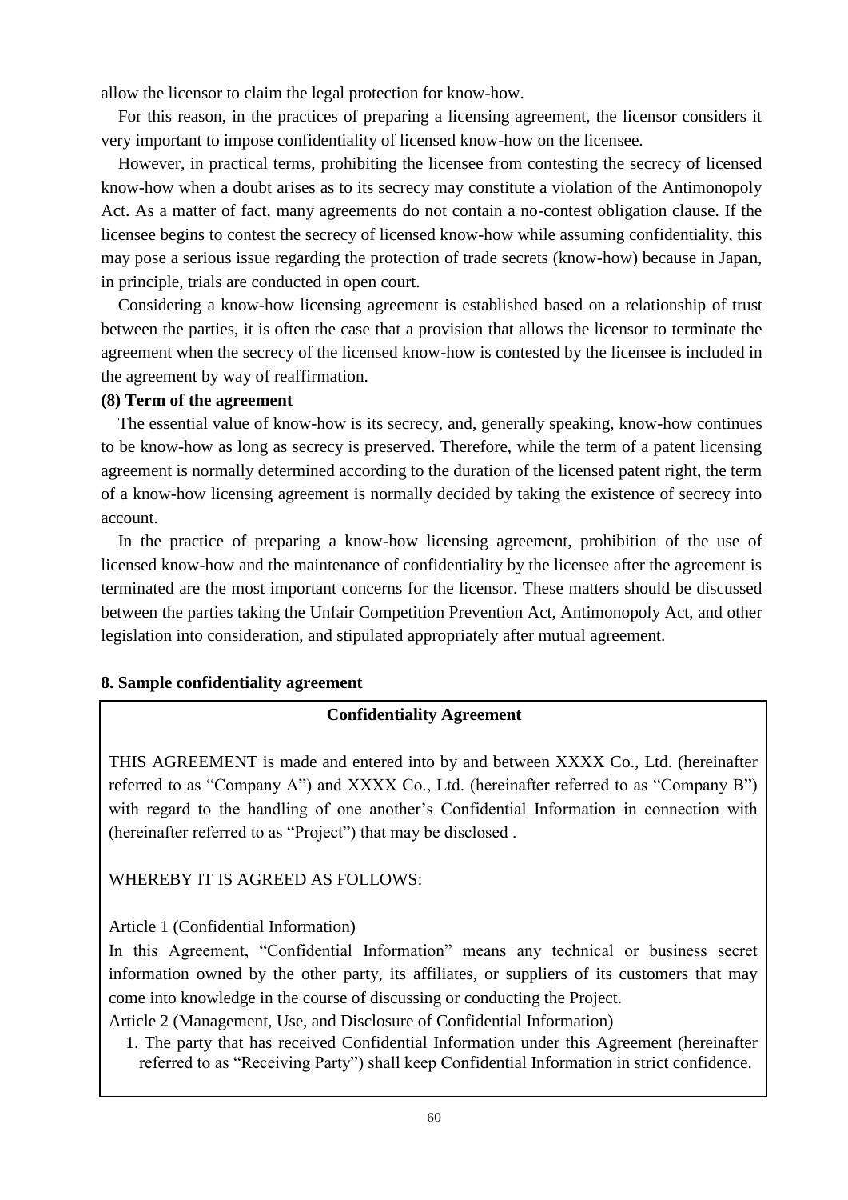allow the licensor to claim the legal protection for know-how.

For this reason, in the practices of preparing a licensing agreement, the licensor considers it very important to impose confidentiality of licensed know-how on the licensee.

However, in practical terms, prohibiting the licensee from contesting the secrecy of licensed know-how when a doubt arises as to its secrecy may constitute a violation of the Antimonopoly Act. As a matter of fact, many agreements do not contain a no-contest obligation clause. If the licensee begins to contest the secrecy of licensed know-how while assuming confidentiality, this may pose a serious issue regarding the protection of trade secrets (know-how) because in Japan, in principle, trials are conducted in open court.

Considering a know-how licensing agreement is established based on a relationship of trust between the parties, it is often the case that a provision that allows the licensor to terminate the agreement when the secrecy of the licensed know-how is contested by the licensee is included in the agreement by way of reaffirmation.

**(8) Term of the agreement**

The essential value of know-how is its secrecy, and, generally speaking, know-how continues to be know-how as long as secrecy is preserved. Therefore, while the term of a patent licensing agreement is normally determined according to the duration of the licensed patent right, the term of a know-how licensing agreement is normally decided by taking the existence of secrecy into account.

In the practice of preparing a know-how licensing agreement, prohibition of the use of licensed know-how and the maintenance of confidentiality by the licensee after the agreement is terminated are the most important concerns for the licensor. These matters should be discussed between the parties taking the Unfair Competition Prevention Act, Antimonopoly Act, and other legislation into consideration, and stipulated appropriately after mutual agreement.

**8. Sample confidentiality agreement**

**Confidentiality Agreement**

THIS AGREEMENT is made and entered into by and between XXXX Co., Ltd. (hereinafter referred to as "Company A") and XXXX Co., Ltd. (hereinafter referred to as "Company B") with regard to the handling of one another's Confidential Information in connection with (hereinafter referred to as "Project") that may be disclosed .

WHEREBY IT IS AGREED AS FOLLOWS:

Article 1 (Confidential Information)

In this Agreement, "Confidential Information" means any technical or business secret information owned by the other party, its affiliates, or suppliers of its customers that may come into knowledge in the course of discussing or conducting the Project.

Article 2 (Management, Use, and Disclosure of Confidential Information)

1. The party that has received Confidential Information under this Agreement (hereinafter referred to as "Receiving Party") shall keep Confidential Information in strict confidence.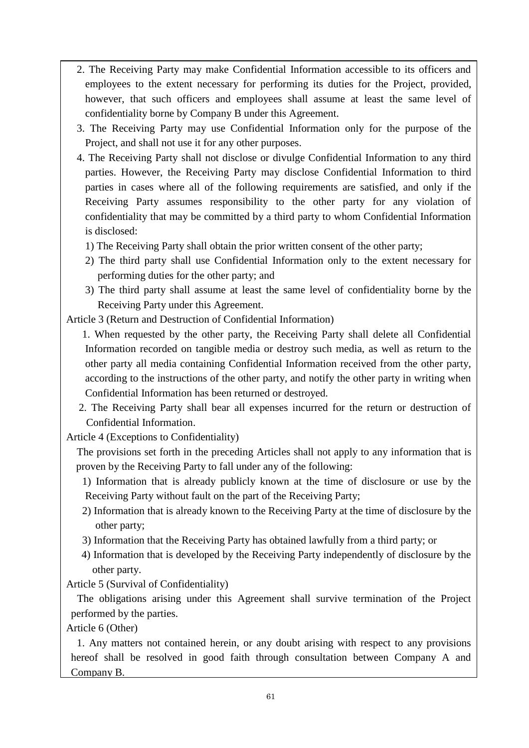2. The Receiving Party may make Confidential Information accessible to its officers and employees to the extent necessary for performing its duties for the Project, provided, however, that such officers and employees shall assume at least the same level of confidentiality borne by Company B under this Agreement.
3. The Receiving Party may use Confidential Information only for the purpose of the Project, and shall not use it for any other purposes.
4. The Receiving Party shall not disclose or divulge Confidential Information to any third parties. However, the Receiving Party may disclose Confidential Information to third parties in cases where all of the following requirements are satisfied, and only if the Receiving Party assumes responsibility to the other party for any violation of confidentiality that may be committed by a third party to whom Confidential Information is disclosed:
   1) The Receiving Party shall obtain the prior written consent of the other party;
   2) The third party shall use Confidential Information only to the extent necessary for performing duties for the other party; and
   3) The third party shall assume at least the same level of confidentiality borne by the Receiving Party under this Agreement.

Article 3 (Return and Destruction of Confidential Information)

1. When requested by the other party, the Receiving Party shall delete all Confidential Information recorded on tangible media or destroy such media, as well as return to the other party all media containing Confidential Information received from the other party, according to the instructions of the other party, and notify the other party in writing when Confidential Information has been returned or destroyed.
2. The Receiving Party shall bear all expenses incurred for the return or destruction of Confidential Information.

Article 4 (Exceptions to Confidentiality)

The provisions set forth in the preceding Articles shall not apply to any information that is proven by the Receiving Party to fall under any of the following:

1) Information that is already publicly known at the time of disclosure or use by the Receiving Party without fault on the part of the Receiving Party;
2) Information that is already known to the Receiving Party at the time of disclosure by the other party;
3) Information that the Receiving Party has obtained lawfully from a third party; or
4) Information that is developed by the Receiving Party independently of disclosure by the other party.

Article 5 (Survival of Confidentiality)

The obligations arising under this Agreement shall survive termination of the Project performed by the parties.

Article 6 (Other)

1. Any matters not contained herein, or any doubt arising with respect to any provisions hereof shall be resolved in good faith through consultation between Company A and Company B.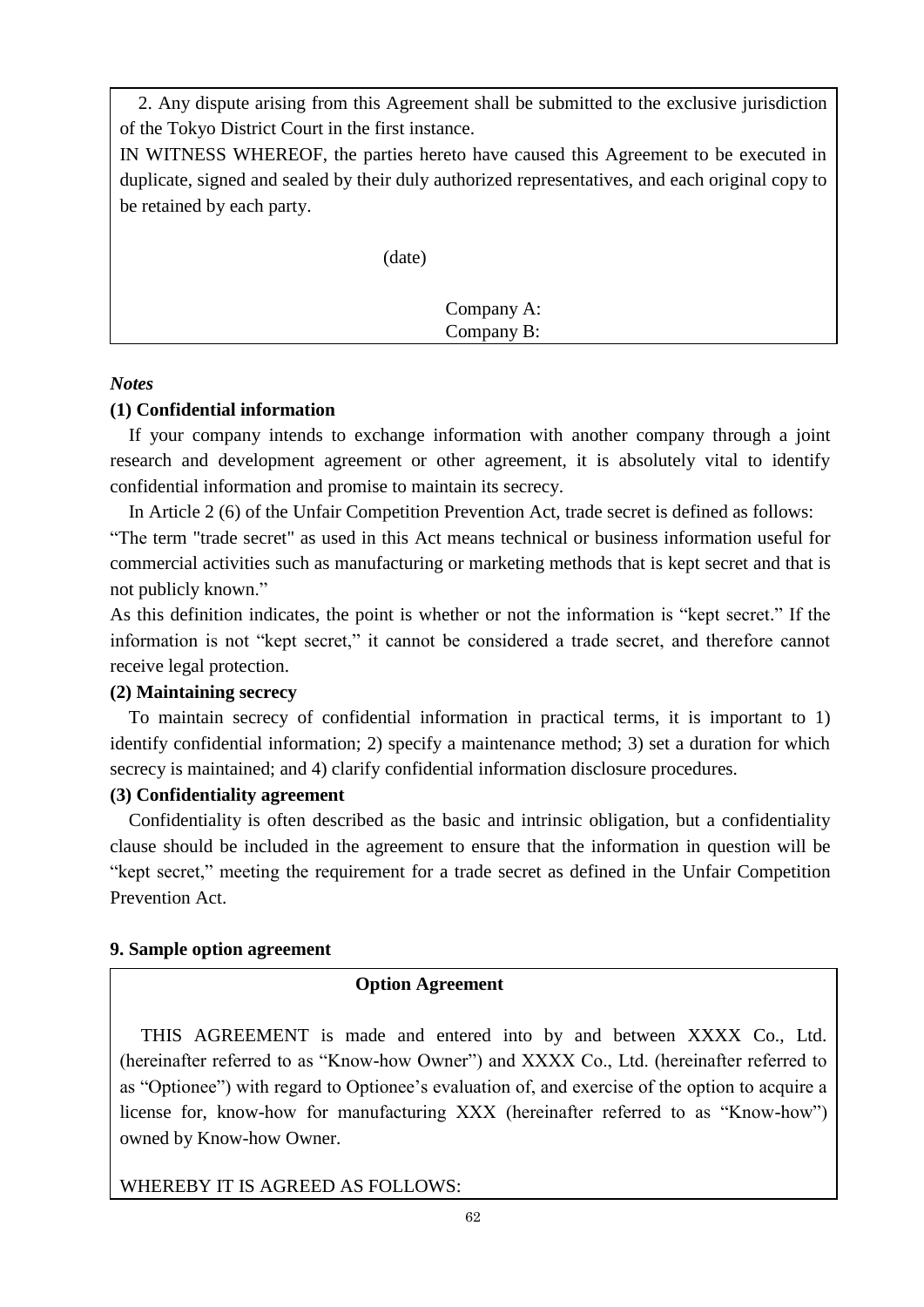2. Any dispute arising from this Agreement shall be submitted to the exclusive jurisdiction of the Tokyo District Court in the first instance.

IN WITNESS WHEREOF, the parties hereto have caused this Agreement to be executed in duplicate, signed and sealed by their duly authorized representatives, and each original copy to be retained by each party.

(date)

Company A:
Company B:

*Notes*

**(1) Confidential information**

If your company intends to exchange information with another company through a joint research and development agreement or other agreement, it is absolutely vital to identify confidential information and promise to maintain its secrecy.

In Article 2 (6) of the Unfair Competition Prevention Act, trade secret is defined as follows: "The term "trade secret" as used in this Act means technical or business information useful for commercial activities such as manufacturing or marketing methods that is kept secret and that is not publicly known."

As this definition indicates, the point is whether or not the information is "kept secret." If the information is not "kept secret," it cannot be considered a trade secret, and therefore cannot receive legal protection.

**(2) Maintaining secrecy**

To maintain secrecy of confidential information in practical terms, it is important to 1) identify confidential information; 2) specify a maintenance method; 3) set a duration for which secrecy is maintained; and 4) clarify confidential information disclosure procedures.

**(3) Confidentiality agreement**

Confidentiality is often described as the basic and intrinsic obligation, but a confidentiality clause should be included in the agreement to ensure that the information in question will be "kept secret," meeting the requirement for a trade secret as defined in the Unfair Competition Prevention Act.

**9. Sample option agreement**

**Option Agreement**

THIS AGREEMENT is made and entered into by and between XXXX Co., Ltd. (hereinafter referred to as "Know-how Owner") and XXXX Co., Ltd. (hereinafter referred to as "Optionee") with regard to Optionee's evaluation of, and exercise of the option to acquire a license for, know-how for manufacturing XXX (hereinafter referred to as "Know-how") owned by Know-how Owner.

WHEREBY IT IS AGREED AS FOLLOWS: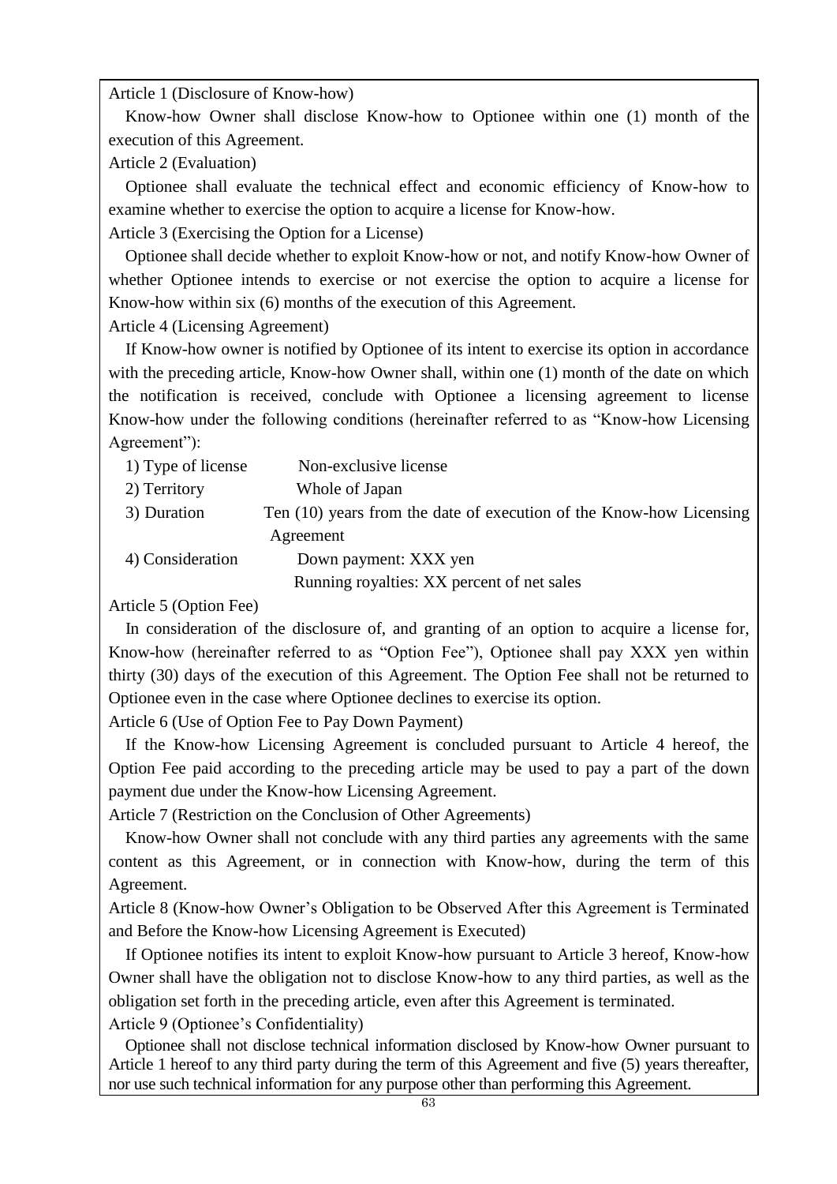Article 1 (Disclosure of Know-how)

Know-how Owner shall disclose Know-how to Optionee within one (1) month of the execution of this Agreement.

Article 2 (Evaluation)

Optionee shall evaluate the technical effect and economic efficiency of Know-how to examine whether to exercise the option to acquire a license for Know-how.

Article 3 (Exercising the Option for a License)

Optionee shall decide whether to exploit Know-how or not, and notify Know-how Owner of whether Optionee intends to exercise or not exercise the option to acquire a license for Know-how within six (6) months of the execution of this Agreement.

Article 4 (Licensing Agreement)

If Know-how owner is notified by Optionee of its intent to exercise its option in accordance with the preceding article, Know-how Owner shall, within one (1) month of the date on which the notification is received, conclude with Optionee a licensing agreement to license Know-how under the following conditions (hereinafter referred to as "Know-how Licensing Agreement"):

1) Type of license　　Non-exclusive license
2) Territory　　Whole of Japan
3) Duration　　Ten (10) years from the date of execution of the Know-how Licensing Agreement
4) Consideration　　Down payment: XXX yen
　　Running royalties: XX percent of net sales

Article 5 (Option Fee)

In consideration of the disclosure of, and granting of an option to acquire a license for, Know-how (hereinafter referred to as "Option Fee"), Optionee shall pay XXX yen within thirty (30) days of the execution of this Agreement. The Option Fee shall not be returned to Optionee even in the case where Optionee declines to exercise its option.

Article 6 (Use of Option Fee to Pay Down Payment)

If the Know-how Licensing Agreement is concluded pursuant to Article 4 hereof, the Option Fee paid according to the preceding article may be used to pay a part of the down payment due under the Know-how Licensing Agreement.

Article 7 (Restriction on the Conclusion of Other Agreements)

Know-how Owner shall not conclude with any third parties any agreements with the same content as this Agreement, or in connection with Know-how, during the term of this Agreement.

Article 8 (Know-how Owner's Obligation to be Observed After this Agreement is Terminated and Before the Know-how Licensing Agreement is Executed)

If Optionee notifies its intent to exploit Know-how pursuant to Article 3 hereof, Know-how Owner shall have the obligation not to disclose Know-how to any third parties, as well as the obligation set forth in the preceding article, even after this Agreement is terminated.

Article 9 (Optionee's Confidentiality)

Optionee shall not disclose technical information disclosed by Know-how Owner pursuant to Article 1 hereof to any third party during the term of this Agreement and five (5) years thereafter, nor use such technical information for any purpose other than performing this Agreement.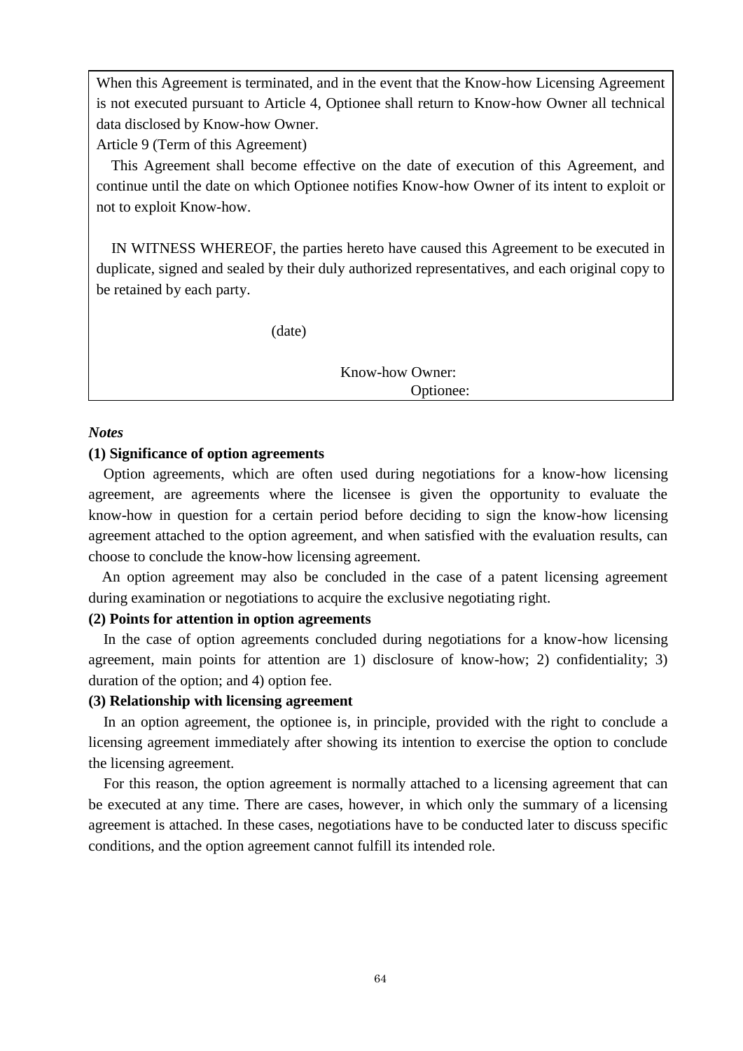When this Agreement is terminated, and in the event that the Know-how Licensing Agreement is not executed pursuant to Article 4, Optionee shall return to Know-how Owner all technical data disclosed by Know-how Owner.

Article 9 (Term of this Agreement)

This Agreement shall become effective on the date of execution of this Agreement, and continue until the date on which Optionee notifies Know-how Owner of its intent to exploit or not to exploit Know-how.

IN WITNESS WHEREOF, the parties hereto have caused this Agreement to be executed in duplicate, signed and sealed by their duly authorized representatives, and each original copy to be retained by each party.

(date)

Know-how Owner:

Optionee:

***Notes***

**(1) Significance of option agreements**

Option agreements, which are often used during negotiations for a know-how licensing agreement, are agreements where the licensee is given the opportunity to evaluate the know-how in question for a certain period before deciding to sign the know-how licensing agreement attached to the option agreement, and when satisfied with the evaluation results, can choose to conclude the know-how licensing agreement.

An option agreement may also be concluded in the case of a patent licensing agreement during examination or negotiations to acquire the exclusive negotiating right.

**(2) Points for attention in option agreements**

In the case of option agreements concluded during negotiations for a know-how licensing agreement, main points for attention are 1) disclosure of know-how; 2) confidentiality; 3) duration of the option; and 4) option fee.

**(3) Relationship with licensing agreement**

In an option agreement, the optionee is, in principle, provided with the right to conclude a licensing agreement immediately after showing its intention to exercise the option to conclude the licensing agreement.

For this reason, the option agreement is normally attached to a licensing agreement that can be executed at any time. There are cases, however, in which only the summary of a licensing agreement is attached. In these cases, negotiations have to be conducted later to discuss specific conditions, and the option agreement cannot fulfill its intended role.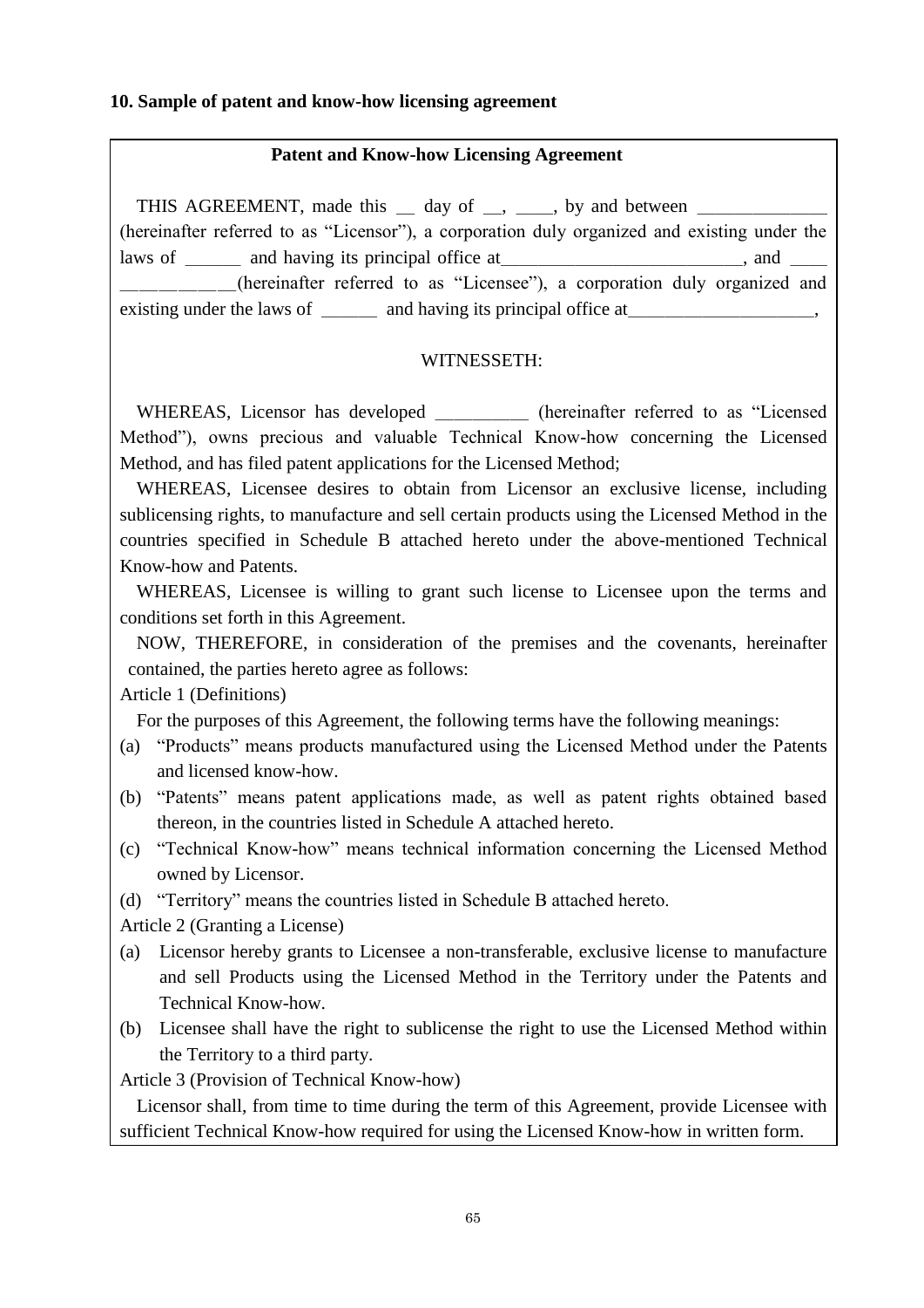**10. Sample of patent and know-how licensing agreement**

**Patent and Know-how Licensing Agreement**

THIS AGREEMENT, made this __ day of __, ____, by and between _____________ (hereinafter referred to as "Licensor"), a corporation duly organized and existing under the laws of ______ and having its principal office at_________________________, and ____ ___________(hereinafter referred to as "Licensee"), a corporation duly organized and existing under the laws of ______ and having its principal office at____________________,

WITNESSETH:

WHEREAS, Licensor has developed __________ (hereinafter referred to as "Licensed Method"), owns precious and valuable Technical Know-how concerning the Licensed Method, and has filed patent applications for the Licensed Method;

WHEREAS, Licensee desires to obtain from Licensor an exclusive license, including sublicensing rights, to manufacture and sell certain products using the Licensed Method in the countries specified in Schedule B attached hereto under the above-mentioned Technical Know-how and Patents.

WHEREAS, Licensee is willing to grant such license to Licensee upon the terms and conditions set forth in this Agreement.

NOW, THEREFORE, in consideration of the premises and the covenants, hereinafter contained, the parties hereto agree as follows:

Article 1 (Definitions)

For the purposes of this Agreement, the following terms have the following meanings:

(a) "Products" means products manufactured using the Licensed Method under the Patents and licensed know-how.
(b) "Patents" means patent applications made, as well as patent rights obtained based thereon, in the countries listed in Schedule A attached hereto.
(c) "Technical Know-how" means technical information concerning the Licensed Method owned by Licensor.
(d) "Territory" means the countries listed in Schedule B attached hereto.

Article 2 (Granting a License)

(a) Licensor hereby grants to Licensee a non-transferable, exclusive license to manufacture and sell Products using the Licensed Method in the Territory under the Patents and Technical Know-how.
(b) Licensee shall have the right to sublicense the right to use the Licensed Method within the Territory to a third party.

Article 3 (Provision of Technical Know-how)

Licensor shall, from time to time during the term of this Agreement, provide Licensee with sufficient Technical Know-how required for using the Licensed Know-how in written form.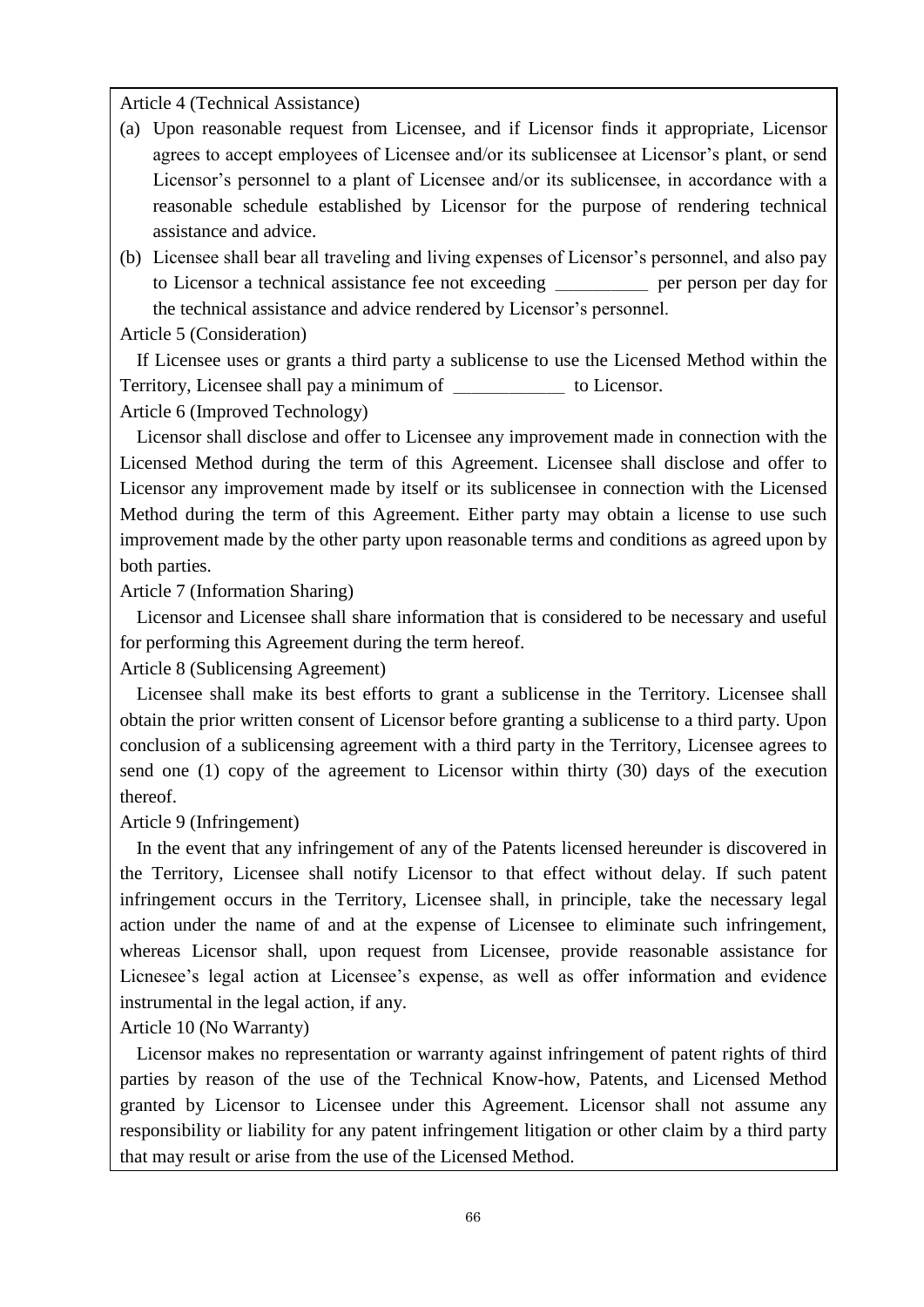Article 4 (Technical Assistance)

(a) Upon reasonable request from Licensee, and if Licensor finds it appropriate, Licensor agrees to accept employees of Licensee and/or its sublicensee at Licensor's plant, or send Licensor's personnel to a plant of Licensee and/or its sublicensee, in accordance with a reasonable schedule established by Licensor for the purpose of rendering technical assistance and advice.

(b) Licensee shall bear all traveling and living expenses of Licensor's personnel, and also pay to Licensor a technical assistance fee not exceeding __________ per person per day for the technical assistance and advice rendered by Licensor's personnel.

Article 5 (Consideration)

If Licensee uses or grants a third party a sublicense to use the Licensed Method within the Territory, Licensee shall pay a minimum of ____________ to Licensor.

Article 6 (Improved Technology)

Licensor shall disclose and offer to Licensee any improvement made in connection with the Licensed Method during the term of this Agreement. Licensee shall disclose and offer to Licensor any improvement made by itself or its sublicensee in connection with the Licensed Method during the term of this Agreement. Either party may obtain a license to use such improvement made by the other party upon reasonable terms and conditions as agreed upon by both parties.

Article 7 (Information Sharing)

Licensor and Licensee shall share information that is considered to be necessary and useful for performing this Agreement during the term hereof.

Article 8 (Sublicensing Agreement)

Licensee shall make its best efforts to grant a sublicense in the Territory. Licensee shall obtain the prior written consent of Licensor before granting a sublicense to a third party. Upon conclusion of a sublicensing agreement with a third party in the Territory, Licensee agrees to send one (1) copy of the agreement to Licensor within thirty (30) days of the execution thereof.

Article 9 (Infringement)

In the event that any infringement of any of the Patents licensed hereunder is discovered in the Territory, Licensee shall notify Licensor to that effect without delay. If such patent infringement occurs in the Territory, Licensee shall, in principle, take the necessary legal action under the name of and at the expense of Licensee to eliminate such infringement, whereas Licensor shall, upon request from Licensee, provide reasonable assistance for Licnesee's legal action at Licensee's expense, as well as offer information and evidence instrumental in the legal action, if any.

Article 10 (No Warranty)

Licensor makes no representation or warranty against infringement of patent rights of third parties by reason of the use of the Technical Know-how, Patents, and Licensed Method granted by Licensor to Licensee under this Agreement. Licensor shall not assume any responsibility or liability for any patent infringement litigation or other claim by a third party that may result or arise from the use of the Licensed Method.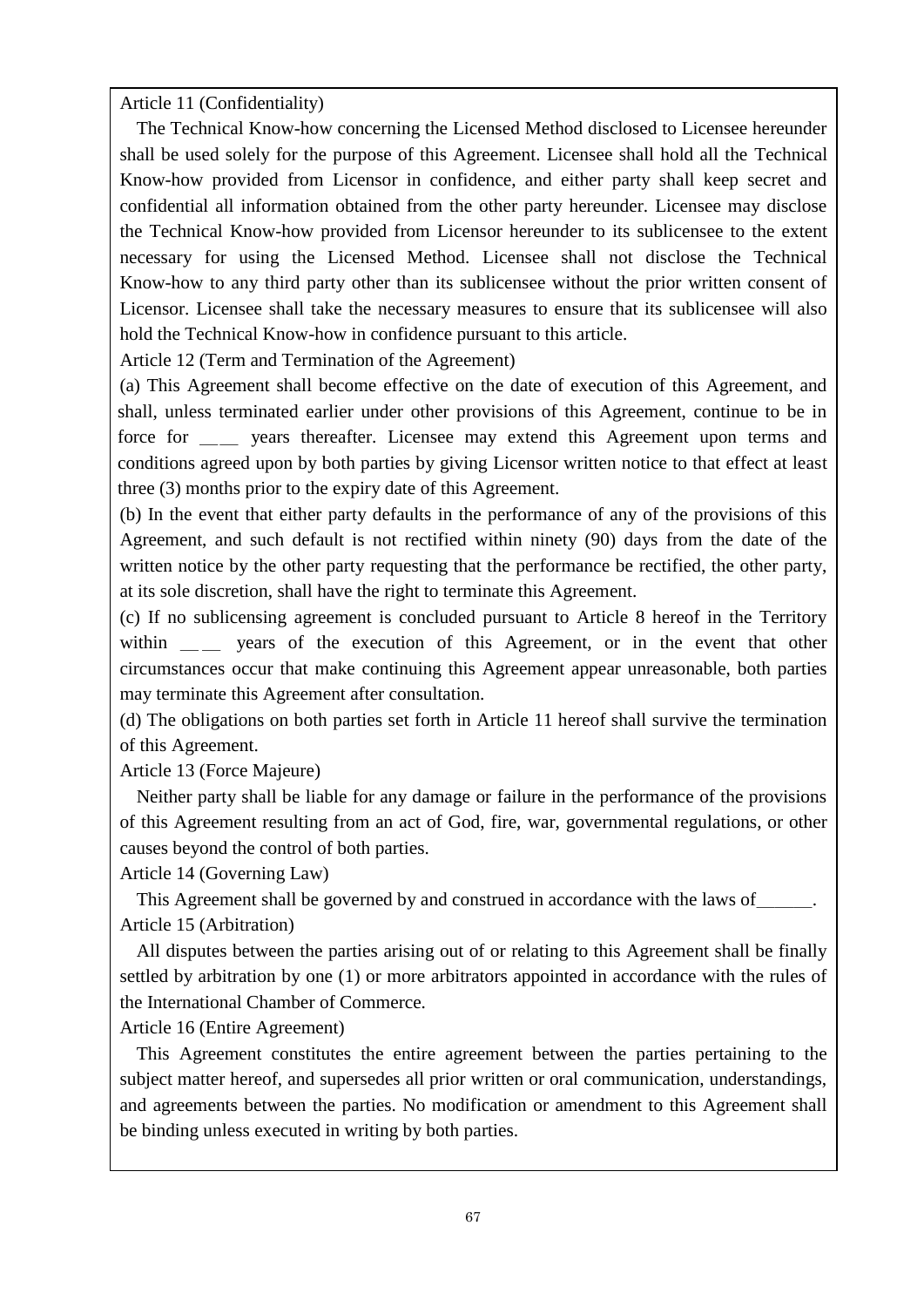Article 11 (Confidentiality)

The Technical Know-how concerning the Licensed Method disclosed to Licensee hereunder shall be used solely for the purpose of this Agreement. Licensee shall hold all the Technical Know-how provided from Licensor in confidence, and either party shall keep secret and confidential all information obtained from the other party hereunder. Licensee may disclose the Technical Know-how provided from Licensor hereunder to its sublicensee to the extent necessary for using the Licensed Method. Licensee shall not disclose the Technical Know-how to any third party other than its sublicensee without the prior written consent of Licensor. Licensee shall take the necessary measures to ensure that its sublicensee will also hold the Technical Know-how in confidence pursuant to this article.

Article 12 (Term and Termination of the Agreement)

(a) This Agreement shall become effective on the date of execution of this Agreement, and shall, unless terminated earlier under other provisions of this Agreement, continue to be in force for ____ years thereafter. Licensee may extend this Agreement upon terms and conditions agreed upon by both parties by giving Licensor written notice to that effect at least three (3) months prior to the expiry date of this Agreement.

(b) In the event that either party defaults in the performance of any of the provisions of this Agreement, and such default is not rectified within ninety (90) days from the date of the written notice by the other party requesting that the performance be rectified, the other party, at its sole discretion, shall have the right to terminate this Agreement.

(c) If no sublicensing agreement is concluded pursuant to Article 8 hereof in the Territory within ____ years of the execution of this Agreement, or in the event that other circumstances occur that make continuing this Agreement appear unreasonable, both parties may terminate this Agreement after consultation.

(d) The obligations on both parties set forth in Article 11 hereof shall survive the termination of this Agreement.

Article 13 (Force Majeure)

Neither party shall be liable for any damage or failure in the performance of the provisions of this Agreement resulting from an act of God, fire, war, governmental regulations, or other causes beyond the control of both parties.

Article 14 (Governing Law)

This Agreement shall be governed by and construed in accordance with the laws of______.

Article 15 (Arbitration)

All disputes between the parties arising out of or relating to this Agreement shall be finally settled by arbitration by one (1) or more arbitrators appointed in accordance with the rules of the International Chamber of Commerce.

Article 16 (Entire Agreement)

This Agreement constitutes the entire agreement between the parties pertaining to the subject matter hereof, and supersedes all prior written or oral communication, understandings, and agreements between the parties. No modification or amendment to this Agreement shall be binding unless executed in writing by both parties.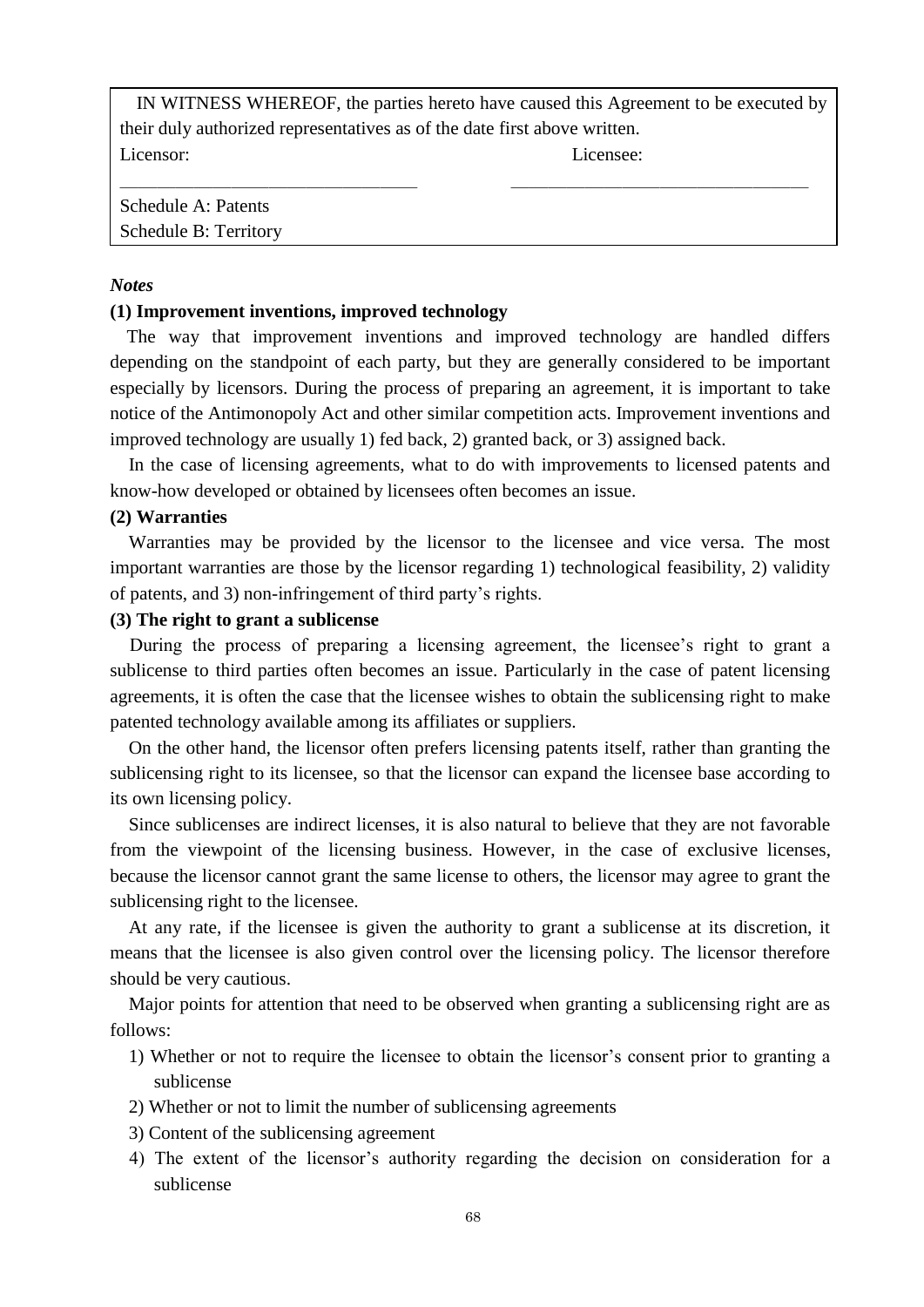IN WITNESS WHEREOF, the parties hereto have caused this Agreement to be executed by their duly authorized representatives as of the date first above written.

Licensor: Licensee:

\_\_\_\_\_\_\_\_\_\_\_\_\_\_\_\_\_\_\_\_\_\_\_\_\_\_\_\_\_\_\_\_ \_\_\_\_\_\_\_\_\_\_\_\_\_\_\_\_\_\_\_\_\_\_\_\_\_\_\_\_\_\_\_\_

Schedule A: Patents

Schedule B: Territory

***Notes***

**(1) Improvement inventions, improved technology**

The way that improvement inventions and improved technology are handled differs depending on the standpoint of each party, but they are generally considered to be important especially by licensors. During the process of preparing an agreement, it is important to take notice of the Antimonopoly Act and other similar competition acts. Improvement inventions and improved technology are usually 1) fed back, 2) granted back, or 3) assigned back.

In the case of licensing agreements, what to do with improvements to licensed patents and know-how developed or obtained by licensees often becomes an issue.

**(2) Warranties**

Warranties may be provided by the licensor to the licensee and vice versa. The most important warranties are those by the licensor regarding 1) technological feasibility, 2) validity of patents, and 3) non-infringement of third party's rights.

**(3) The right to grant a sublicense**

During the process of preparing a licensing agreement, the licensee's right to grant a sublicense to third parties often becomes an issue. Particularly in the case of patent licensing agreements, it is often the case that the licensee wishes to obtain the sublicensing right to make patented technology available among its affiliates or suppliers.

On the other hand, the licensor often prefers licensing patents itself, rather than granting the sublicensing right to its licensee, so that the licensor can expand the licensee base according to its own licensing policy.

Since sublicenses are indirect licenses, it is also natural to believe that they are not favorable from the viewpoint of the licensing business. However, in the case of exclusive licenses, because the licensor cannot grant the same license to others, the licensor may agree to grant the sublicensing right to the licensee.

At any rate, if the licensee is given the authority to grant a sublicense at its discretion, it means that the licensee is also given control over the licensing policy. The licensor therefore should be very cautious.

Major points for attention that need to be observed when granting a sublicensing right are as follows:

1) Whether or not to require the licensee to obtain the licensor's consent prior to granting a sublicense
2) Whether or not to limit the number of sublicensing agreements
3) Content of the sublicensing agreement
4) The extent of the licensor's authority regarding the decision on consideration for a sublicense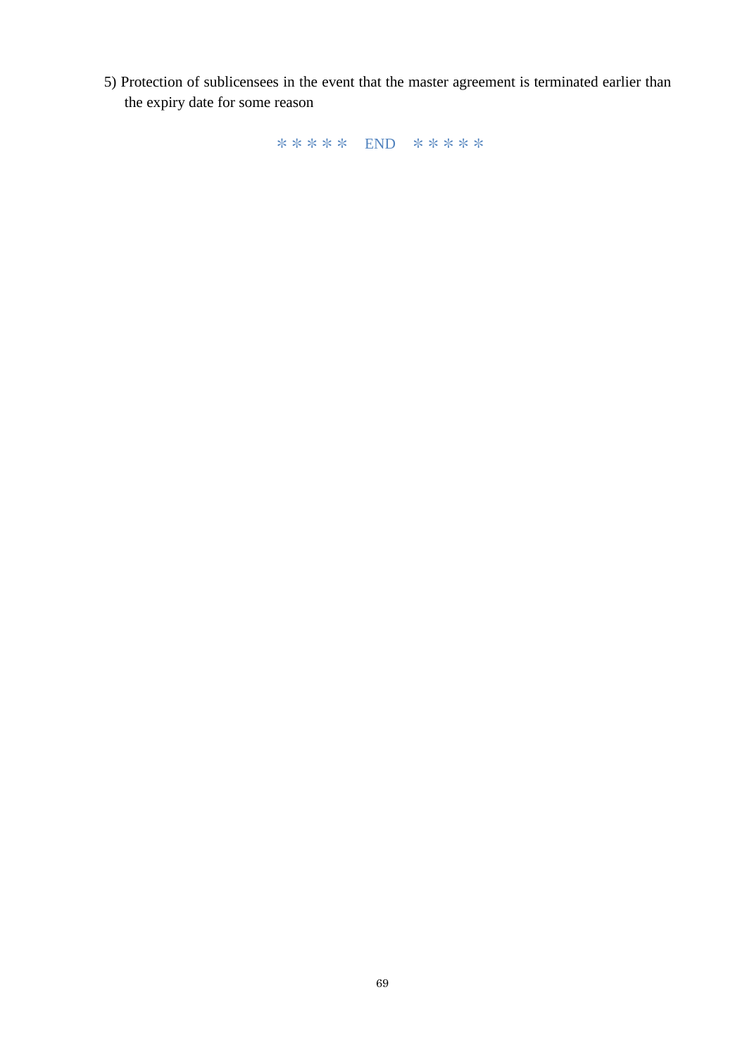5) Protection of sublicensees in the event that the master agreement is terminated earlier than the expiry date for some reason

＊＊＊＊＊　END　＊＊＊＊＊